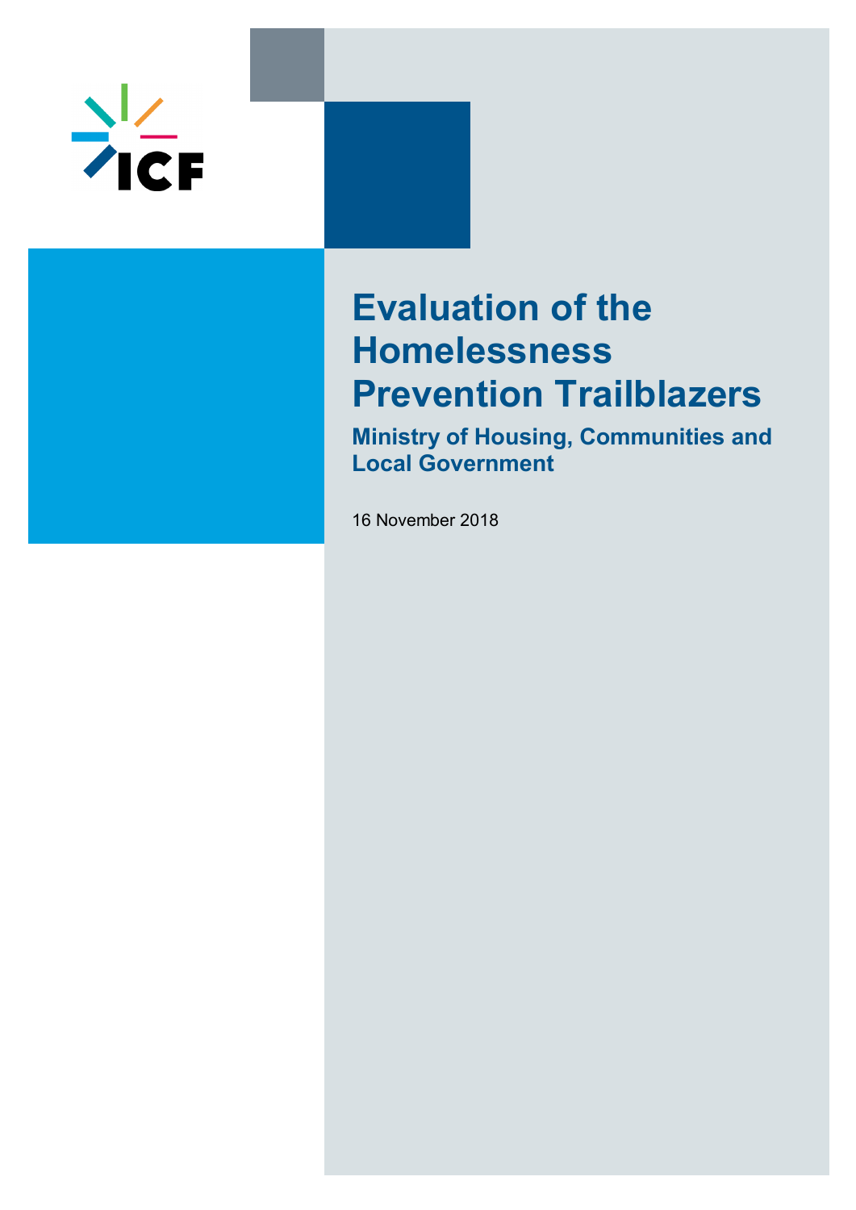# Evaluation of the Homelessness Prevention Trailblazers

## Ministry of Housing, Communities and Local Government

16 November 2018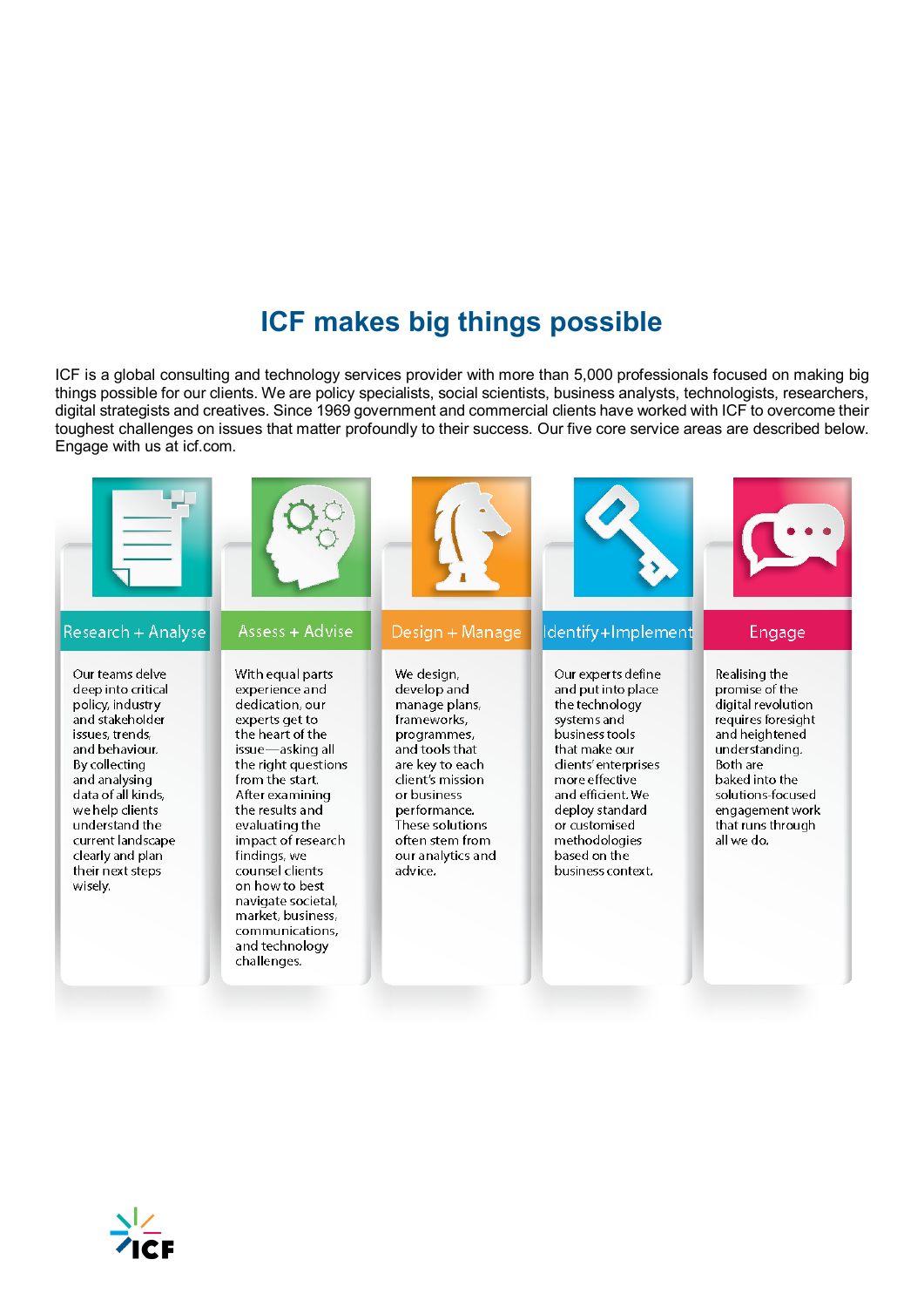# ICF makes big things possible

ICF is a global consulting and technology services provider with more than 5,000 professionals focused on making big things possible for our clients. We are policy specialists, social scientists, business analysts, technologists, researchers, digital strategists and creatives. Since 1969 government and commercial clients have worked with ICF to overcome their toughest challenges on issues that matter profoundly to their success. Our five core service areas are described below. Engage with us at icf.com.

### Research + Analyse

Our teams delve deep into critical policy, industry and stakeholder issues, trends, and behaviour. By collecting and analysing data of all kinds, we help clients understand the current landscape clearly and plan their next steps wisely.

### Assess + Advise

With equal parts experience and dedication, our experts get to the heart of the issue—asking all the right questions from the start. After examining the results and evaluating the impact of research findings, we counsel clients on how to best navigate societal, market, business, communications, and technology challenges.

### Design + Manage

We design, develop and manage plans, frameworks, programmes, and tools that are key to each client's mission or business performance. These solutions often stem from our analytics and advice.

### Identify+Implement

Our experts define and put into place the technology systems and business tools that make our clients' enterprises more effective and efficient. We deploy standard or customised methodologies based on the business context.

### Engage

Realising the promise of the digital revolution requires foresight and heightened understanding. Both are baked into the solutions-focused engagement work that runs through all we do.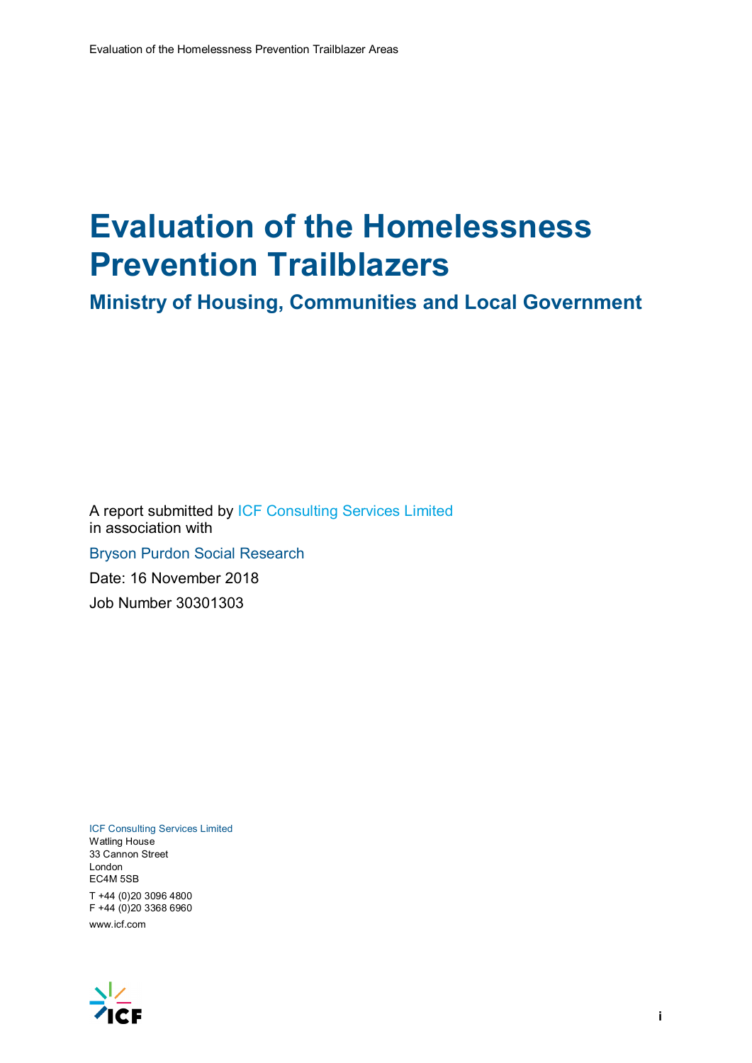# Evaluation of the Homelessness Prevention Trailblazers

## Ministry of Housing, Communities and Local Government

A report submitted by ICF Consulting Services Limited
in association with

Bryson Purdon Social Research

Date: 16 November 2018

Job Number 30301303

ICF Consulting Services Limited
Watling House
33 Cannon Street
London
EC4M 5SB

T +44 (0)20 3096 4800
F +44 (0)20 3368 6960

www.icf.com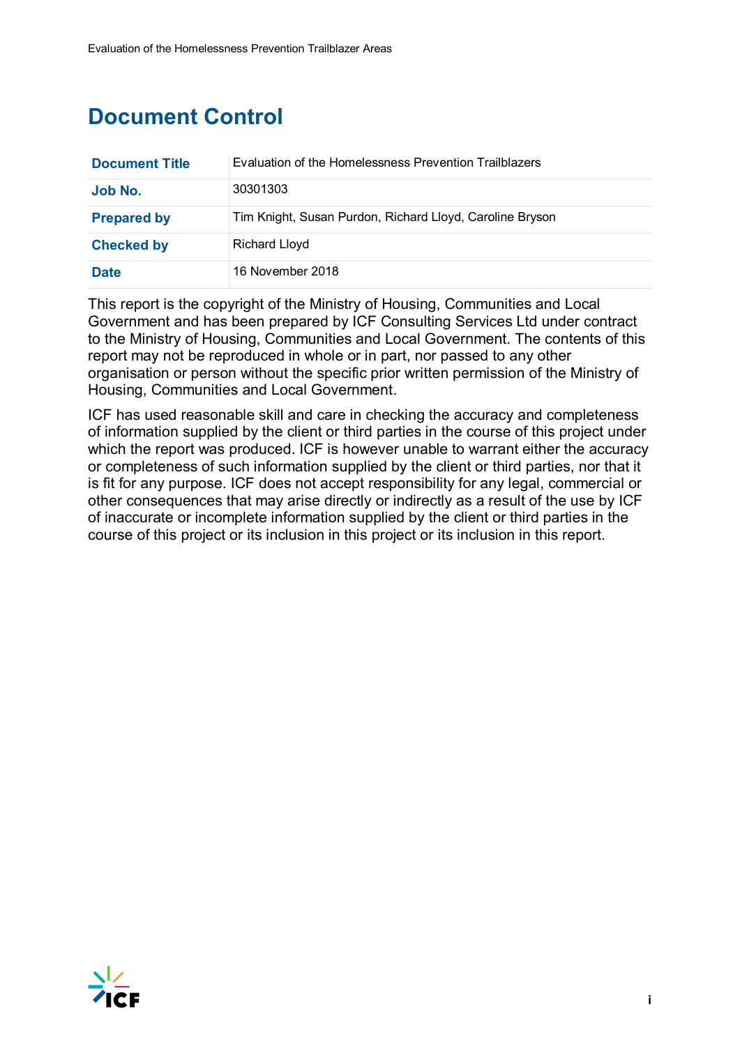# Document Control

| Document Title | Evaluation of the Homelessness Prevention Trailblazers |
|---|---|
| Job No. | 30301303 |
| Prepared by | Tim Knight, Susan Purdon, Richard Lloyd, Caroline Bryson |
| Checked by | Richard Lloyd |
| Date | 16 November 2018 |

This report is the copyright of the Ministry of Housing, Communities and Local Government and has been prepared by ICF Consulting Services Ltd under contract to the Ministry of Housing, Communities and Local Government. The contents of this report may not be reproduced in whole or in part, nor passed to any other organisation or person without the specific prior written permission of the Ministry of Housing, Communities and Local Government.

ICF has used reasonable skill and care in checking the accuracy and completeness of information supplied by the client or third parties in the course of this project under which the report was produced. ICF is however unable to warrant either the accuracy or completeness of such information supplied by the client or third parties, nor that it is fit for any purpose. ICF does not accept responsibility for any legal, commercial or other consequences that may arise directly or indirectly as a result of the use by ICF of inaccurate or incomplete information supplied by the client or third parties in the course of this project or its inclusion in this project or its inclusion in this report.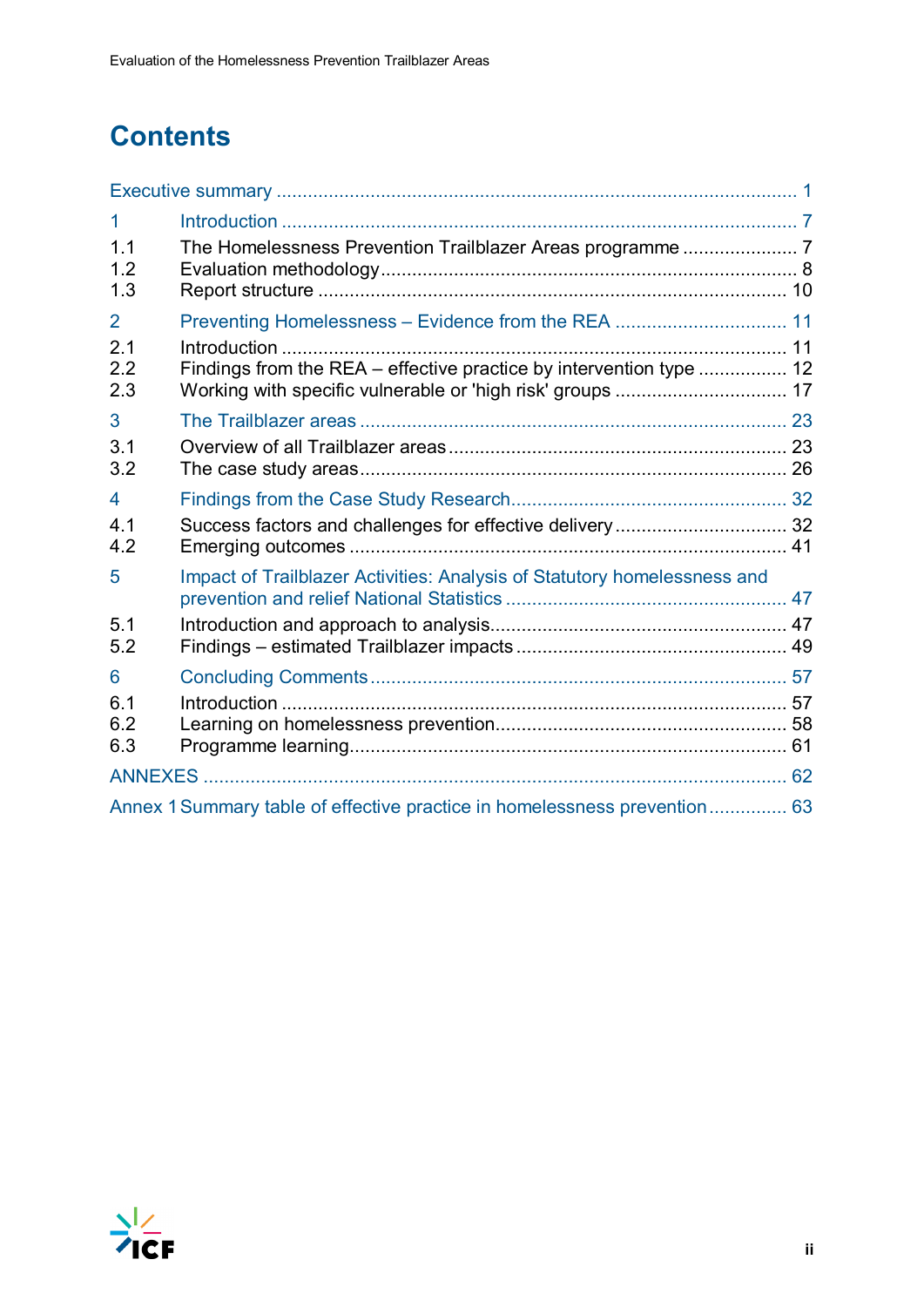# Contents

Executive summary ..... 1

1 Introduction ..... 7

1.1 The Homelessness Prevention Trailblazer Areas programme ..... 7
1.2 Evaluation methodology ..... 8
1.3 Report structure ..... 10

2 Preventing Homelessness – Evidence from the REA ..... 11

2.1 Introduction ..... 11
2.2 Findings from the REA – effective practice by intervention type ..... 12
2.3 Working with specific vulnerable or 'high risk' groups ..... 17

3 The Trailblazer areas ..... 23

3.1 Overview of all Trailblazer areas ..... 23
3.2 The case study areas ..... 26

4 Findings from the Case Study Research ..... 32

4.1 Success factors and challenges for effective delivery ..... 32
4.2 Emerging outcomes ..... 41

5 Impact of Trailblazer Activities: Analysis of Statutory homelessness and prevention and relief National Statistics ..... 47

5.1 Introduction and approach to analysis ..... 47
5.2 Findings – estimated Trailblazer impacts ..... 49

6 Concluding Comments ..... 57

6.1 Introduction ..... 57
6.2 Learning on homelessness prevention ..... 58
6.3 Programme learning ..... 61

ANNEXES ..... 62

Annex 1 Summary table of effective practice in homelessness prevention ..... 63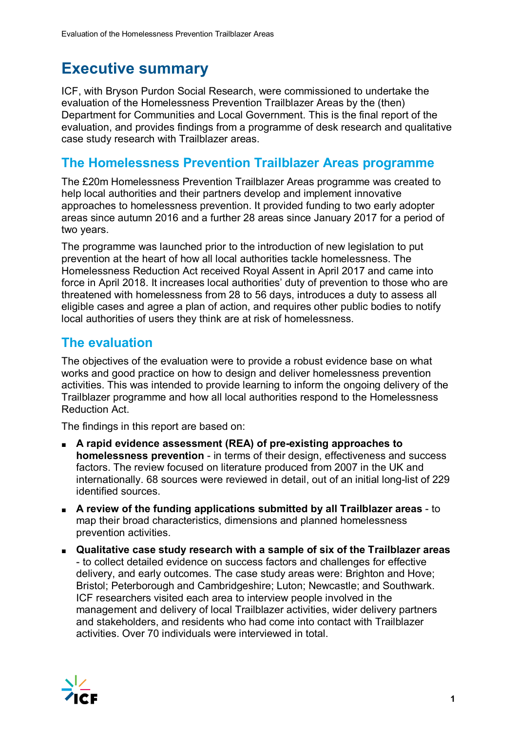# Executive summary

ICF, with Bryson Purdon Social Research, were commissioned to undertake the evaluation of the Homelessness Prevention Trailblazer Areas by the (then) Department for Communities and Local Government. This is the final report of the evaluation, and provides findings from a programme of desk research and qualitative case study research with Trailblazer areas.

## The Homelessness Prevention Trailblazer Areas programme

The £20m Homelessness Prevention Trailblazer Areas programme was created to help local authorities and their partners develop and implement innovative approaches to homelessness prevention. It provided funding to two early adopter areas since autumn 2016 and a further 28 areas since January 2017 for a period of two years.

The programme was launched prior to the introduction of new legislation to put prevention at the heart of how all local authorities tackle homelessness. The Homelessness Reduction Act received Royal Assent in April 2017 and came into force in April 2018. It increases local authorities' duty of prevention to those who are threatened with homelessness from 28 to 56 days, introduces a duty to assess all eligible cases and agree a plan of action, and requires other public bodies to notify local authorities of users they think are at risk of homelessness.

## The evaluation

The objectives of the evaluation were to provide a robust evidence base on what works and good practice on how to design and deliver homelessness prevention activities. This was intended to provide learning to inform the ongoing delivery of the Trailblazer programme and how all local authorities respond to the Homelessness Reduction Act.

The findings in this report are based on:

- **A rapid evidence assessment (REA) of pre-existing approaches to homelessness prevention** - in terms of their design, effectiveness and success factors. The review focused on literature produced from 2007 in the UK and internationally. 68 sources were reviewed in detail, out of an initial long-list of 229 identified sources.
- **A review of the funding applications submitted by all Trailblazer areas** - to map their broad characteristics, dimensions and planned homelessness prevention activities.
- **Qualitative case study research with a sample of six of the Trailblazer areas** - to collect detailed evidence on success factors and challenges for effective delivery, and early outcomes. The case study areas were: Brighton and Hove; Bristol; Peterborough and Cambridgeshire; Luton; Newcastle; and Southwark. ICF researchers visited each area to interview people involved in the management and delivery of local Trailblazer activities, wider delivery partners and stakeholders, and residents who had come into contact with Trailblazer activities. Over 70 individuals were interviewed in total.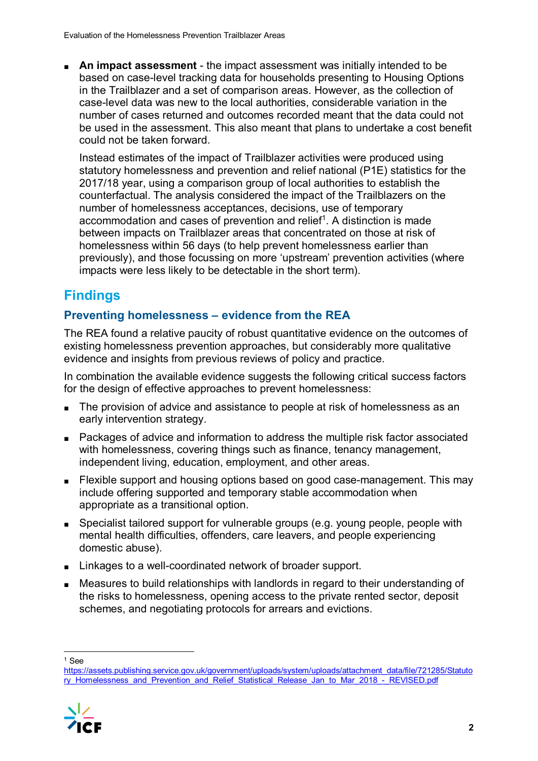- **An impact assessment** - the impact assessment was initially intended to be based on case-level tracking data for households presenting to Housing Options in the Trailblazer and a set of comparison areas. However, as the collection of case-level data was new to the local authorities, considerable variation in the number of cases returned and outcomes recorded meant that the data could not be used in the assessment. This also meant that plans to undertake a cost benefit could not be taken forward.

  Instead estimates of the impact of Trailblazer activities were produced using statutory homelessness and prevention and relief national (P1E) statistics for the 2017/18 year, using a comparison group of local authorities to establish the counterfactual. The analysis considered the impact of the Trailblazers on the number of homelessness acceptances, decisions, use of temporary accommodation and cases of prevention and relief[1]. A distinction is made between impacts on Trailblazer areas that concentrated on those at risk of homelessness within 56 days (to help prevent homelessness earlier than previously), and those focussing on more 'upstream' prevention activities (where impacts were less likely to be detectable in the short term).

## Findings

### Preventing homelessness – evidence from the REA

The REA found a relative paucity of robust quantitative evidence on the outcomes of existing homelessness prevention approaches, but considerably more qualitative evidence and insights from previous reviews of policy and practice.

In combination the available evidence suggests the following critical success factors for the design of effective approaches to prevent homelessness:

- The provision of advice and assistance to people at risk of homelessness as an early intervention strategy.
- Packages of advice and information to address the multiple risk factor associated with homelessness, covering things such as finance, tenancy management, independent living, education, employment, and other areas.
- Flexible support and housing options based on good case-management. This may include offering supported and temporary stable accommodation when appropriate as a transitional option.
- Specialist tailored support for vulnerable groups (e.g. young people, people with mental health difficulties, offenders, care leavers, and people experiencing domestic abuse).
- Linkages to a well-coordinated network of broader support.
- Measures to build relationships with landlords in regard to their understanding of the risks to homelessness, opening access to the private rented sector, deposit schemes, and negotiating protocols for arrears and evictions.

---

[1] See https://assets.publishing.service.gov.uk/government/uploads/system/uploads/attachment_data/file/721285/Statutory_Homelessness_and_Prevention_and_Relief_Statistical_Release_Jan_to_Mar_2018_-_REVISED.pdf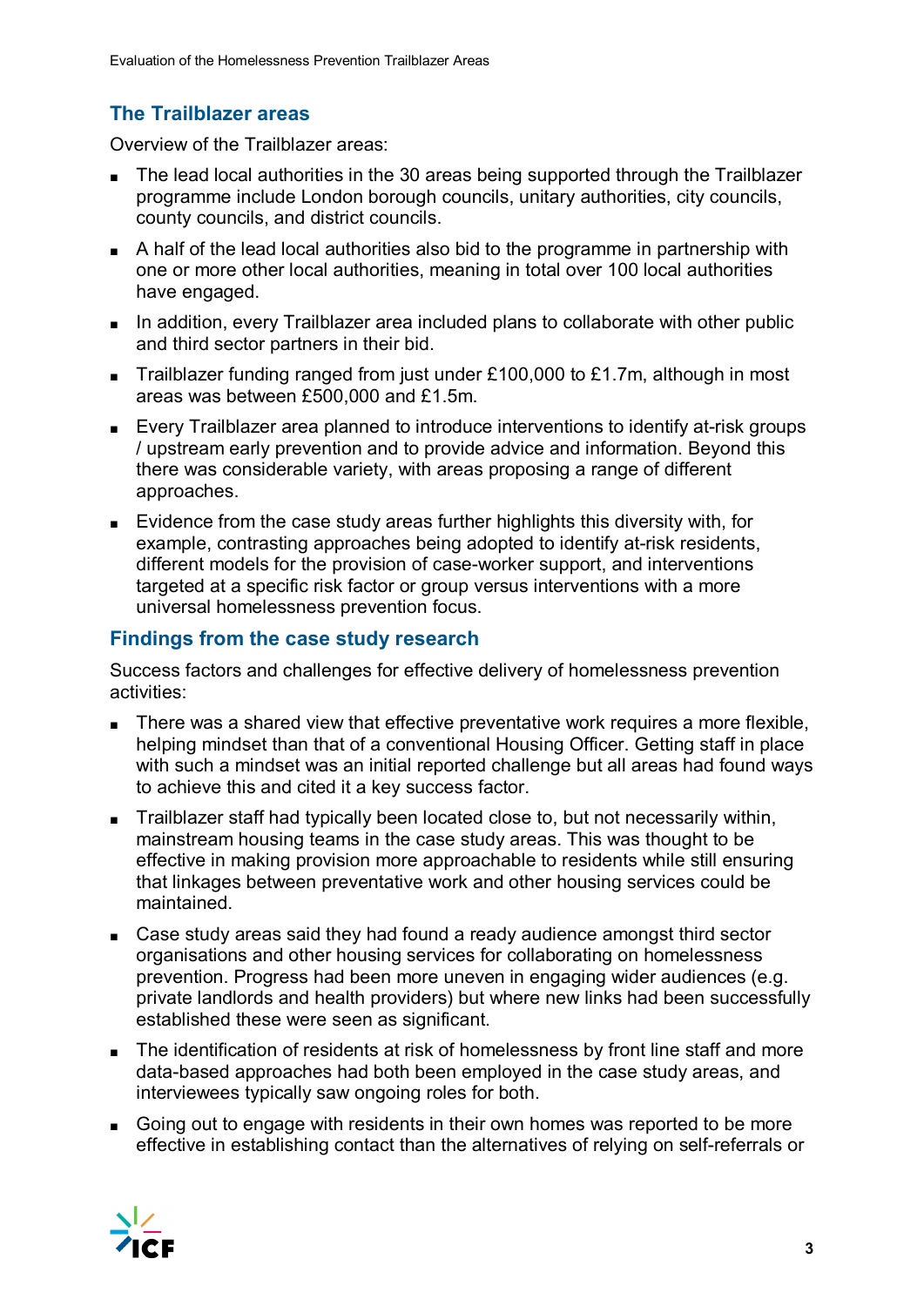## The Trailblazer areas

Overview of the Trailblazer areas:

- The lead local authorities in the 30 areas being supported through the Trailblazer programme include London borough councils, unitary authorities, city councils, county councils, and district councils.
- A half of the lead local authorities also bid to the programme in partnership with one or more other local authorities, meaning in total over 100 local authorities have engaged.
- In addition, every Trailblazer area included plans to collaborate with other public and third sector partners in their bid.
- Trailblazer funding ranged from just under £100,000 to £1.7m, although in most areas was between £500,000 and £1.5m.
- Every Trailblazer area planned to introduce interventions to identify at-risk groups / upstream early prevention and to provide advice and information. Beyond this there was considerable variety, with areas proposing a range of different approaches.
- Evidence from the case study areas further highlights this diversity with, for example, contrasting approaches being adopted to identify at-risk residents, different models for the provision of case-worker support, and interventions targeted at a specific risk factor or group versus interventions with a more universal homelessness prevention focus.

## Findings from the case study research

Success factors and challenges for effective delivery of homelessness prevention activities:

- There was a shared view that effective preventative work requires a more flexible, helping mindset than that of a conventional Housing Officer. Getting staff in place with such a mindset was an initial reported challenge but all areas had found ways to achieve this and cited it a key success factor.
- Trailblazer staff had typically been located close to, but not necessarily within, mainstream housing teams in the case study areas. This was thought to be effective in making provision more approachable to residents while still ensuring that linkages between preventative work and other housing services could be maintained.
- Case study areas said they had found a ready audience amongst third sector organisations and other housing services for collaborating on homelessness prevention. Progress had been more uneven in engaging wider audiences (e.g. private landlords and health providers) but where new links had been successfully established these were seen as significant.
- The identification of residents at risk of homelessness by front line staff and more data-based approaches had both been employed in the case study areas, and interviewees typically saw ongoing roles for both.
- Going out to engage with residents in their own homes was reported to be more effective in establishing contact than the alternatives of relying on self-referrals or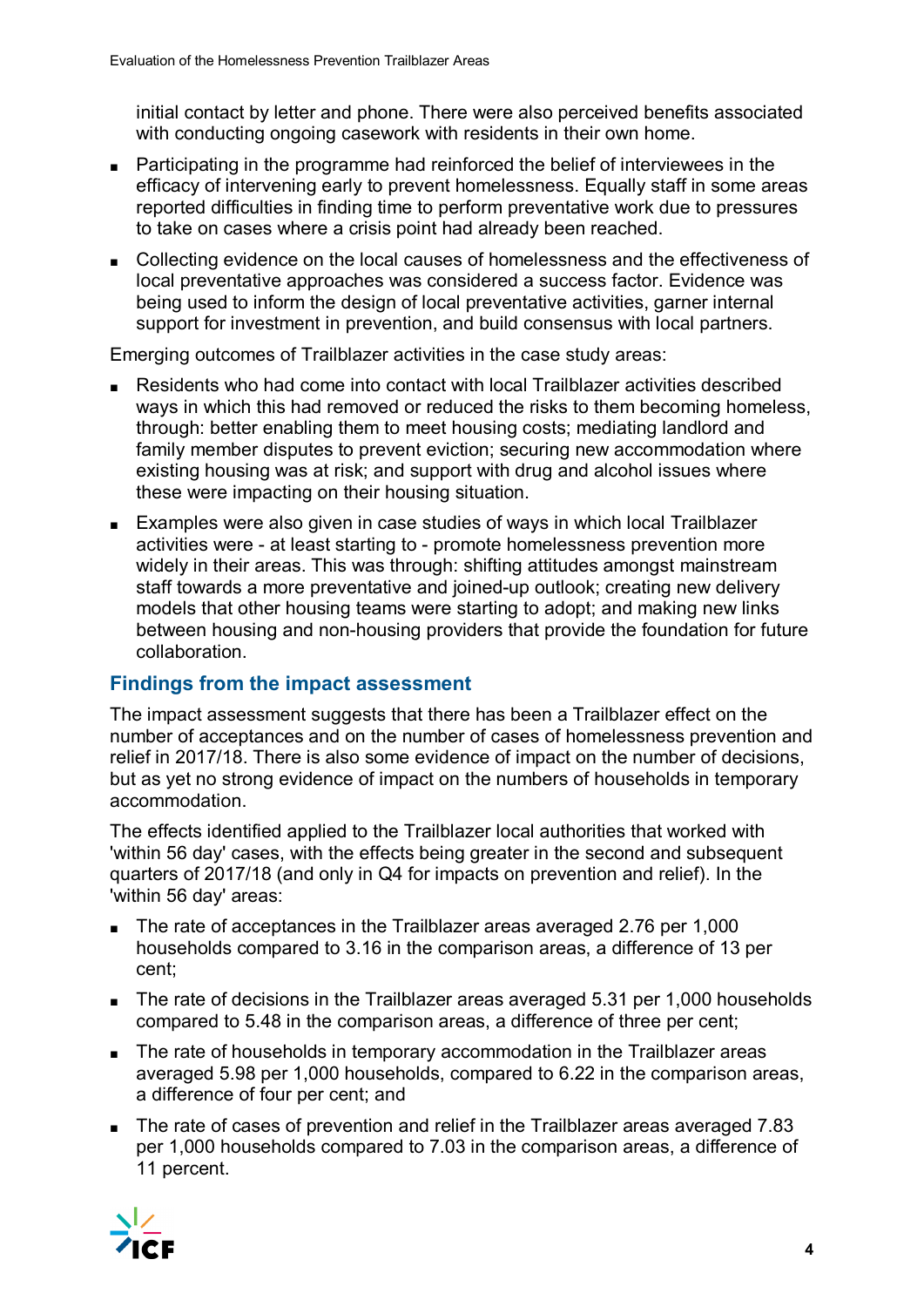initial contact by letter and phone. There were also perceived benefits associated with conducting ongoing casework with residents in their own home.

- Participating in the programme had reinforced the belief of interviewees in the efficacy of intervening early to prevent homelessness. Equally staff in some areas reported difficulties in finding time to perform preventative work due to pressures to take on cases where a crisis point had already been reached.
- Collecting evidence on the local causes of homelessness and the effectiveness of local preventative approaches was considered a success factor. Evidence was being used to inform the design of local preventative activities, garner internal support for investment in prevention, and build consensus with local partners.

Emerging outcomes of Trailblazer activities in the case study areas:

- Residents who had come into contact with local Trailblazer activities described ways in which this had removed or reduced the risks to them becoming homeless, through: better enabling them to meet housing costs; mediating landlord and family member disputes to prevent eviction; securing new accommodation where existing housing was at risk; and support with drug and alcohol issues where these were impacting on their housing situation.
- Examples were also given in case studies of ways in which local Trailblazer activities were - at least starting to - promote homelessness prevention more widely in their areas. This was through: shifting attitudes amongst mainstream staff towards a more preventative and joined-up outlook; creating new delivery models that other housing teams were starting to adopt; and making new links between housing and non-housing providers that provide the foundation for future collaboration.

## Findings from the impact assessment

The impact assessment suggests that there has been a Trailblazer effect on the number of acceptances and on the number of cases of homelessness prevention and relief in 2017/18. There is also some evidence of impact on the number of decisions, but as yet no strong evidence of impact on the numbers of households in temporary accommodation.

The effects identified applied to the Trailblazer local authorities that worked with 'within 56 day' cases, with the effects being greater in the second and subsequent quarters of 2017/18 (and only in Q4 for impacts on prevention and relief). In the 'within 56 day' areas:

- The rate of acceptances in the Trailblazer areas averaged 2.76 per 1,000 households compared to 3.16 in the comparison areas, a difference of 13 per cent;
- The rate of decisions in the Trailblazer areas averaged 5.31 per 1,000 households compared to 5.48 in the comparison areas, a difference of three per cent;
- The rate of households in temporary accommodation in the Trailblazer areas averaged 5.98 per 1,000 households, compared to 6.22 in the comparison areas, a difference of four per cent; and
- The rate of cases of prevention and relief in the Trailblazer areas averaged 7.83 per 1,000 households compared to 7.03 in the comparison areas, a difference of 11 percent.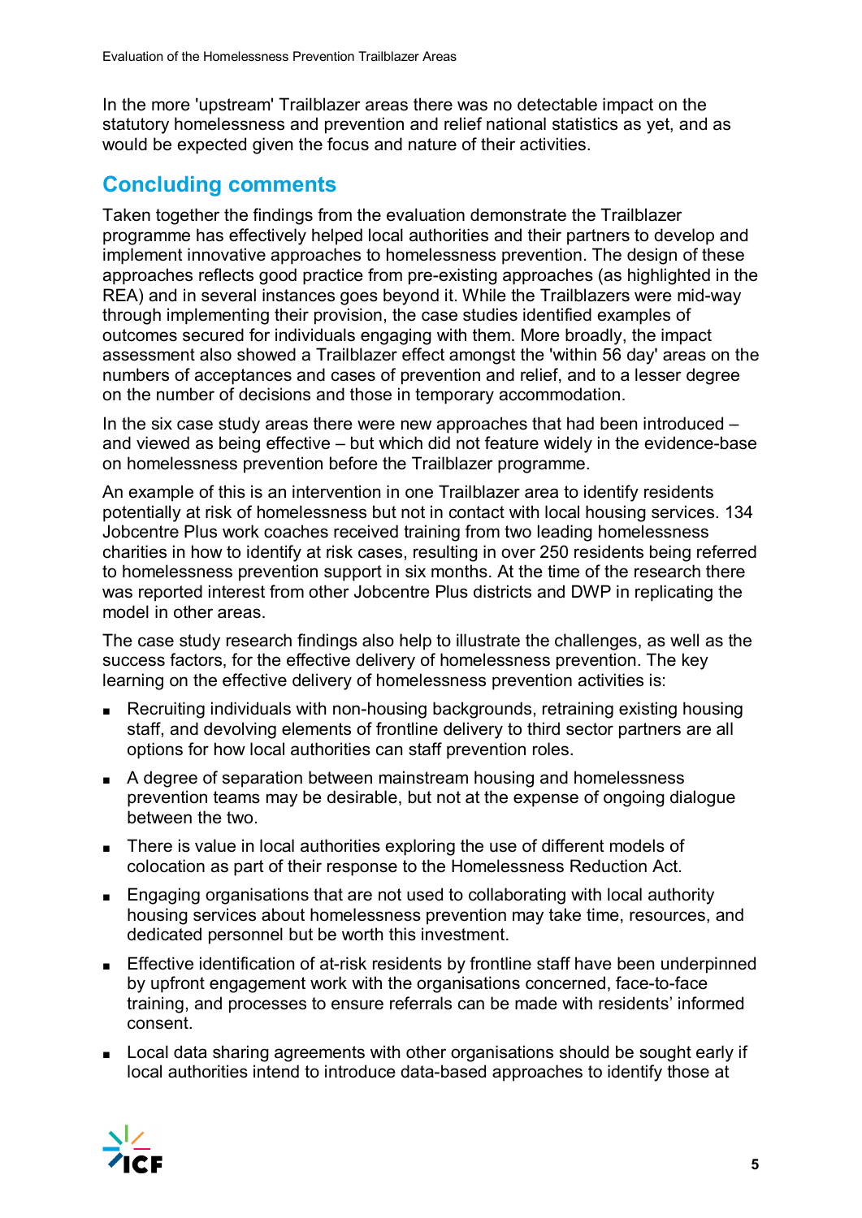In the more 'upstream' Trailblazer areas there was no detectable impact on the statutory homelessness and prevention and relief national statistics as yet, and as would be expected given the focus and nature of their activities.

## Concluding comments

Taken together the findings from the evaluation demonstrate the Trailblazer programme has effectively helped local authorities and their partners to develop and implement innovative approaches to homelessness prevention. The design of these approaches reflects good practice from pre-existing approaches (as highlighted in the REA) and in several instances goes beyond it. While the Trailblazers were mid-way through implementing their provision, the case studies identified examples of outcomes secured for individuals engaging with them. More broadly, the impact assessment also showed a Trailblazer effect amongst the 'within 56 day' areas on the numbers of acceptances and cases of prevention and relief, and to a lesser degree on the number of decisions and those in temporary accommodation.

In the six case study areas there were new approaches that had been introduced – and viewed as being effective – but which did not feature widely in the evidence-base on homelessness prevention before the Trailblazer programme.

An example of this is an intervention in one Trailblazer area to identify residents potentially at risk of homelessness but not in contact with local housing services. 134 Jobcentre Plus work coaches received training from two leading homelessness charities in how to identify at risk cases, resulting in over 250 residents being referred to homelessness prevention support in six months. At the time of the research there was reported interest from other Jobcentre Plus districts and DWP in replicating the model in other areas.

The case study research findings also help to illustrate the challenges, as well as the success factors, for the effective delivery of homelessness prevention. The key learning on the effective delivery of homelessness prevention activities is:

- Recruiting individuals with non-housing backgrounds, retraining existing housing staff, and devolving elements of frontline delivery to third sector partners are all options for how local authorities can staff prevention roles.
- A degree of separation between mainstream housing and homelessness prevention teams may be desirable, but not at the expense of ongoing dialogue between the two.
- There is value in local authorities exploring the use of different models of colocation as part of their response to the Homelessness Reduction Act.
- Engaging organisations that are not used to collaborating with local authority housing services about homelessness prevention may take time, resources, and dedicated personnel but be worth this investment.
- Effective identification of at-risk residents by frontline staff have been underpinned by upfront engagement work with the organisations concerned, face-to-face training, and processes to ensure referrals can be made with residents' informed consent.
- Local data sharing agreements with other organisations should be sought early if local authorities intend to introduce data-based approaches to identify those at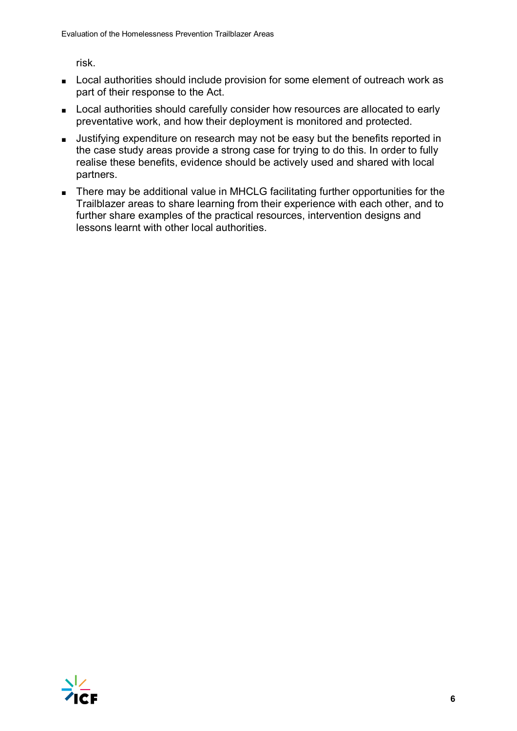risk.

- Local authorities should include provision for some element of outreach work as part of their response to the Act.
- Local authorities should carefully consider how resources are allocated to early preventative work, and how their deployment is monitored and protected.
- Justifying expenditure on research may not be easy but the benefits reported in the case study areas provide a strong case for trying to do this. In order to fully realise these benefits, evidence should be actively used and shared with local partners.
- There may be additional value in MHCLG facilitating further opportunities for the Trailblazer areas to share learning from their experience with each other, and to further share examples of the practical resources, intervention designs and lessons learnt with other local authorities.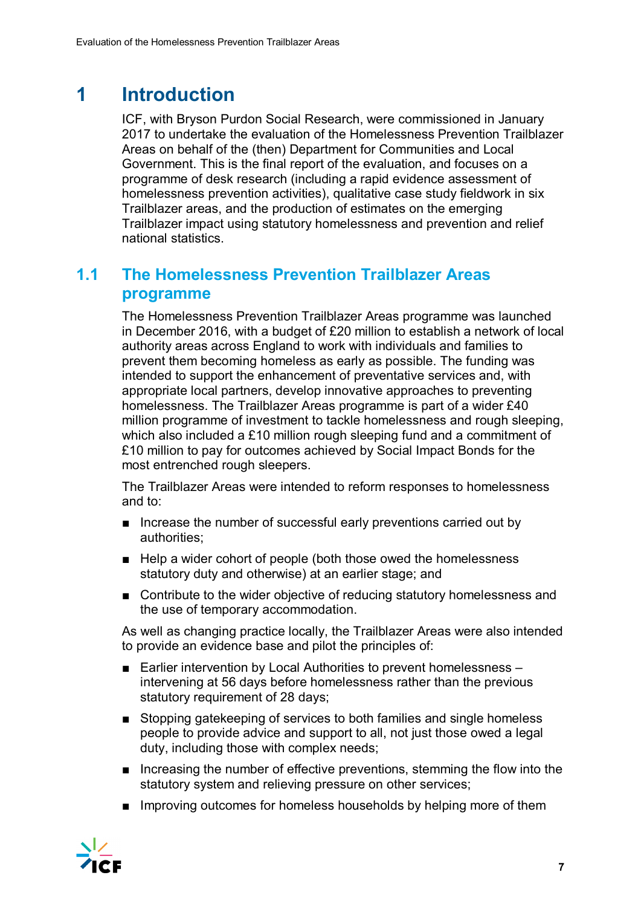# 1 Introduction

ICF, with Bryson Purdon Social Research, were commissioned in January 2017 to undertake the evaluation of the Homelessness Prevention Trailblazer Areas on behalf of the (then) Department for Communities and Local Government. This is the final report of the evaluation, and focuses on a programme of desk research (including a rapid evidence assessment of homelessness prevention activities), qualitative case study fieldwork in six Trailblazer areas, and the production of estimates on the emerging Trailblazer impact using statutory homelessness and prevention and relief national statistics.

## 1.1 The Homelessness Prevention Trailblazer Areas programme

The Homelessness Prevention Trailblazer Areas programme was launched in December 2016, with a budget of £20 million to establish a network of local authority areas across England to work with individuals and families to prevent them becoming homeless as early as possible. The funding was intended to support the enhancement of preventative services and, with appropriate local partners, develop innovative approaches to preventing homelessness. The Trailblazer Areas programme is part of a wider £40 million programme of investment to tackle homelessness and rough sleeping, which also included a £10 million rough sleeping fund and a commitment of £10 million to pay for outcomes achieved by Social Impact Bonds for the most entrenched rough sleepers.

The Trailblazer Areas were intended to reform responses to homelessness and to:

- Increase the number of successful early preventions carried out by authorities;
- Help a wider cohort of people (both those owed the homelessness statutory duty and otherwise) at an earlier stage; and
- Contribute to the wider objective of reducing statutory homelessness and the use of temporary accommodation.

As well as changing practice locally, the Trailblazer Areas were also intended to provide an evidence base and pilot the principles of:

- Earlier intervention by Local Authorities to prevent homelessness – intervening at 56 days before homelessness rather than the previous statutory requirement of 28 days;
- Stopping gatekeeping of services to both families and single homeless people to provide advice and support to all, not just those owed a legal duty, including those with complex needs;
- Increasing the number of effective preventions, stemming the flow into the statutory system and relieving pressure on other services;
- Improving outcomes for homeless households by helping more of them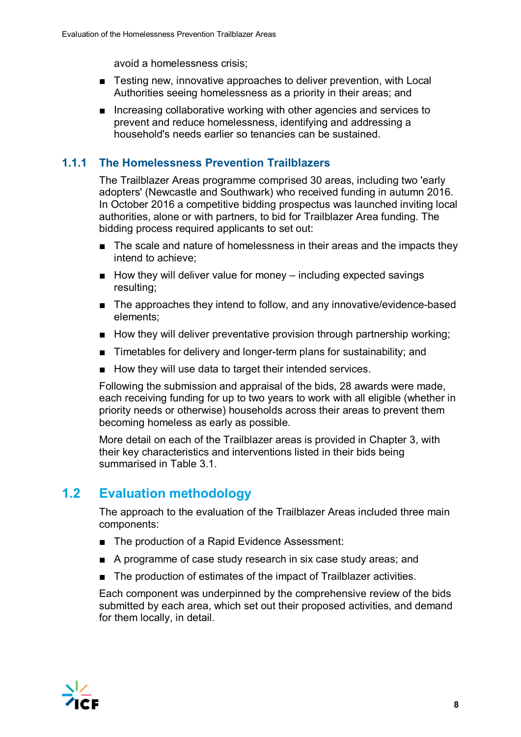avoid a homelessness crisis;

- Testing new, innovative approaches to deliver prevention, with Local Authorities seeing homelessness as a priority in their areas; and
- Increasing collaborative working with other agencies and services to prevent and reduce homelessness, identifying and addressing a household's needs earlier so tenancies can be sustained.

### 1.1.1 The Homelessness Prevention Trailblazers

The Trailblazer Areas programme comprised 30 areas, including two 'early adopters' (Newcastle and Southwark) who received funding in autumn 2016. In October 2016 a competitive bidding prospectus was launched inviting local authorities, alone or with partners, to bid for Trailblazer Area funding. The bidding process required applicants to set out:

- The scale and nature of homelessness in their areas and the impacts they intend to achieve;
- How they will deliver value for money – including expected savings resulting;
- The approaches they intend to follow, and any innovative/evidence-based elements;
- How they will deliver preventative provision through partnership working;
- Timetables for delivery and longer-term plans for sustainability; and
- How they will use data to target their intended services.

Following the submission and appraisal of the bids, 28 awards were made, each receiving funding for up to two years to work with all eligible (whether in priority needs or otherwise) households across their areas to prevent them becoming homeless as early as possible.

More detail on each of the Trailblazer areas is provided in Chapter 3, with their key characteristics and interventions listed in their bids being summarised in Table 3.1.

## 1.2 Evaluation methodology

The approach to the evaluation of the Trailblazer Areas included three main components:

- The production of a Rapid Evidence Assessment:
- A programme of case study research in six case study areas; and
- The production of estimates of the impact of Trailblazer activities.

Each component was underpinned by the comprehensive review of the bids submitted by each area, which set out their proposed activities, and demand for them locally, in detail.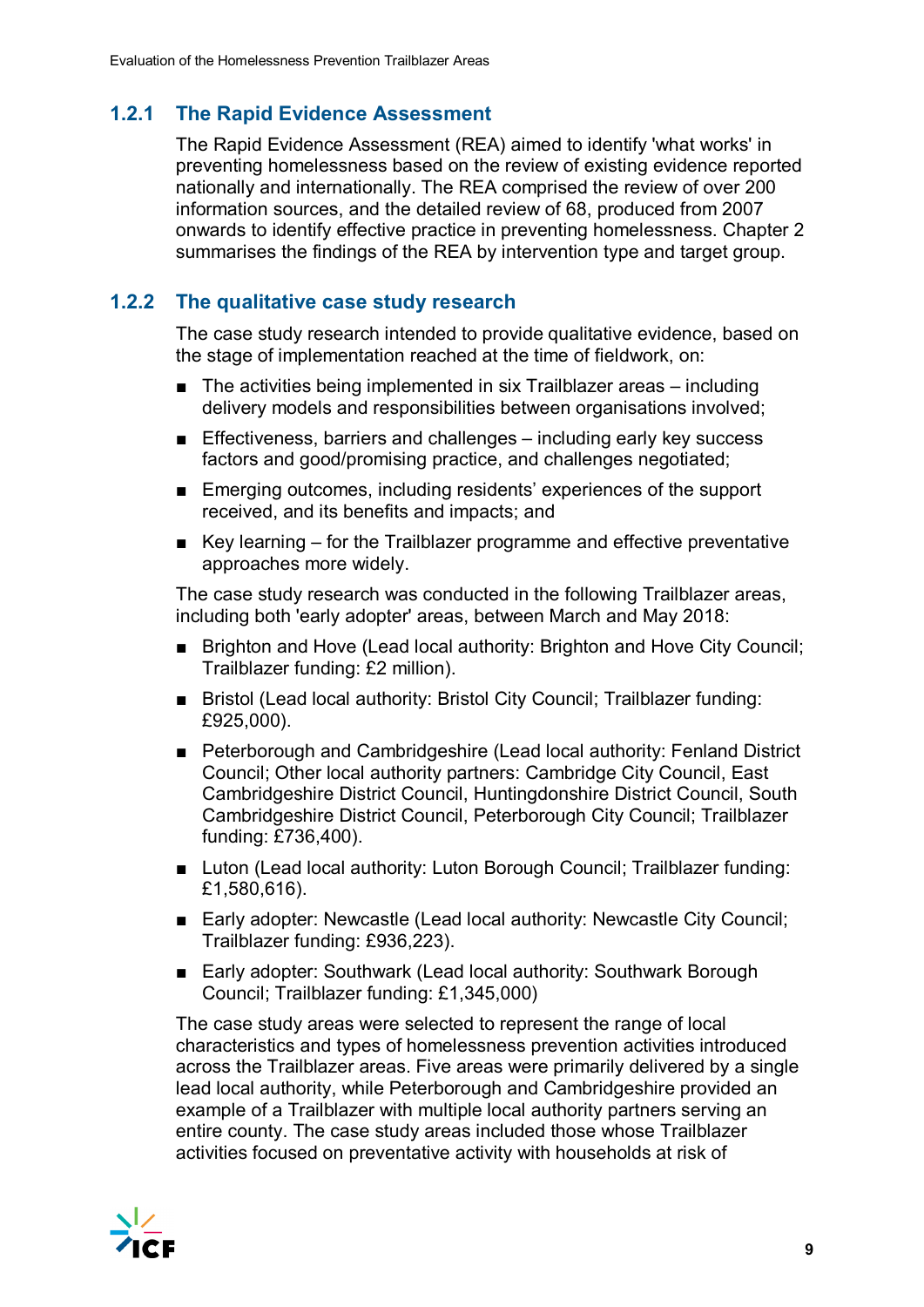### 1.2.1 The Rapid Evidence Assessment

The Rapid Evidence Assessment (REA) aimed to identify 'what works' in preventing homelessness based on the review of existing evidence reported nationally and internationally. The REA comprised the review of over 200 information sources, and the detailed review of 68, produced from 2007 onwards to identify effective practice in preventing homelessness. Chapter 2 summarises the findings of the REA by intervention type and target group.

### 1.2.2 The qualitative case study research

The case study research intended to provide qualitative evidence, based on the stage of implementation reached at the time of fieldwork, on:

- The activities being implemented in six Trailblazer areas – including delivery models and responsibilities between organisations involved;
- Effectiveness, barriers and challenges – including early key success factors and good/promising practice, and challenges negotiated;
- Emerging outcomes, including residents' experiences of the support received, and its benefits and impacts; and
- Key learning – for the Trailblazer programme and effective preventative approaches more widely.

The case study research was conducted in the following Trailblazer areas, including both 'early adopter' areas, between March and May 2018:

- Brighton and Hove (Lead local authority: Brighton and Hove City Council; Trailblazer funding: £2 million).
- Bristol (Lead local authority: Bristol City Council; Trailblazer funding: £925,000).
- Peterborough and Cambridgeshire (Lead local authority: Fenland District Council; Other local authority partners: Cambridge City Council, East Cambridgeshire District Council, Huntingdonshire District Council, South Cambridgeshire District Council, Peterborough City Council; Trailblazer funding: £736,400).
- Luton (Lead local authority: Luton Borough Council; Trailblazer funding: £1,580,616).
- Early adopter: Newcastle (Lead local authority: Newcastle City Council; Trailblazer funding: £936,223).
- Early adopter: Southwark (Lead local authority: Southwark Borough Council; Trailblazer funding: £1,345,000)

The case study areas were selected to represent the range of local characteristics and types of homelessness prevention activities introduced across the Trailblazer areas. Five areas were primarily delivered by a single lead local authority, while Peterborough and Cambridgeshire provided an example of a Trailblazer with multiple local authority partners serving an entire county. The case study areas included those whose Trailblazer activities focused on preventative activity with households at risk of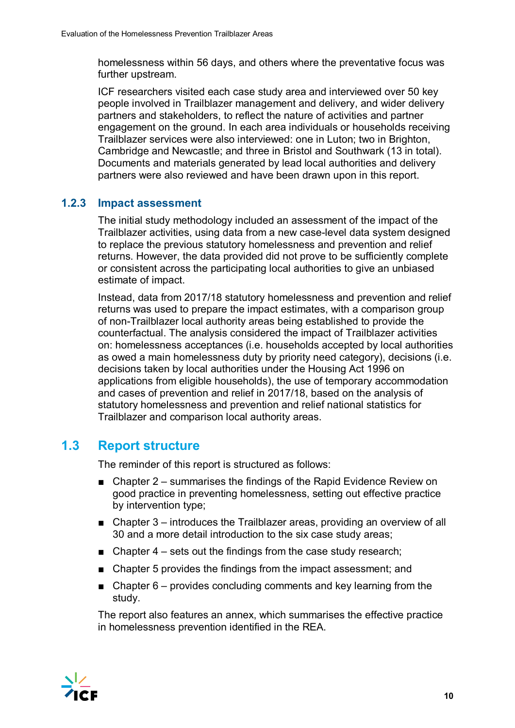homelessness within 56 days, and others where the preventative focus was further upstream.

ICF researchers visited each case study area and interviewed over 50 key people involved in Trailblazer management and delivery, and wider delivery partners and stakeholders, to reflect the nature of activities and partner engagement on the ground. In each area individuals or households receiving Trailblazer services were also interviewed: one in Luton; two in Brighton, Cambridge and Newcastle; and three in Bristol and Southwark (13 in total). Documents and materials generated by lead local authorities and delivery partners were also reviewed and have been drawn upon in this report.

### 1.2.3 Impact assessment

The initial study methodology included an assessment of the impact of the Trailblazer activities, using data from a new case-level data system designed to replace the previous statutory homelessness and prevention and relief returns. However, the data provided did not prove to be sufficiently complete or consistent across the participating local authorities to give an unbiased estimate of impact.

Instead, data from 2017/18 statutory homelessness and prevention and relief returns was used to prepare the impact estimates, with a comparison group of non-Trailblazer local authority areas being established to provide the counterfactual. The analysis considered the impact of Trailblazer activities on: homelessness acceptances (i.e. households accepted by local authorities as owed a main homelessness duty by priority need category), decisions (i.e. decisions taken by local authorities under the Housing Act 1996 on applications from eligible households), the use of temporary accommodation and cases of prevention and relief in 2017/18, based on the analysis of statutory homelessness and prevention and relief national statistics for Trailblazer and comparison local authority areas.

## 1.3 Report structure

The reminder of this report is structured as follows:

- Chapter 2 – summarises the findings of the Rapid Evidence Review on good practice in preventing homelessness, setting out effective practice by intervention type;
- Chapter 3 – introduces the Trailblazer areas, providing an overview of all 30 and a more detail introduction to the six case study areas;
- Chapter 4 – sets out the findings from the case study research;
- Chapter 5 provides the findings from the impact assessment; and
- Chapter 6 – provides concluding comments and key learning from the study.

The report also features an annex, which summarises the effective practice in homelessness prevention identified in the REA.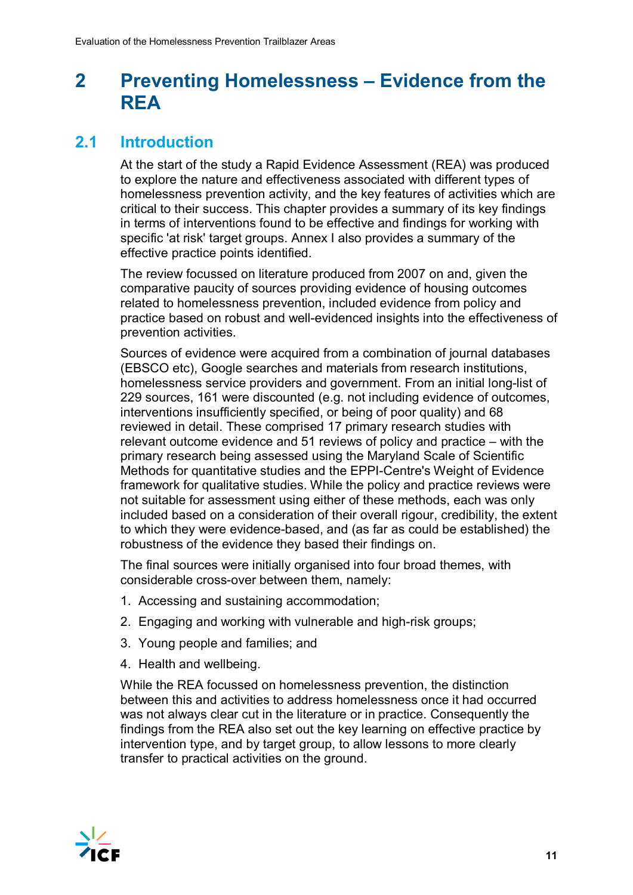# 2 Preventing Homelessness – Evidence from the REA

## 2.1 Introduction

At the start of the study a Rapid Evidence Assessment (REA) was produced to explore the nature and effectiveness associated with different types of homelessness prevention activity, and the key features of activities which are critical to their success. This chapter provides a summary of its key findings in terms of interventions found to be effective and findings for working with specific 'at risk' target groups. Annex I also provides a summary of the effective practice points identified.

The review focussed on literature produced from 2007 on and, given the comparative paucity of sources providing evidence of housing outcomes related to homelessness prevention, included evidence from policy and practice based on robust and well-evidenced insights into the effectiveness of prevention activities.

Sources of evidence were acquired from a combination of journal databases (EBSCO etc), Google searches and materials from research institutions, homelessness service providers and government. From an initial long-list of 229 sources, 161 were discounted (e.g. not including evidence of outcomes, interventions insufficiently specified, or being of poor quality) and 68 reviewed in detail. These comprised 17 primary research studies with relevant outcome evidence and 51 reviews of policy and practice – with the primary research being assessed using the Maryland Scale of Scientific Methods for quantitative studies and the EPPI-Centre's Weight of Evidence framework for qualitative studies. While the policy and practice reviews were not suitable for assessment using either of these methods, each was only included based on a consideration of their overall rigour, credibility, the extent to which they were evidence-based, and (as far as could be established) the robustness of the evidence they based their findings on.

The final sources were initially organised into four broad themes, with considerable cross-over between them, namely:

1. Accessing and sustaining accommodation;
2. Engaging and working with vulnerable and high-risk groups;
3. Young people and families; and
4. Health and wellbeing.

While the REA focussed on homelessness prevention, the distinction between this and activities to address homelessness once it had occurred was not always clear cut in the literature or in practice. Consequently the findings from the REA also set out the key learning on effective practice by intervention type, and by target group, to allow lessons to more clearly transfer to practical activities on the ground.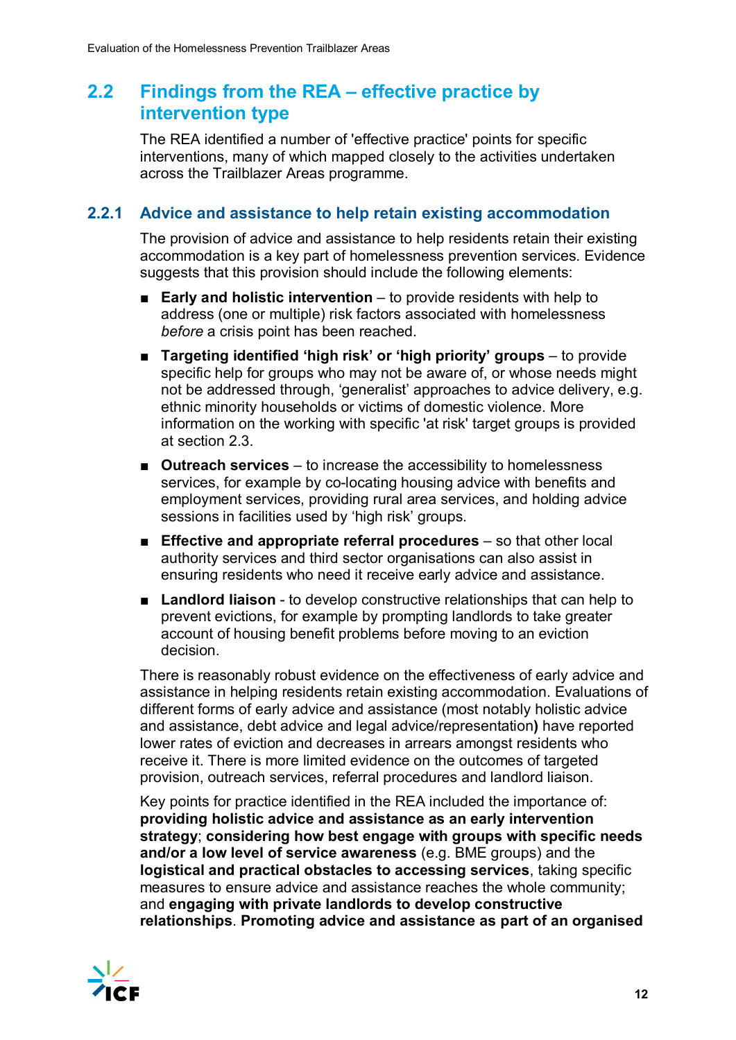## 2.2 Findings from the REA – effective practice by intervention type

The REA identified a number of 'effective practice' points for specific interventions, many of which mapped closely to the activities undertaken across the Trailblazer Areas programme.

### 2.2.1 Advice and assistance to help retain existing accommodation

The provision of advice and assistance to help residents retain their existing accommodation is a key part of homelessness prevention services. Evidence suggests that this provision should include the following elements:

- **Early and holistic intervention** – to provide residents with help to address (one or multiple) risk factors associated with homelessness *before* a crisis point has been reached.
- **Targeting identified 'high risk' or 'high priority' groups** – to provide specific help for groups who may not be aware of, or whose needs might not be addressed through, 'generalist' approaches to advice delivery, e.g. ethnic minority households or victims of domestic violence. More information on the working with specific 'at risk' target groups is provided at section 2.3.
- **Outreach services** – to increase the accessibility to homelessness services, for example by co-locating housing advice with benefits and employment services, providing rural area services, and holding advice sessions in facilities used by 'high risk' groups.
- **Effective and appropriate referral procedures** – so that other local authority services and third sector organisations can also assist in ensuring residents who need it receive early advice and assistance.
- **Landlord liaison** - to develop constructive relationships that can help to prevent evictions, for example by prompting landlords to take greater account of housing benefit problems before moving to an eviction decision.

There is reasonably robust evidence on the effectiveness of early advice and assistance in helping residents retain existing accommodation. Evaluations of different forms of early advice and assistance (most notably holistic advice and assistance, debt advice and legal advice/representation) have reported lower rates of eviction and decreases in arrears amongst residents who receive it. There is more limited evidence on the outcomes of targeted provision, outreach services, referral procedures and landlord liaison.

Key points for practice identified in the REA included the importance of: **providing holistic advice and assistance as an early intervention strategy**; **considering how best engage with groups with specific needs and/or a low level of service awareness** (e.g. BME groups) and the **logistical and practical obstacles to accessing services**, taking specific measures to ensure advice and assistance reaches the whole community; and **engaging with private landlords to develop constructive relationships**. **Promoting advice and assistance as part of an organised**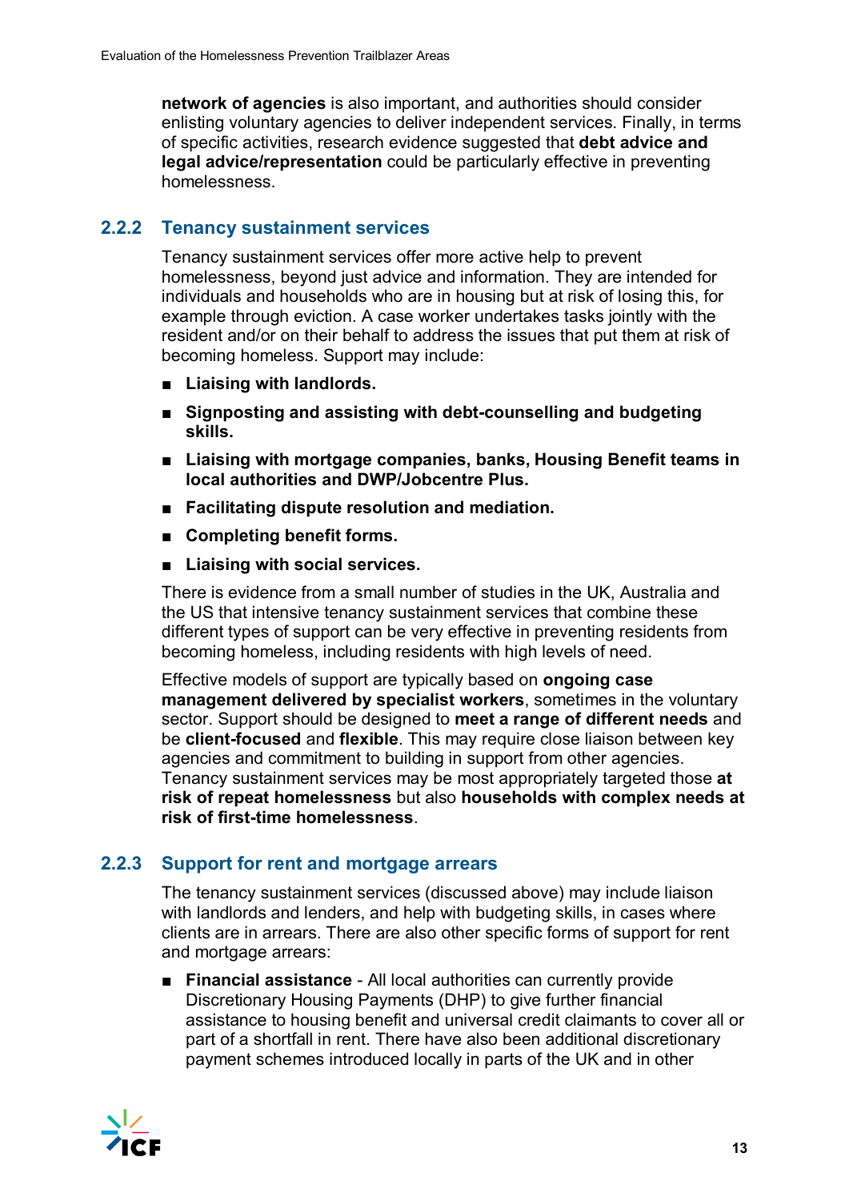**network of agencies** is also important, and authorities should consider enlisting voluntary agencies to deliver independent services. Finally, in terms of specific activities, research evidence suggested that **debt advice and legal advice/representation** could be particularly effective in preventing homelessness.

### 2.2.2 Tenancy sustainment services

Tenancy sustainment services offer more active help to prevent homelessness, beyond just advice and information. They are intended for individuals and households who are in housing but at risk of losing this, for example through eviction. A case worker undertakes tasks jointly with the resident and/or on their behalf to address the issues that put them at risk of becoming homeless. Support may include:

- **Liaising with landlords.**
- **Signposting and assisting with debt-counselling and budgeting skills.**
- **Liaising with mortgage companies, banks, Housing Benefit teams in local authorities and DWP/Jobcentre Plus.**
- **Facilitating dispute resolution and mediation.**
- **Completing benefit forms.**
- **Liaising with social services.**

There is evidence from a small number of studies in the UK, Australia and the US that intensive tenancy sustainment services that combine these different types of support can be very effective in preventing residents from becoming homeless, including residents with high levels of need.

Effective models of support are typically based on **ongoing case management delivered by specialist workers**, sometimes in the voluntary sector. Support should be designed to **meet a range of different needs** and be **client-focused** and **flexible**. This may require close liaison between key agencies and commitment to building in support from other agencies. Tenancy sustainment services may be most appropriately targeted those **at risk of repeat homelessness** but also **households with complex needs at risk of first-time homelessness**.

### 2.2.3 Support for rent and mortgage arrears

The tenancy sustainment services (discussed above) may include liaison with landlords and lenders, and help with budgeting skills, in cases where clients are in arrears. There are also other specific forms of support for rent and mortgage arrears:

- **Financial assistance** - All local authorities can currently provide Discretionary Housing Payments (DHP) to give further financial assistance to housing benefit and universal credit claimants to cover all or part of a shortfall in rent. There have also been additional discretionary payment schemes introduced locally in parts of the UK and in other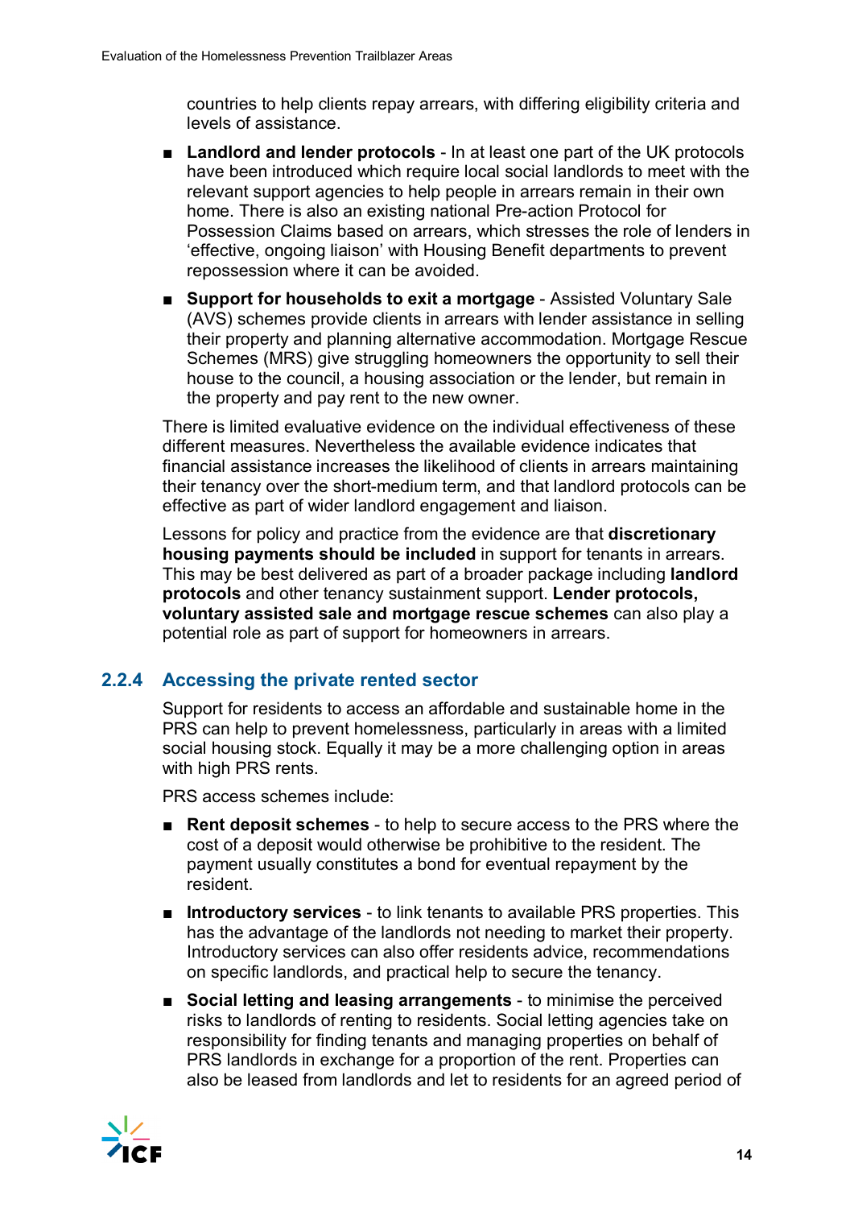countries to help clients repay arrears, with differing eligibility criteria and levels of assistance.

- **Landlord and lender protocols** - In at least one part of the UK protocols have been introduced which require local social landlords to meet with the relevant support agencies to help people in arrears remain in their own home. There is also an existing national Pre-action Protocol for Possession Claims based on arrears, which stresses the role of lenders in 'effective, ongoing liaison' with Housing Benefit departments to prevent repossession where it can be avoided.
- **Support for households to exit a mortgage** - Assisted Voluntary Sale (AVS) schemes provide clients in arrears with lender assistance in selling their property and planning alternative accommodation. Mortgage Rescue Schemes (MRS) give struggling homeowners the opportunity to sell their house to the council, a housing association or the lender, but remain in the property and pay rent to the new owner.

There is limited evaluative evidence on the individual effectiveness of these different measures. Nevertheless the available evidence indicates that financial assistance increases the likelihood of clients in arrears maintaining their tenancy over the short-medium term, and that landlord protocols can be effective as part of wider landlord engagement and liaison.

Lessons for policy and practice from the evidence are that **discretionary housing payments should be included** in support for tenants in arrears. This may be best delivered as part of a broader package including **landlord protocols** and other tenancy sustainment support. **Lender protocols, voluntary assisted sale and mortgage rescue schemes** can also play a potential role as part of support for homeowners in arrears.

### 2.2.4 Accessing the private rented sector

Support for residents to access an affordable and sustainable home in the PRS can help to prevent homelessness, particularly in areas with a limited social housing stock. Equally it may be a more challenging option in areas with high PRS rents.

PRS access schemes include:

- **Rent deposit schemes** - to help to secure access to the PRS where the cost of a deposit would otherwise be prohibitive to the resident. The payment usually constitutes a bond for eventual repayment by the resident.
- **Introductory services** - to link tenants to available PRS properties. This has the advantage of the landlords not needing to market their property. Introductory services can also offer residents advice, recommendations on specific landlords, and practical help to secure the tenancy.
- **Social letting and leasing arrangements** - to minimise the perceived risks to landlords of renting to residents. Social letting agencies take on responsibility for finding tenants and managing properties on behalf of PRS landlords in exchange for a proportion of the rent. Properties can also be leased from landlords and let to residents for an agreed period of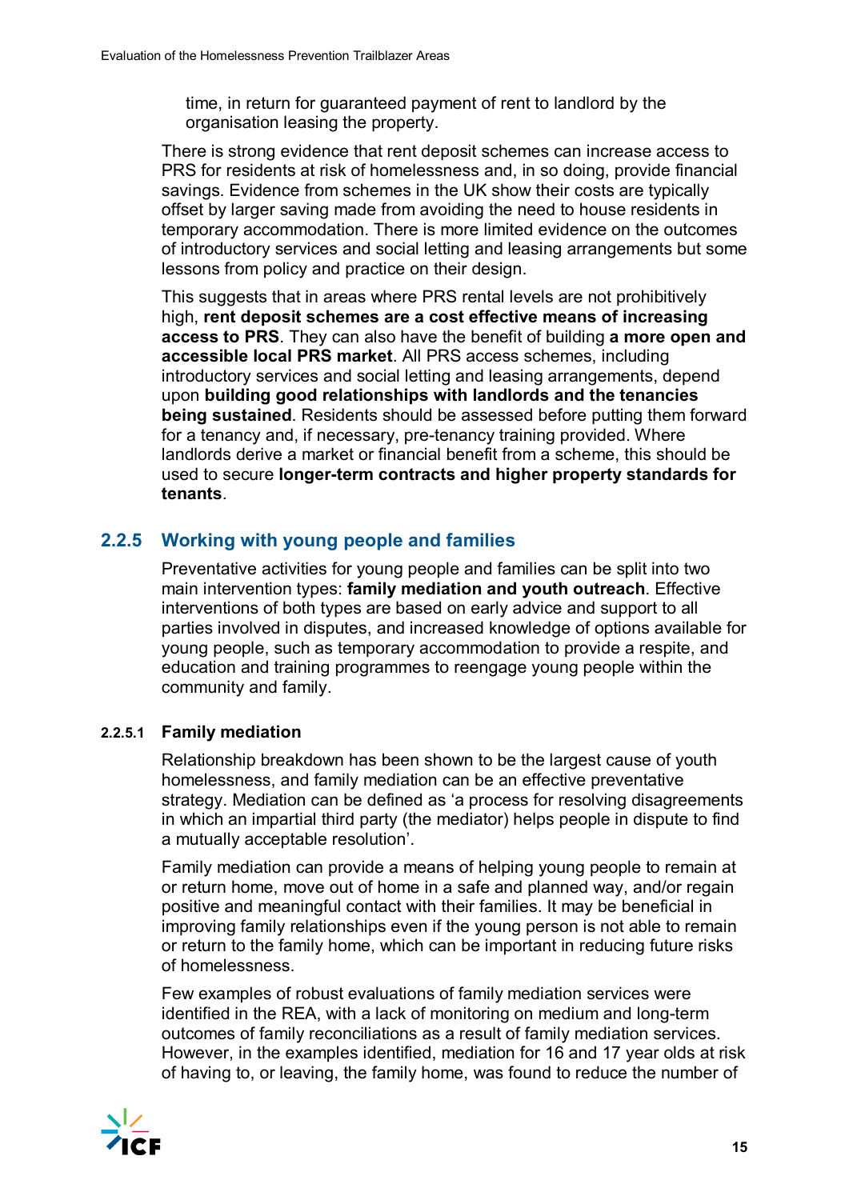time, in return for guaranteed payment of rent to landlord by the organisation leasing the property.

There is strong evidence that rent deposit schemes can increase access to PRS for residents at risk of homelessness and, in so doing, provide financial savings. Evidence from schemes in the UK show their costs are typically offset by larger saving made from avoiding the need to house residents in temporary accommodation. There is more limited evidence on the outcomes of introductory services and social letting and leasing arrangements but some lessons from policy and practice on their design.

This suggests that in areas where PRS rental levels are not prohibitively high, **rent deposit schemes are a cost effective means of increasing access to PRS**. They can also have the benefit of building **a more open and accessible local PRS market**. All PRS access schemes, including introductory services and social letting and leasing arrangements, depend upon **building good relationships with landlords and the tenancies being sustained**. Residents should be assessed before putting them forward for a tenancy and, if necessary, pre-tenancy training provided. Where landlords derive a market or financial benefit from a scheme, this should be used to secure **longer-term contracts and higher property standards for tenants**.

### 2.2.5 Working with young people and families

Preventative activities for young people and families can be split into two main intervention types: **family mediation and youth outreach**. Effective interventions of both types are based on early advice and support to all parties involved in disputes, and increased knowledge of options available for young people, such as temporary accommodation to provide a respite, and education and training programmes to reengage young people within the community and family.

#### 2.2.5.1 Family mediation

Relationship breakdown has been shown to be the largest cause of youth homelessness, and family mediation can be an effective preventative strategy. Mediation can be defined as 'a process for resolving disagreements in which an impartial third party (the mediator) helps people in dispute to find a mutually acceptable resolution'.

Family mediation can provide a means of helping young people to remain at or return home, move out of home in a safe and planned way, and/or regain positive and meaningful contact with their families. It may be beneficial in improving family relationships even if the young person is not able to remain or return to the family home, which can be important in reducing future risks of homelessness.

Few examples of robust evaluations of family mediation services were identified in the REA, with a lack of monitoring on medium and long-term outcomes of family reconciliations as a result of family mediation services. However, in the examples identified, mediation for 16 and 17 year olds at risk of having to, or leaving, the family home, was found to reduce the number of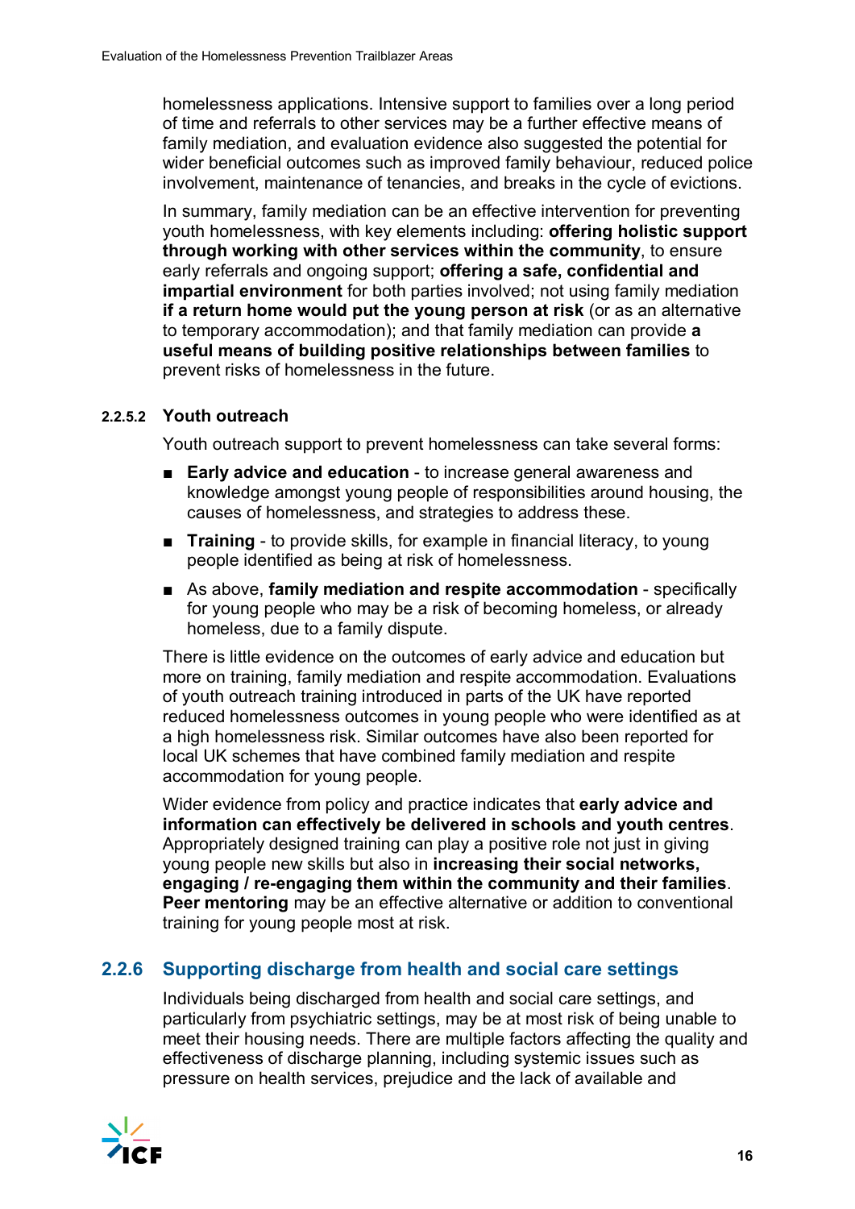homelessness applications. Intensive support to families over a long period of time and referrals to other services may be a further effective means of family mediation, and evaluation evidence also suggested the potential for wider beneficial outcomes such as improved family behaviour, reduced police involvement, maintenance of tenancies, and breaks in the cycle of evictions.

In summary, family mediation can be an effective intervention for preventing youth homelessness, with key elements including: **offering holistic support through working with other services within the community**, to ensure early referrals and ongoing support; **offering a safe, confidential and impartial environment** for both parties involved; not using family mediation **if a return home would put the young person at risk** (or as an alternative to temporary accommodation); and that family mediation can provide **a useful means of building positive relationships between families** to prevent risks of homelessness in the future.

#### 2.2.5.2 Youth outreach

Youth outreach support to prevent homelessness can take several forms:

- **Early advice and education** - to increase general awareness and knowledge amongst young people of responsibilities around housing, the causes of homelessness, and strategies to address these.
- **Training** - to provide skills, for example in financial literacy, to young people identified as being at risk of homelessness.
- As above, **family mediation and respite accommodation** - specifically for young people who may be a risk of becoming homeless, or already homeless, due to a family dispute.

There is little evidence on the outcomes of early advice and education but more on training, family mediation and respite accommodation. Evaluations of youth outreach training introduced in parts of the UK have reported reduced homelessness outcomes in young people who were identified as at a high homelessness risk. Similar outcomes have also been reported for local UK schemes that have combined family mediation and respite accommodation for young people.

Wider evidence from policy and practice indicates that **early advice and information can effectively be delivered in schools and youth centres**. Appropriately designed training can play a positive role not just in giving young people new skills but also in **increasing their social networks, engaging / re-engaging them within the community and their families**. **Peer mentoring** may be an effective alternative or addition to conventional training for young people most at risk.

### 2.2.6 Supporting discharge from health and social care settings

Individuals being discharged from health and social care settings, and particularly from psychiatric settings, may be at most risk of being unable to meet their housing needs. There are multiple factors affecting the quality and effectiveness of discharge planning, including systemic issues such as pressure on health services, prejudice and the lack of available and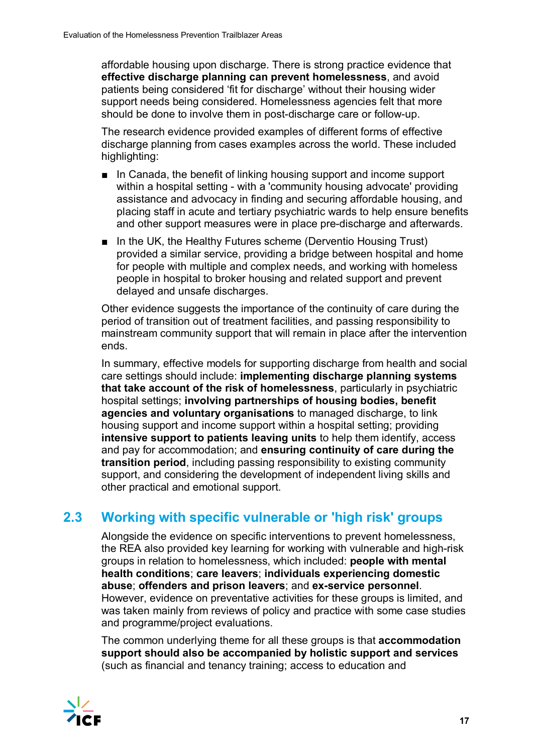affordable housing upon discharge. There is strong practice evidence that **effective discharge planning can prevent homelessness**, and avoid patients being considered 'fit for discharge' without their housing wider support needs being considered. Homelessness agencies felt that more should be done to involve them in post-discharge care or follow-up.

The research evidence provided examples of different forms of effective discharge planning from cases examples across the world. These included highlighting:

- In Canada, the benefit of linking housing support and income support within a hospital setting - with a 'community housing advocate' providing assistance and advocacy in finding and securing affordable housing, and placing staff in acute and tertiary psychiatric wards to help ensure benefits and other support measures were in place pre-discharge and afterwards.
- In the UK, the Healthy Futures scheme (Derventio Housing Trust) provided a similar service, providing a bridge between hospital and home for people with multiple and complex needs, and working with homeless people in hospital to broker housing and related support and prevent delayed and unsafe discharges.

Other evidence suggests the importance of the continuity of care during the period of transition out of treatment facilities, and passing responsibility to mainstream community support that will remain in place after the intervention ends.

In summary, effective models for supporting discharge from health and social care settings should include: **implementing discharge planning systems that take account of the risk of homelessness**, particularly in psychiatric hospital settings; **involving partnerships of housing bodies, benefit agencies and voluntary organisations** to managed discharge, to link housing support and income support within a hospital setting; providing **intensive support to patients leaving units** to help them identify, access and pay for accommodation; and **ensuring continuity of care during the transition period**, including passing responsibility to existing community support, and considering the development of independent living skills and other practical and emotional support.

## 2.3 Working with specific vulnerable or 'high risk' groups

Alongside the evidence on specific interventions to prevent homelessness, the REA also provided key learning for working with vulnerable and high-risk groups in relation to homelessness, which included: **people with mental health conditions**; **care leavers**; **individuals experiencing domestic abuse**; **offenders and prison leavers**; and **ex-service personnel**. However, evidence on preventative activities for these groups is limited, and was taken mainly from reviews of policy and practice with some case studies and programme/project evaluations.

The common underlying theme for all these groups is that **accommodation support should also be accompanied by holistic support and services** (such as financial and tenancy training; access to education and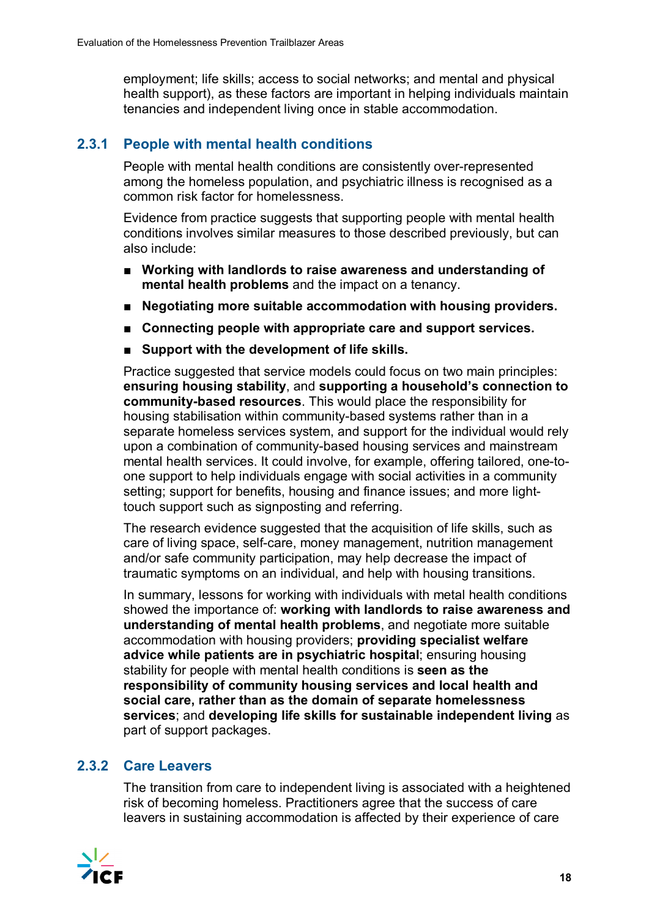employment; life skills; access to social networks; and mental and physical health support), as these factors are important in helping individuals maintain tenancies and independent living once in stable accommodation.

### 2.3.1 People with mental health conditions

People with mental health conditions are consistently over-represented among the homeless population, and psychiatric illness is recognised as a common risk factor for homelessness.

Evidence from practice suggests that supporting people with mental health conditions involves similar measures to those described previously, but can also include:

- **Working with landlords to raise awareness and understanding of mental health problems** and the impact on a tenancy.
- **Negotiating more suitable accommodation with housing providers.**
- **Connecting people with appropriate care and support services.**
- **Support with the development of life skills.**

Practice suggested that service models could focus on two main principles: **ensuring housing stability**, and **supporting a household's connection to community-based resources**. This would place the responsibility for housing stabilisation within community-based systems rather than in a separate homeless services system, and support for the individual would rely upon a combination of community-based housing services and mainstream mental health services. It could involve, for example, offering tailored, one-to-one support to help individuals engage with social activities in a community setting; support for benefits, housing and finance issues; and more light-touch support such as signposting and referring.

The research evidence suggested that the acquisition of life skills, such as care of living space, self-care, money management, nutrition management and/or safe community participation, may help decrease the impact of traumatic symptoms on an individual, and help with housing transitions.

In summary, lessons for working with individuals with metal health conditions showed the importance of: **working with landlords to raise awareness and understanding of mental health problems**, and negotiate more suitable accommodation with housing providers; **providing specialist welfare advice while patients are in psychiatric hospital**; ensuring housing stability for people with mental health conditions is **seen as the responsibility of community housing services and local health and social care, rather than as the domain of separate homelessness services**; and **developing life skills for sustainable independent living** as part of support packages.

### 2.3.2 Care Leavers

The transition from care to independent living is associated with a heightened risk of becoming homeless. Practitioners agree that the success of care leavers in sustaining accommodation is affected by their experience of care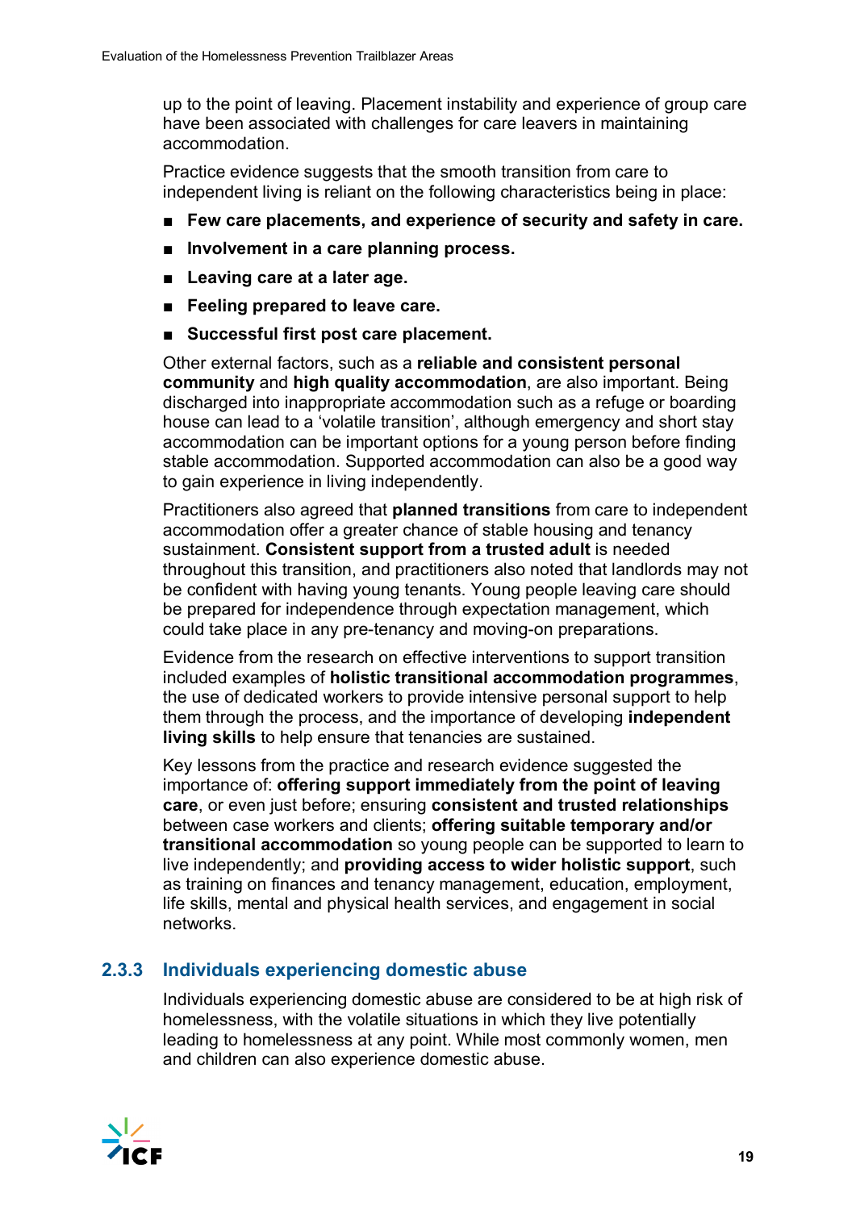up to the point of leaving. Placement instability and experience of group care have been associated with challenges for care leavers in maintaining accommodation.

Practice evidence suggests that the smooth transition from care to independent living is reliant on the following characteristics being in place:

- **Few care placements, and experience of security and safety in care.**
- **Involvement in a care planning process.**
- **Leaving care at a later age.**
- **Feeling prepared to leave care.**
- **Successful first post care placement.**

Other external factors, such as a **reliable and consistent personal community** and **high quality accommodation**, are also important. Being discharged into inappropriate accommodation such as a refuge or boarding house can lead to a 'volatile transition', although emergency and short stay accommodation can be important options for a young person before finding stable accommodation. Supported accommodation can also be a good way to gain experience in living independently.

Practitioners also agreed that **planned transitions** from care to independent accommodation offer a greater chance of stable housing and tenancy sustainment. **Consistent support from a trusted adult** is needed throughout this transition, and practitioners also noted that landlords may not be confident with having young tenants. Young people leaving care should be prepared for independence through expectation management, which could take place in any pre-tenancy and moving-on preparations.

Evidence from the research on effective interventions to support transition included examples of **holistic transitional accommodation programmes**, the use of dedicated workers to provide intensive personal support to help them through the process, and the importance of developing **independent living skills** to help ensure that tenancies are sustained.

Key lessons from the practice and research evidence suggested the importance of: **offering support immediately from the point of leaving care**, or even just before; ensuring **consistent and trusted relationships** between case workers and clients; **offering suitable temporary and/or transitional accommodation** so young people can be supported to learn to live independently; and **providing access to wider holistic support**, such as training on finances and tenancy management, education, employment, life skills, mental and physical health services, and engagement in social networks.

### 2.3.3 Individuals experiencing domestic abuse

Individuals experiencing domestic abuse are considered to be at high risk of homelessness, with the volatile situations in which they live potentially leading to homelessness at any point. While most commonly women, men and children can also experience domestic abuse.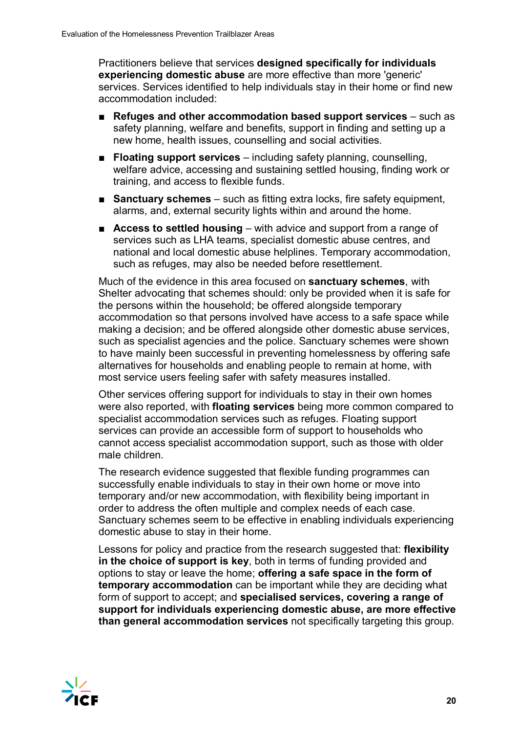Practitioners believe that services **designed specifically for individuals experiencing domestic abuse** are more effective than more 'generic' services. Services identified to help individuals stay in their home or find new accommodation included:

- **Refuges and other accommodation based support services** – such as safety planning, welfare and benefits, support in finding and setting up a new home, health issues, counselling and social activities.
- **Floating support services** – including safety planning, counselling, welfare advice, accessing and sustaining settled housing, finding work or training, and access to flexible funds.
- **Sanctuary schemes** – such as fitting extra locks, fire safety equipment, alarms, and, external security lights within and around the home.
- **Access to settled housing** – with advice and support from a range of services such as LHA teams, specialist domestic abuse centres, and national and local domestic abuse helplines. Temporary accommodation, such as refuges, may also be needed before resettlement.

Much of the evidence in this area focused on **sanctuary schemes**, with Shelter advocating that schemes should: only be provided when it is safe for the persons within the household; be offered alongside temporary accommodation so that persons involved have access to a safe space while making a decision; and be offered alongside other domestic abuse services, such as specialist agencies and the police. Sanctuary schemes were shown to have mainly been successful in preventing homelessness by offering safe alternatives for households and enabling people to remain at home, with most service users feeling safer with safety measures installed.

Other services offering support for individuals to stay in their own homes were also reported, with **floating services** being more common compared to specialist accommodation services such as refuges. Floating support services can provide an accessible form of support to households who cannot access specialist accommodation support, such as those with older male children.

The research evidence suggested that flexible funding programmes can successfully enable individuals to stay in their own home or move into temporary and/or new accommodation, with flexibility being important in order to address the often multiple and complex needs of each case. Sanctuary schemes seem to be effective in enabling individuals experiencing domestic abuse to stay in their home.

Lessons for policy and practice from the research suggested that: **flexibility in the choice of support is key**, both in terms of funding provided and options to stay or leave the home; **offering a safe space in the form of temporary accommodation** can be important while they are deciding what form of support to accept; and **specialised services, covering a range of support for individuals experiencing domestic abuse, are more effective than general accommodation services** not specifically targeting this group.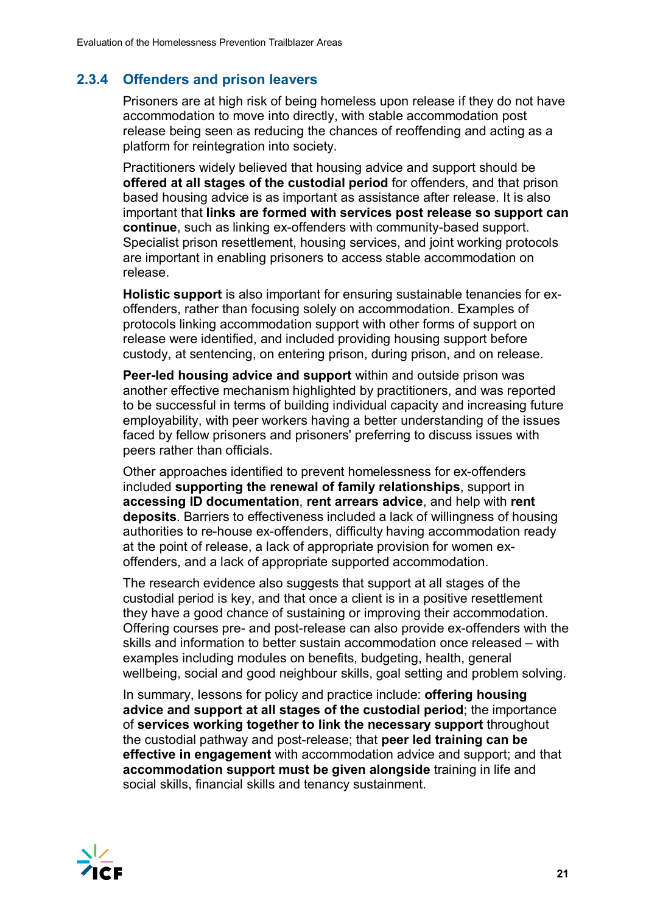### 2.3.4 Offenders and prison leavers

Prisoners are at high risk of being homeless upon release if they do not have accommodation to move into directly, with stable accommodation post release being seen as reducing the chances of reoffending and acting as a platform for reintegration into society.

Practitioners widely believed that housing advice and support should be **offered at all stages of the custodial period** for offenders, and that prison based housing advice is as important as assistance after release. It is also important that **links are formed with services post release so support can continue**, such as linking ex-offenders with community-based support. Specialist prison resettlement, housing services, and joint working protocols are important in enabling prisoners to access stable accommodation on release.

**Holistic support** is also important for ensuring sustainable tenancies for ex-offenders, rather than focusing solely on accommodation. Examples of protocols linking accommodation support with other forms of support on release were identified, and included providing housing support before custody, at sentencing, on entering prison, during prison, and on release.

**Peer-led housing advice and support** within and outside prison was another effective mechanism highlighted by practitioners, and was reported to be successful in terms of building individual capacity and increasing future employability, with peer workers having a better understanding of the issues faced by fellow prisoners and prisoners' preferring to discuss issues with peers rather than officials.

Other approaches identified to prevent homelessness for ex-offenders included **supporting the renewal of family relationships**, support in **accessing ID documentation**, **rent arrears advice**, and help with **rent deposits**. Barriers to effectiveness included a lack of willingness of housing authorities to re-house ex-offenders, difficulty having accommodation ready at the point of release, a lack of appropriate provision for women ex-offenders, and a lack of appropriate supported accommodation.

The research evidence also suggests that support at all stages of the custodial period is key, and that once a client is in a positive resettlement they have a good chance of sustaining or improving their accommodation. Offering courses pre- and post-release can also provide ex-offenders with the skills and information to better sustain accommodation once released – with examples including modules on benefits, budgeting, health, general wellbeing, social and good neighbour skills, goal setting and problem solving.

In summary, lessons for policy and practice include: **offering housing advice and support at all stages of the custodial period**; the importance of **services working together to link the necessary support** throughout the custodial pathway and post-release; that **peer led training can be effective in engagement** with accommodation advice and support; and that **accommodation support must be given alongside** training in life and social skills, financial skills and tenancy sustainment.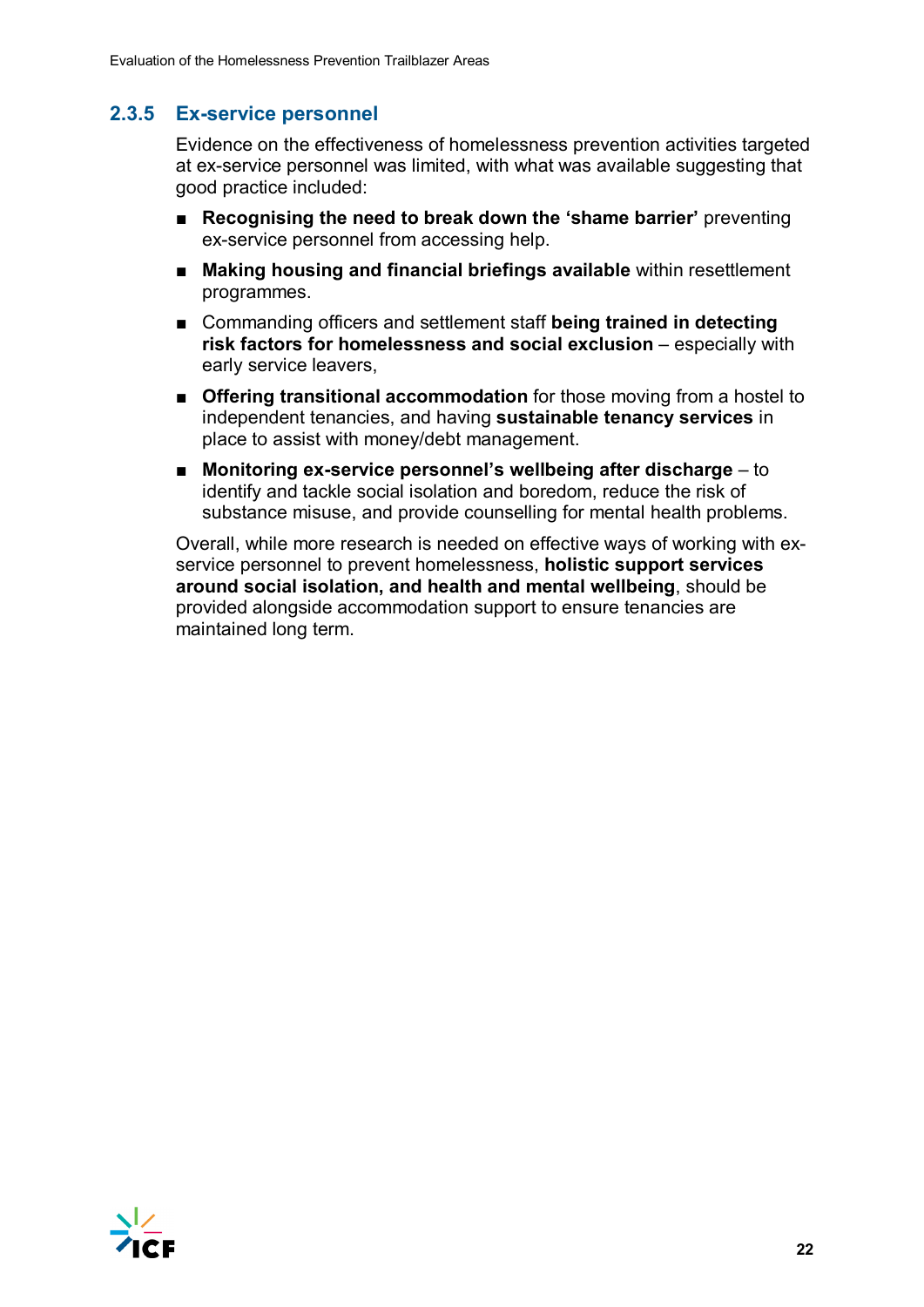### 2.3.5 Ex-service personnel

Evidence on the effectiveness of homelessness prevention activities targeted at ex-service personnel was limited, with what was available suggesting that good practice included:

- **Recognising the need to break down the 'shame barrier'** preventing ex-service personnel from accessing help.
- **Making housing and financial briefings available** within resettlement programmes.
- Commanding officers and settlement staff **being trained in detecting risk factors for homelessness and social exclusion** – especially with early service leavers,
- **Offering transitional accommodation** for those moving from a hostel to independent tenancies, and having **sustainable tenancy services** in place to assist with money/debt management.
- **Monitoring ex-service personnel's wellbeing after discharge** – to identify and tackle social isolation and boredom, reduce the risk of substance misuse, and provide counselling for mental health problems.

Overall, while more research is needed on effective ways of working with ex-service personnel to prevent homelessness, **holistic support services around social isolation, and health and mental wellbeing**, should be provided alongside accommodation support to ensure tenancies are maintained long term.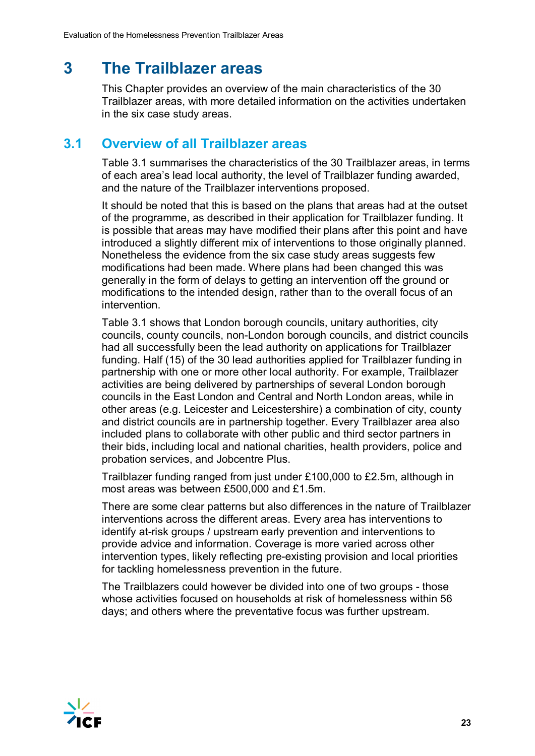# 3 The Trailblazer areas

This Chapter provides an overview of the main characteristics of the 30 Trailblazer areas, with more detailed information on the activities undertaken in the six case study areas.

## 3.1 Overview of all Trailblazer areas

Table 3.1 summarises the characteristics of the 30 Trailblazer areas, in terms of each area's lead local authority, the level of Trailblazer funding awarded, and the nature of the Trailblazer interventions proposed.

It should be noted that this is based on the plans that areas had at the outset of the programme, as described in their application for Trailblazer funding. It is possible that areas may have modified their plans after this point and have introduced a slightly different mix of interventions to those originally planned. Nonetheless the evidence from the six case study areas suggests few modifications had been made. Where plans had been changed this was generally in the form of delays to getting an intervention off the ground or modifications to the intended design, rather than to the overall focus of an intervention.

Table 3.1 shows that London borough councils, unitary authorities, city councils, county councils, non-London borough councils, and district councils had all successfully been the lead authority on applications for Trailblazer funding. Half (15) of the 30 lead authorities applied for Trailblazer funding in partnership with one or more other local authority. For example, Trailblazer activities are being delivered by partnerships of several London borough councils in the East London and Central and North London areas, while in other areas (e.g. Leicester and Leicestershire) a combination of city, county and district councils are in partnership together. Every Trailblazer area also included plans to collaborate with other public and third sector partners in their bids, including local and national charities, health providers, police and probation services, and Jobcentre Plus.

Trailblazer funding ranged from just under £100,000 to £2.5m, although in most areas was between £500,000 and £1.5m.

There are some clear patterns but also differences in the nature of Trailblazer interventions across the different areas. Every area has interventions to identify at-risk groups / upstream early prevention and interventions to provide advice and information. Coverage is more varied across other intervention types, likely reflecting pre-existing provision and local priorities for tackling homelessness prevention in the future.

The Trailblazers could however be divided into one of two groups - those whose activities focused on households at risk of homelessness within 56 days; and others where the preventative focus was further upstream.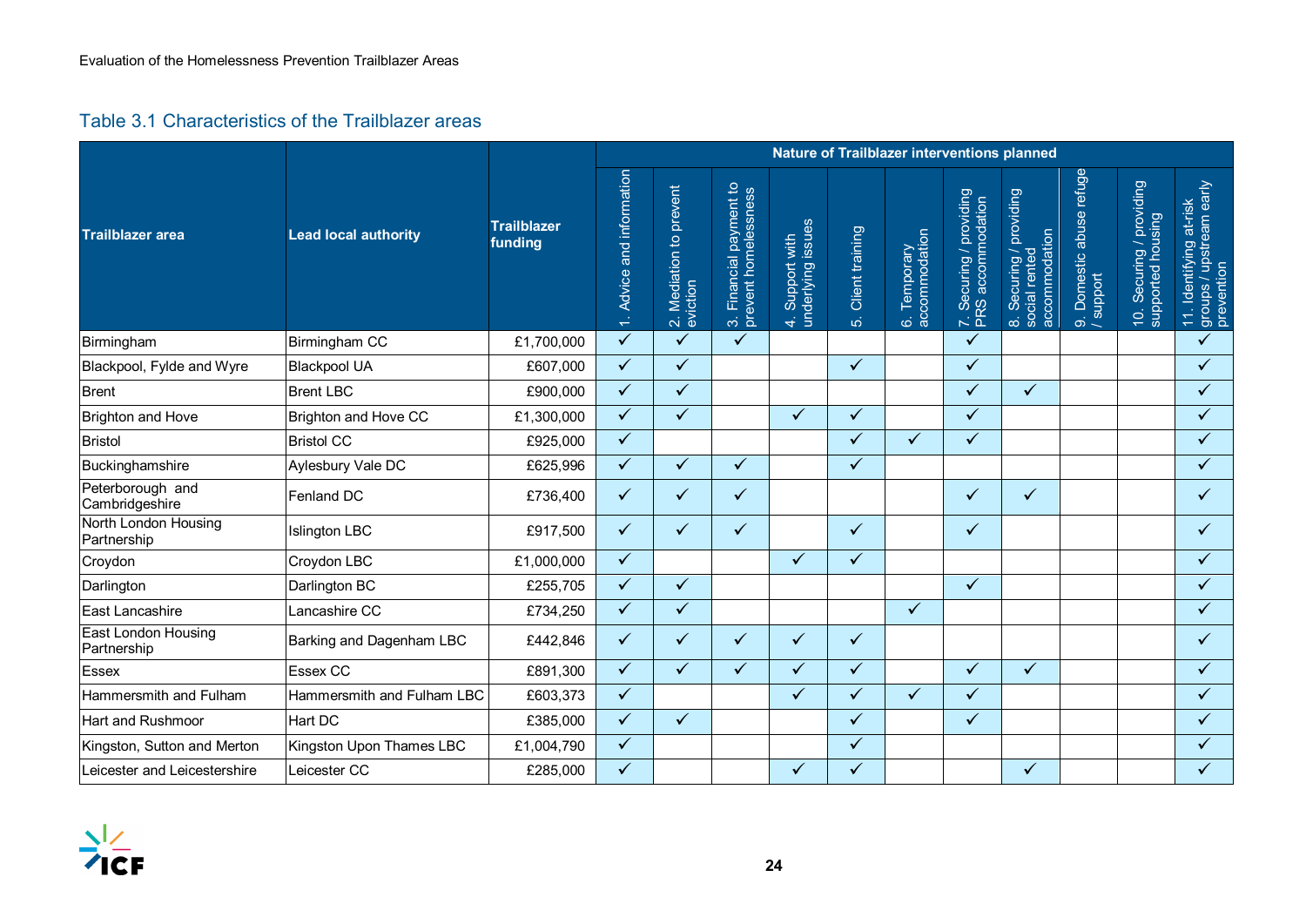## Table 3.1 Characteristics of the Trailblazer areas

| Trailblazer area | Lead local authority | Trailblazer funding | Nature of Trailblazer interventions planned | | | | | | | | | | |
|---|---|---|---|---|---|---|---|---|---|---|---|---|---|
| | | | 1. Advice and information | 2. Mediation to prevent eviction | 3. Financial payment to prevent homelessness | 4. Support with underlying issues | 5. Client training | 6. Temporary accommodation | 7. Securing / providing PRS accommodation | 8. Securing / providing social rented accommodation | 9. Domestic abuse refuge / support | 10. Securing / providing supported housing | 11. Identifying at-risk groups / upstream early prevention |
| Birmingham | Birmingham CC | £1,700,000 | ✓ | ✓ | ✓ | | | | ✓ | | | | ✓ |
| Blackpool, Fylde and Wyre | Blackpool UA | £607,000 | ✓ | ✓ | | | ✓ | | ✓ | | | | ✓ |
| Brent | Brent LBC | £900,000 | ✓ | ✓ | | | | | ✓ | ✓ | | | ✓ |
| Brighton and Hove | Brighton and Hove CC | £1,300,000 | ✓ | ✓ | | ✓ | ✓ | | ✓ | | | | ✓ |
| Bristol | Bristol CC | £925,000 | ✓ | | | | ✓ | ✓ | ✓ | | | | ✓ |
| Buckinghamshire | Aylesbury Vale DC | £625,996 | ✓ | ✓ | ✓ | | ✓ | | | | | | ✓ |
| Peterborough and Cambridgeshire | Fenland DC | £736,400 | ✓ | ✓ | ✓ | | | | ✓ | ✓ | | | ✓ |
| North London Housing Partnership | Islington LBC | £917,500 | ✓ | ✓ | ✓ | | ✓ | | ✓ | | | | ✓ |
| Croydon | Croydon LBC | £1,000,000 | ✓ | | | ✓ | ✓ | | | | | | ✓ |
| Darlington | Darlington BC | £255,705 | ✓ | ✓ | | | | | ✓ | | | | ✓ |
| East Lancashire | Lancashire CC | £734,250 | ✓ | ✓ | | | | ✓ | | | | | ✓ |
| East London Housing Partnership | Barking and Dagenham LBC | £442,846 | ✓ | ✓ | ✓ | ✓ | ✓ | | | | | | ✓ |
| Essex | Essex CC | £891,300 | ✓ | ✓ | ✓ | ✓ | ✓ | | ✓ | ✓ | | | ✓ |
| Hammersmith and Fulham | Hammersmith and Fulham LBC | £603,373 | ✓ | | | ✓ | ✓ | ✓ | ✓ | | | | ✓ |
| Hart and Rushmoor | Hart DC | £385,000 | ✓ | ✓ | | | ✓ | | ✓ | | | | ✓ |
| Kingston, Sutton and Merton | Kingston Upon Thames LBC | £1,004,790 | ✓ | | | | ✓ | | | | | | ✓ |
| Leicester and Leicestershire | Leicester CC | £285,000 | ✓ | | | ✓ | ✓ | | | ✓ | | | ✓ |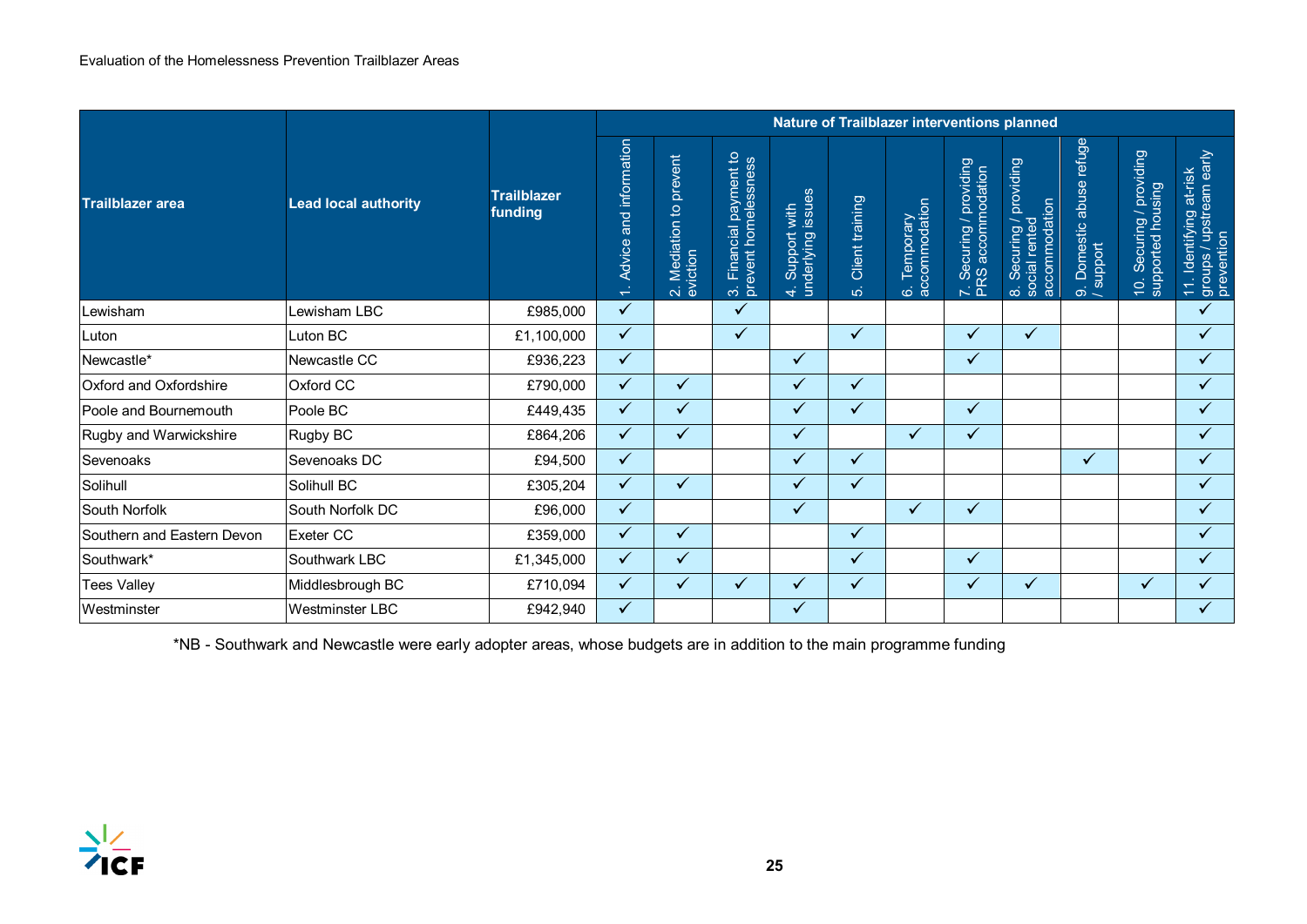| Trailblazer area | Lead local authority | Trailblazer funding | Nature of Trailblazer interventions planned | | | | | | | | | | |
|---|---|---|---|---|---|---|---|---|---|---|---|---|---|
| | | | 1. Advice and information | 2. Mediation to prevent eviction | 3. Financial payment to prevent homelessness | 4. Support with underlying issues | 5. Client training | 6. Temporary accommodation | 7. Securing / providing PRS accommodation | 8. Securing / providing social rented accommodation | 9. Domestic abuse refuge / support | 10. Securing / providing supported housing | 11. Identifying at-risk groups / upstream early prevention |
| Lewisham | Lewisham LBC | £985,000 | ✓ | | ✓ | | | | | | | | ✓ |
| Luton | Luton BC | £1,100,000 | ✓ | | ✓ | | ✓ | | ✓ | ✓ | | | ✓ |
| Newcastle* | Newcastle CC | £936,223 | ✓ | | | ✓ | | | ✓ | | | | ✓ |
| Oxford and Oxfordshire | Oxford CC | £790,000 | ✓ | ✓ | | ✓ | ✓ | | | | | | ✓ |
| Poole and Bournemouth | Poole BC | £449,435 | ✓ | ✓ | | ✓ | ✓ | | ✓ | | | | ✓ |
| Rugby and Warwickshire | Rugby BC | £864,206 | ✓ | ✓ | | ✓ | | ✓ | ✓ | | | | ✓ |
| Sevenoaks | Sevenoaks DC | £94,500 | ✓ | | | ✓ | ✓ | | | | ✓ | | ✓ |
| Solihull | Solihull BC | £305,204 | ✓ | ✓ | | ✓ | ✓ | | | | | | ✓ |
| South Norfolk | South Norfolk DC | £96,000 | ✓ | | | ✓ | | ✓ | ✓ | | | | ✓ |
| Southern and Eastern Devon | Exeter CC | £359,000 | ✓ | ✓ | | | ✓ | | | | | | ✓ |
| Southwark* | Southwark LBC | £1,345,000 | ✓ | ✓ | | | ✓ | | ✓ | | | | ✓ |
| Tees Valley | Middlesbrough BC | £710,094 | ✓ | ✓ | ✓ | ✓ | ✓ | | ✓ | ✓ | | ✓ | ✓ |
| Westminster | Westminster LBC | £942,940 | ✓ | | | ✓ | | | | | | | ✓ |

*NB - Southwark and Newcastle were early adopter areas, whose budgets are in addition to the main programme funding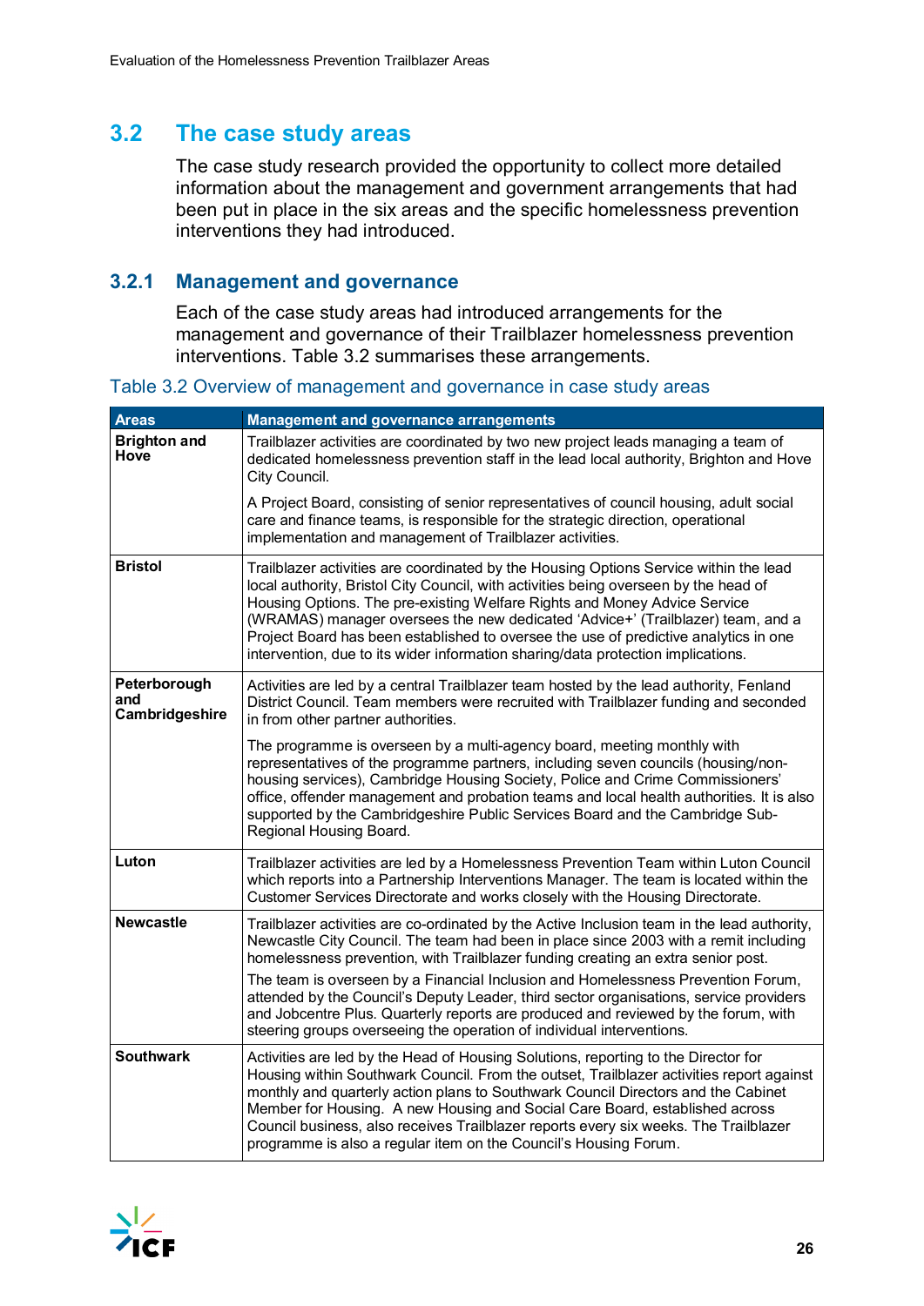## 3.2 The case study areas

The case study research provided the opportunity to collect more detailed information about the management and government arrangements that had been put in place in the six areas and the specific homelessness prevention interventions they had introduced.

### 3.2.1 Management and governance

Each of the case study areas had introduced arrangements for the management and governance of their Trailblazer homelessness prevention interventions. Table 3.2 summarises these arrangements.

Table 3.2 Overview of management and governance in case study areas

| Areas | Management and governance arrangements |
|---|---|
| **Brighton and Hove** | Trailblazer activities are coordinated by two new project leads managing a team of dedicated homelessness prevention staff in the lead local authority, Brighton and Hove City Council.<br><br>A Project Board, consisting of senior representatives of council housing, adult social care and finance teams, is responsible for the strategic direction, operational implementation and management of Trailblazer activities. |
| **Bristol** | Trailblazer activities are coordinated by the Housing Options Service within the lead local authority, Bristol City Council, with activities being overseen by the head of Housing Options. The pre-existing Welfare Rights and Money Advice Service (WRAMAS) manager oversees the new dedicated 'Advice+' (Trailblazer) team, and a Project Board has been established to oversee the use of predictive analytics in one intervention, due to its wider information sharing/data protection implications. |
| **Peterborough and Cambridgeshire** | Activities are led by a central Trailblazer team hosted by the lead authority, Fenland District Council. Team members were recruited with Trailblazer funding and seconded in from other partner authorities.<br><br>The programme is overseen by a multi-agency board, meeting monthly with representatives of the programme partners, including seven councils (housing/non-housing services), Cambridge Housing Society, Police and Crime Commissioners' office, offender management and probation teams and local health authorities. It is also supported by the Cambridgeshire Public Services Board and the Cambridge Sub-Regional Housing Board. |
| **Luton** | Trailblazer activities are led by a Homelessness Prevention Team within Luton Council which reports into a Partnership Interventions Manager. The team is located within the Customer Services Directorate and works closely with the Housing Directorate. |
| **Newcastle** | Trailblazer activities are co-ordinated by the Active Inclusion team in the lead authority, Newcastle City Council. The team had been in place since 2003 with a remit including homelessness prevention, with Trailblazer funding creating an extra senior post.<br><br>The team is overseen by a Financial Inclusion and Homelessness Prevention Forum, attended by the Council's Deputy Leader, third sector organisations, service providers and Jobcentre Plus. Quarterly reports are produced and reviewed by the forum, with steering groups overseeing the operation of individual interventions. |
| **Southwark** | Activities are led by the Head of Housing Solutions, reporting to the Director for Housing within Southwark Council. From the outset, Trailblazer activities report against monthly and quarterly action plans to Southwark Council Directors and the Cabinet Member for Housing. A new Housing and Social Care Board, established across Council business, also receives Trailblazer reports every six weeks. The Trailblazer programme is also a regular item on the Council's Housing Forum. |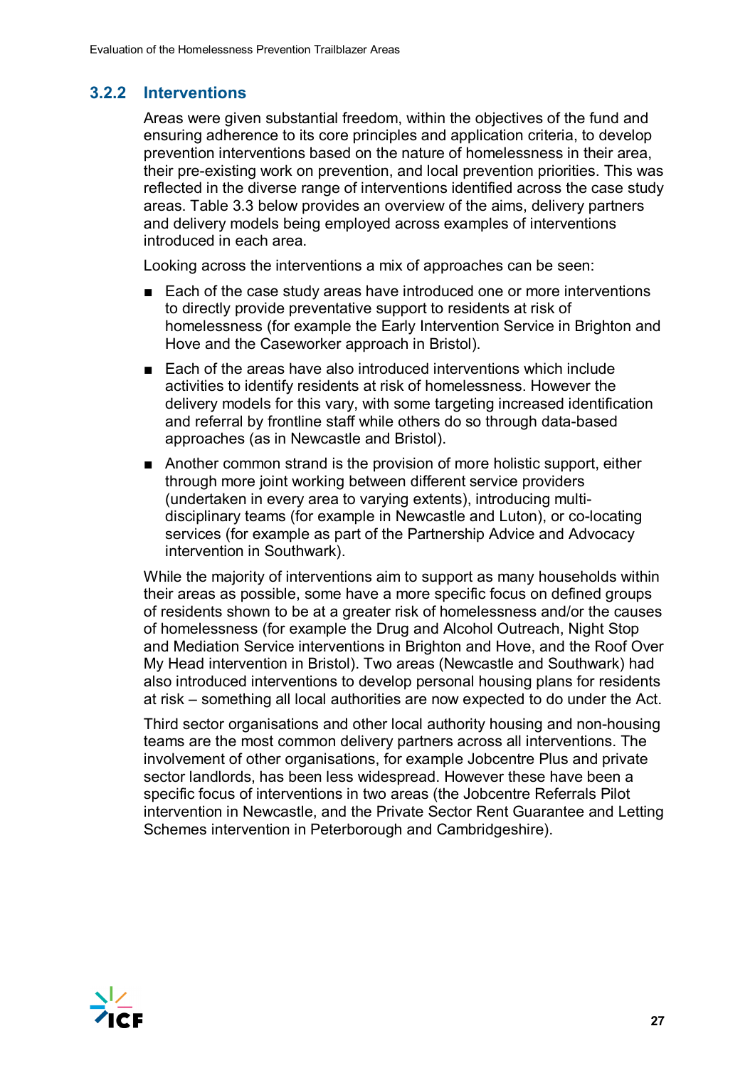### 3.2.2 Interventions

Areas were given substantial freedom, within the objectives of the fund and ensuring adherence to its core principles and application criteria, to develop prevention interventions based on the nature of homelessness in their area, their pre-existing work on prevention, and local prevention priorities. This was reflected in the diverse range of interventions identified across the case study areas. Table 3.3 below provides an overview of the aims, delivery partners and delivery models being employed across examples of interventions introduced in each area.

Looking across the interventions a mix of approaches can be seen:

- Each of the case study areas have introduced one or more interventions to directly provide preventative support to residents at risk of homelessness (for example the Early Intervention Service in Brighton and Hove and the Caseworker approach in Bristol).
- Each of the areas have also introduced interventions which include activities to identify residents at risk of homelessness. However the delivery models for this vary, with some targeting increased identification and referral by frontline staff while others do so through data-based approaches (as in Newcastle and Bristol).
- Another common strand is the provision of more holistic support, either through more joint working between different service providers (undertaken in every area to varying extents), introducing multi-disciplinary teams (for example in Newcastle and Luton), or co-locating services (for example as part of the Partnership Advice and Advocacy intervention in Southwark).

While the majority of interventions aim to support as many households within their areas as possible, some have a more specific focus on defined groups of residents shown to be at a greater risk of homelessness and/or the causes of homelessness (for example the Drug and Alcohol Outreach, Night Stop and Mediation Service interventions in Brighton and Hove, and the Roof Over My Head intervention in Bristol). Two areas (Newcastle and Southwark) had also introduced interventions to develop personal housing plans for residents at risk – something all local authorities are now expected to do under the Act.

Third sector organisations and other local authority housing and non-housing teams are the most common delivery partners across all interventions. The involvement of other organisations, for example Jobcentre Plus and private sector landlords, has been less widespread. However these have been a specific focus of interventions in two areas (the Jobcentre Referrals Pilot intervention in Newcastle, and the Private Sector Rent Guarantee and Letting Schemes intervention in Peterborough and Cambridgeshire).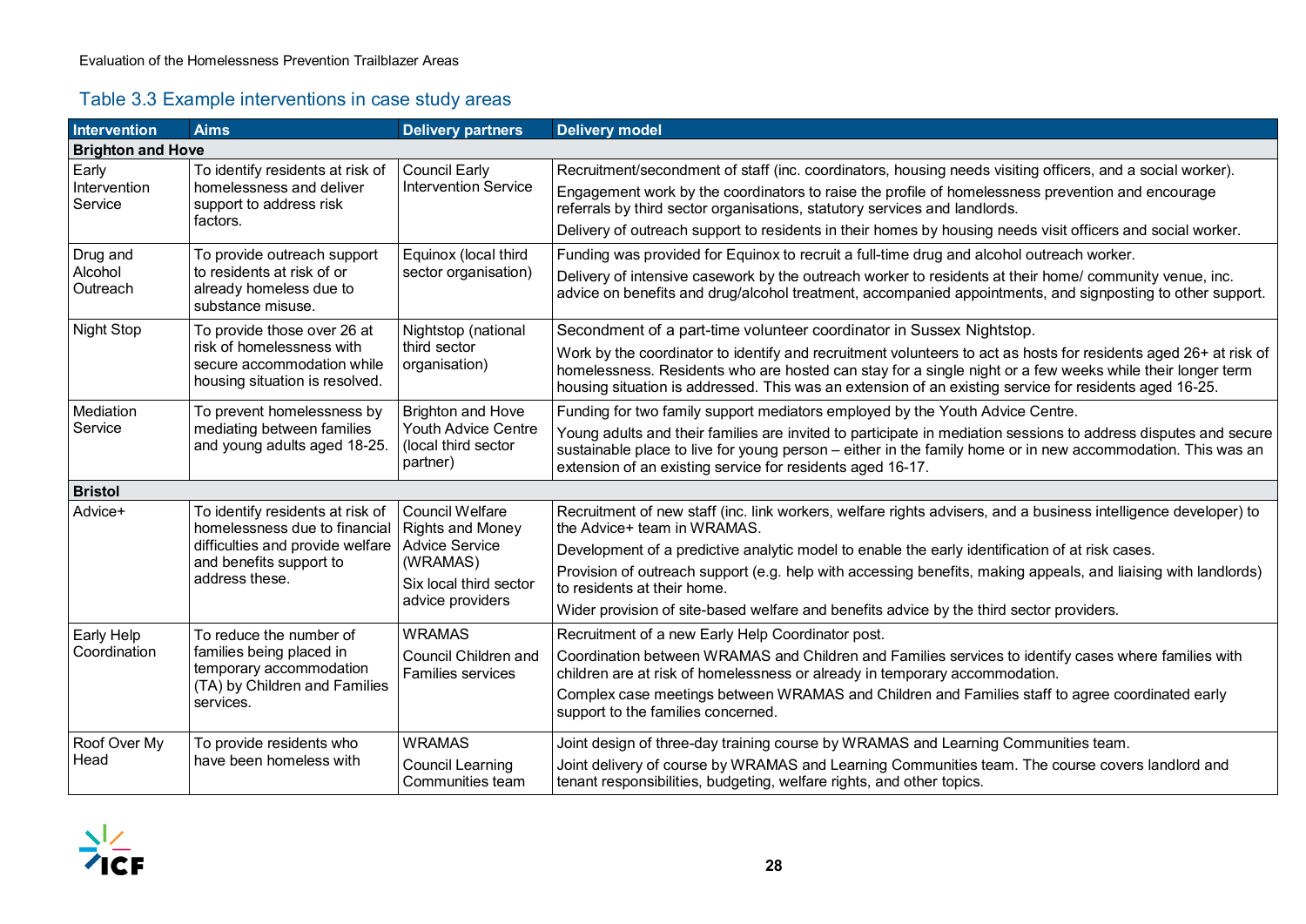## Table 3.3 Example interventions in case study areas

| Intervention | Aims | Delivery partners | Delivery model |
|---|---|---|---|
| **Brighton and Hove** | | | |
| Early Intervention Service | To identify residents at risk of homelessness and deliver support to address risk factors. | Council Early Intervention Service | Recruitment/secondment of staff (inc. coordinators, housing needs visiting officers, and a social worker).<br>Engagement work by the coordinators to raise the profile of homelessness prevention and encourage referrals by third sector organisations, statutory services and landlords.<br>Delivery of outreach support to residents in their homes by housing needs visit officers and social worker. |
| Drug and Alcohol Outreach | To provide outreach support to residents at risk of or already homeless due to substance misuse. | Equinox (local third sector organisation) | Funding was provided for Equinox to recruit a full-time drug and alcohol outreach worker.<br>Delivery of intensive casework by the outreach worker to residents at their home/ community venue, inc. advice on benefits and drug/alcohol treatment, accompanied appointments, and signposting to other support. |
| Night Stop | To provide those over 26 at risk of homelessness with secure accommodation while housing situation is resolved. | Nightstop (national third sector organisation) | Secondment of a part-time volunteer coordinator in Sussex Nightstop.<br>Work by the coordinator to identify and recruitment volunteers to act as hosts for residents aged 26+ at risk of homelessness. Residents who are hosted can stay for a single night or a few weeks while their longer term housing situation is addressed. This was an extension of an existing service for residents aged 16-25. |
| Mediation Service | To prevent homelessness by mediating between families and young adults aged 18-25. | Brighton and Hove Youth Advice Centre (local third sector partner) | Funding for two family support mediators employed by the Youth Advice Centre.<br>Young adults and their families are invited to participate in mediation sessions to address disputes and secure sustainable place to live for young person – either in the family home or in new accommodation. This was an extension of an existing service for residents aged 16-17. |
| **Bristol** | | | |
| Advice+ | To identify residents at risk of homelessness due to financial difficulties and provide welfare and benefits support to address these. | Council Welfare Rights and Money Advice Service (WRAMAS)<br>Six local third sector advice providers | Recruitment of new staff (inc. link workers, welfare rights advisers, and a business intelligence developer) to the Advice+ team in WRAMAS.<br>Development of a predictive analytic model to enable the early identification of at risk cases.<br>Provision of outreach support (e.g. help with accessing benefits, making appeals, and liaising with landlords) to residents at their home.<br>Wider provision of site-based welfare and benefits advice by the third sector providers. |
| Early Help Coordination | To reduce the number of families being placed in temporary accommodation (TA) by Children and Families services. | WRAMAS<br>Council Children and Families services | Recruitment of a new Early Help Coordinator post.<br>Coordination between WRAMAS and Children and Families services to identify cases where families with children are at risk of homelessness or already in temporary accommodation.<br>Complex case meetings between WRAMAS and Children and Families staff to agree coordinated early support to the families concerned. |
| Roof Over My Head | To provide residents who have been homeless with | WRAMAS<br>Council Learning Communities team | Joint design of three-day training course by WRAMAS and Learning Communities team.<br>Joint delivery of course by WRAMAS and Learning Communities team. The course covers landlord and tenant responsibilities, budgeting, welfare rights, and other topics. |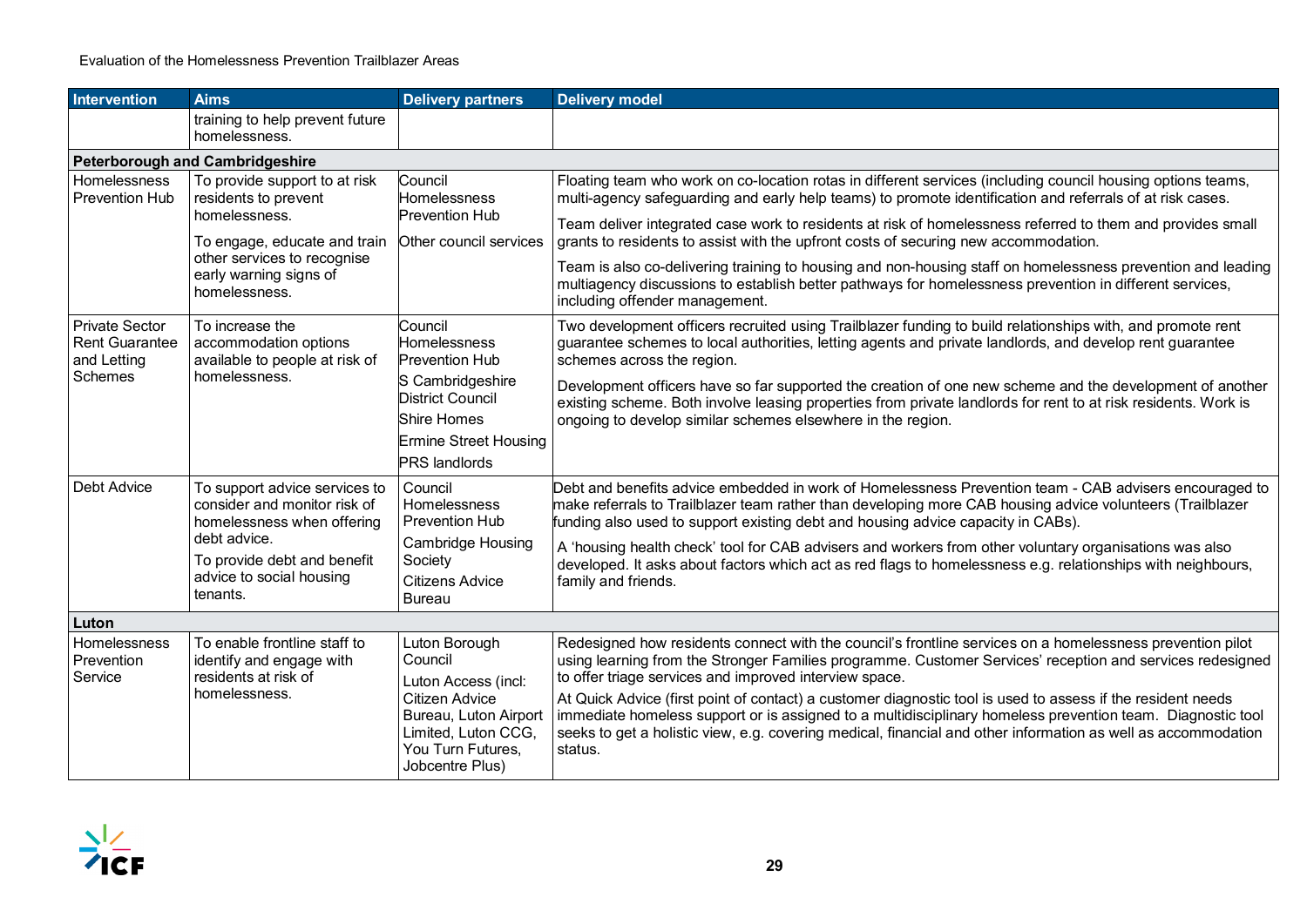| Intervention | Aims | Delivery partners | Delivery model |
| --- | --- | --- | --- |
| | training to help prevent future homelessness. | | |
| **Peterborough and Cambridgeshire** | | | |
| Homelessness Prevention Hub | To provide support to at risk residents to prevent homelessness.<br><br>To engage, educate and train other services to recognise early warning signs of homelessness. | Council Homelessness Prevention Hub<br><br>Other council services | Floating team who work on co-location rotas in different services (including council housing options teams, multi-agency safeguarding and early help teams) to promote identification and referrals of at risk cases.<br><br>Team deliver integrated case work to residents at risk of homelessness referred to them and provides small grants to residents to assist with the upfront costs of securing new accommodation.<br><br>Team is also co-delivering training to housing and non-housing staff on homelessness prevention and leading multiagency discussions to establish better pathways for homelessness prevention in different services, including offender management. |
| Private Sector Rent Guarantee and Letting Schemes | To increase the accommodation options available to people at risk of homelessness. | Council Homelessness Prevention Hub<br><br>S Cambridgeshire District Council<br><br>Shire Homes<br><br>Ermine Street Housing<br><br>PRS landlords | Two development officers recruited using Trailblazer funding to build relationships with, and promote rent guarantee schemes to local authorities, letting agents and private landlords, and develop rent guarantee schemes across the region.<br><br>Development officers have so far supported the creation of one new scheme and the development of another existing scheme. Both involve leasing properties from private landlords for rent to at risk residents. Work is ongoing to develop similar schemes elsewhere in the region. |
| Debt Advice | To support advice services to consider and monitor risk of homelessness when offering debt advice.<br><br>To provide debt and benefit advice to social housing tenants. | Council Homelessness Prevention Hub<br><br>Cambridge Housing Society<br><br>Citizens Advice Bureau | Debt and benefits advice embedded in work of Homelessness Prevention team - CAB advisers encouraged to make referrals to Trailblazer team rather than developing more CAB housing advice volunteers (Trailblazer funding also used to support existing debt and housing advice capacity in CABs).<br><br>A 'housing health check' tool for CAB advisers and workers from other voluntary organisations was also developed. It asks about factors which act as red flags to homelessness e.g. relationships with neighbours, family and friends. |
| **Luton** | | | |
| Homelessness Prevention Service | To enable frontline staff to identify and engage with residents at risk of homelessness. | Luton Borough Council<br><br>Luton Access (incl: Citizen Advice Bureau, Luton Airport Limited, Luton CCG, You Turn Futures, Jobcentre Plus) | Redesigned how residents connect with the council's frontline services on a homelessness prevention pilot using learning from the Stronger Families programme. Customer Services' reception and services redesigned to offer triage services and improved interview space.<br><br>At Quick Advice (first point of contact) a customer diagnostic tool is used to assess if the resident needs immediate homeless support or is assigned to a multidisciplinary homeless prevention team. Diagnostic tool seeks to get a holistic view, e.g. covering medical, financial and other information as well as accommodation status. |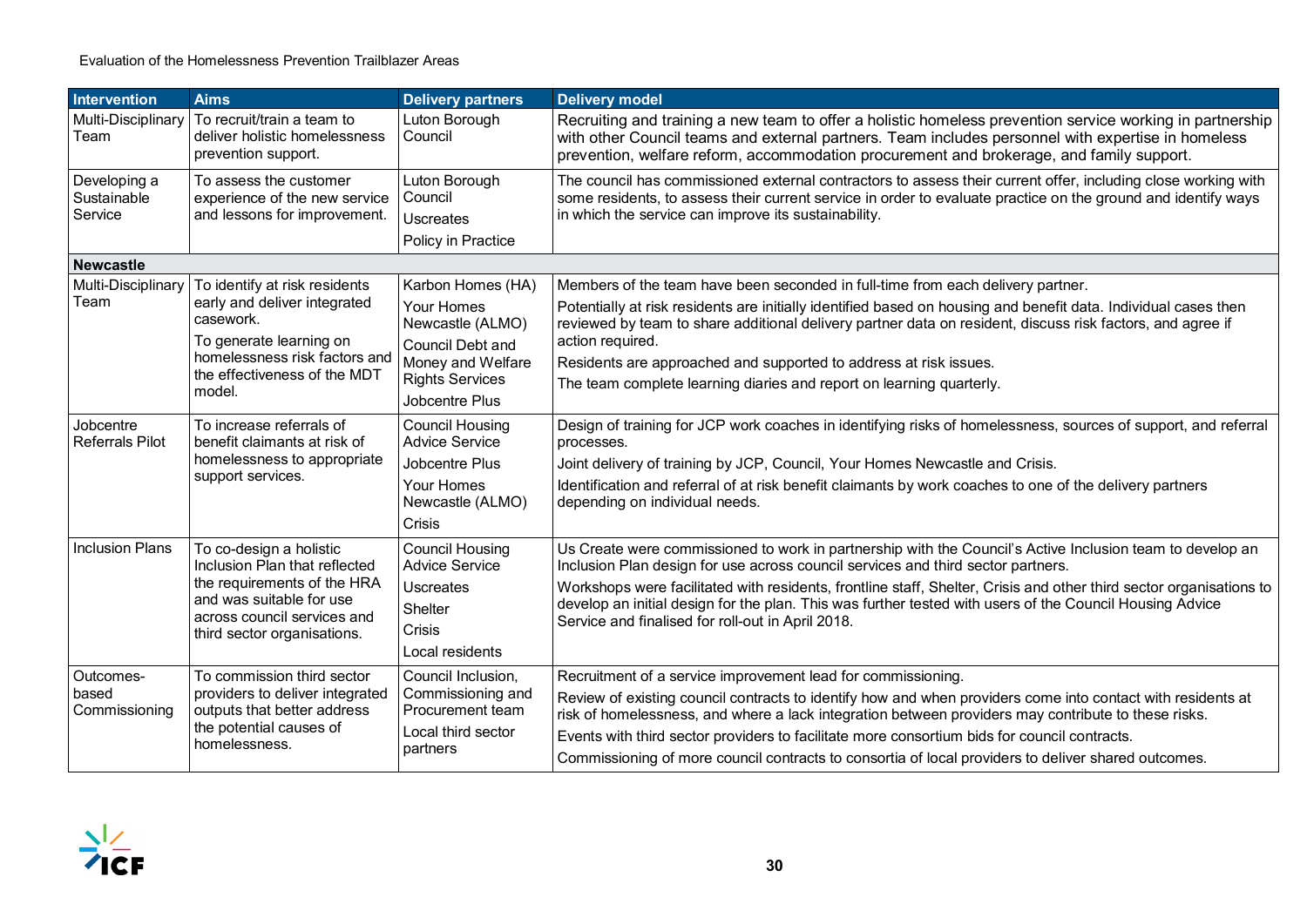| Intervention | Aims | Delivery partners | Delivery model |
|---|---|---|---|
| Multi-Disciplinary Team | To recruit/train a team to deliver holistic homelessness prevention support. | Luton Borough Council | Recruiting and training a new team to offer a holistic homeless prevention service working in partnership with other Council teams and external partners. Team includes personnel with expertise in homeless prevention, welfare reform, accommodation procurement and brokerage, and family support. |
| Developing a Sustainable Service | To assess the customer experience of the new service and lessons for improvement. | Luton Borough Council<br>Uscreates<br>Policy in Practice | The council has commissioned external contractors to assess their current offer, including close working with some residents, to assess their current service in order to evaluate practice on the ground and identify ways in which the service can improve its sustainability. |
| **Newcastle** | | | |
| Multi-Disciplinary Team | To identify at risk residents early and deliver integrated casework.<br>To generate learning on homelessness risk factors and the effectiveness of the MDT model. | Karbon Homes (HA)<br>Your Homes Newcastle (ALMO)<br>Council Debt and Money and Welfare Rights Services<br>Jobcentre Plus | Members of the team have been seconded in full-time from each delivery partner.<br>Potentially at risk residents are initially identified based on housing and benefit data. Individual cases then reviewed by team to share additional delivery partner data on resident, discuss risk factors, and agree if action required.<br>Residents are approached and supported to address at risk issues.<br>The team complete learning diaries and report on learning quarterly. |
| Jobcentre Referrals Pilot | To increase referrals of benefit claimants at risk of homelessness to appropriate support services. | Council Housing Advice Service<br>Jobcentre Plus<br>Your Homes Newcastle (ALMO)<br>Crisis | Design of training for JCP work coaches in identifying risks of homelessness, sources of support, and referral processes.<br>Joint delivery of training by JCP, Council, Your Homes Newcastle and Crisis.<br>Identification and referral of at risk benefit claimants by work coaches to one of the delivery partners depending on individual needs. |
| Inclusion Plans | To co-design a holistic Inclusion Plan that reflected the requirements of the HRA and was suitable for use across council services and third sector organisations. | Council Housing Advice Service<br>Uscreates<br>Shelter<br>Crisis<br>Local residents | Us Create were commissioned to work in partnership with the Council's Active Inclusion team to develop an Inclusion Plan design for use across council services and third sector partners.<br>Workshops were facilitated with residents, frontline staff, Shelter, Crisis and other third sector organisations to develop an initial design for the plan. This was further tested with users of the Council Housing Advice Service and finalised for roll-out in April 2018. |
| Outcomes-based Commissioning | To commission third sector providers to deliver integrated outputs that better address the potential causes of homelessness. | Council Inclusion, Commissioning and Procurement team<br>Local third sector partners | Recruitment of a service improvement lead for commissioning.<br>Review of existing council contracts to identify how and when providers come into contact with residents at risk of homelessness, and where a lack integration between providers may contribute to these risks.<br>Events with third sector providers to facilitate more consortium bids for council contracts.<br>Commissioning of more council contracts to consortia of local providers to deliver shared outcomes. |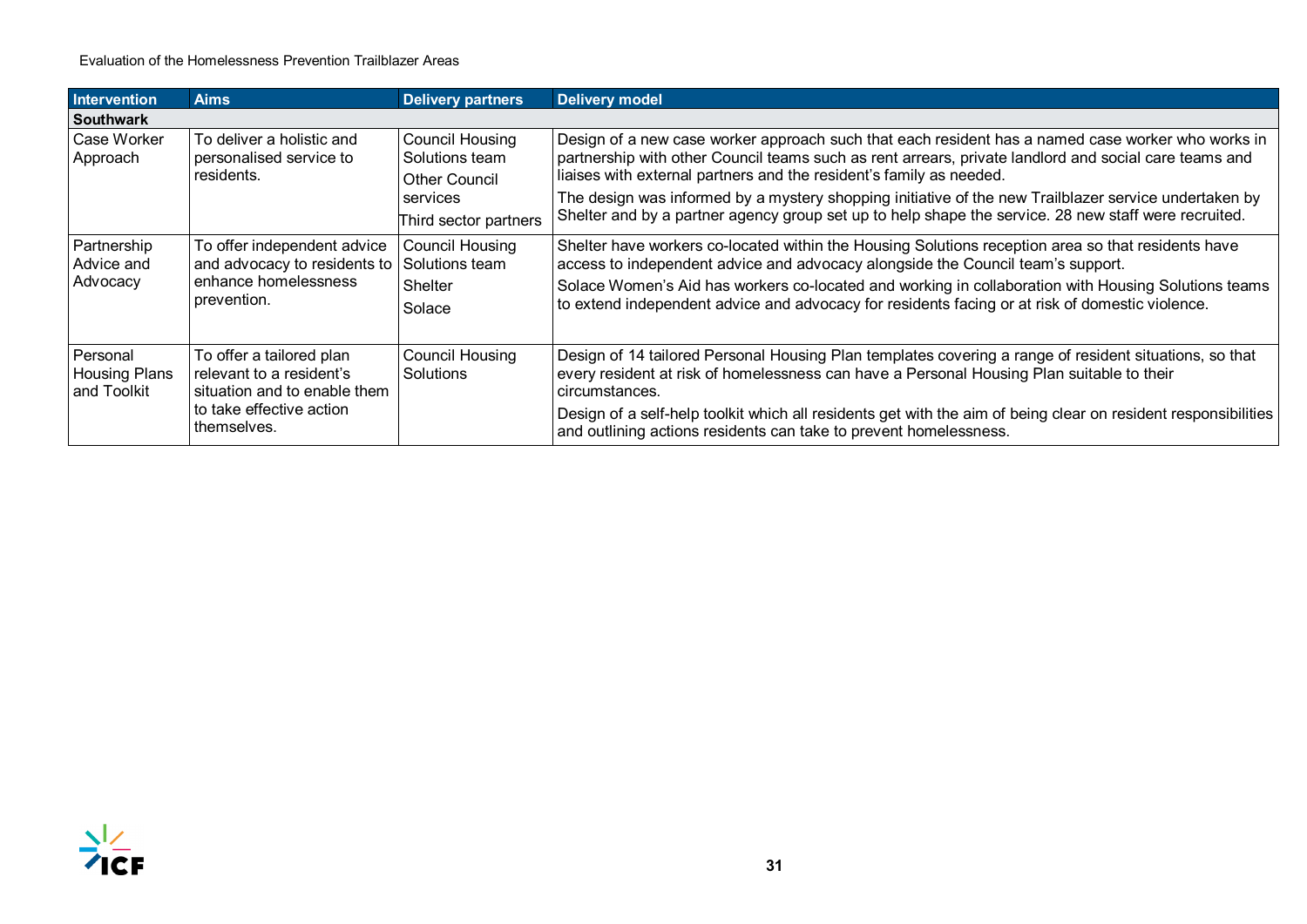| Intervention | Aims | Delivery partners | Delivery model |
|---|---|---|---|
| **Southwark** | | | |
| Case Worker Approach | To deliver a holistic and personalised service to residents. | Council Housing Solutions team<br>Other Council services<br>Third sector partners | Design of a new case worker approach such that each resident has a named case worker who works in partnership with other Council teams such as rent arrears, private landlord and social care teams and liaises with external partners and the resident's family as needed.<br>The design was informed by a mystery shopping initiative of the new Trailblazer service undertaken by Shelter and by a partner agency group set up to help shape the service. 28 new staff were recruited. |
| Partnership Advice and Advocacy | To offer independent advice and advocacy to residents to enhance homelessness prevention. | Council Housing Solutions team<br>Shelter<br>Solace | Shelter have workers co-located within the Housing Solutions reception area so that residents have access to independent advice and advocacy alongside the Council team's support.<br>Solace Women's Aid has workers co-located and working in collaboration with Housing Solutions teams to extend independent advice and advocacy for residents facing or at risk of domestic violence. |
| Personal Housing Plans and Toolkit | To offer a tailored plan relevant to a resident's situation and to enable them to take effective action themselves. | Council Housing Solutions | Design of 14 tailored Personal Housing Plan templates covering a range of resident situations, so that every resident at risk of homelessness can have a Personal Housing Plan suitable to their circumstances.<br>Design of a self-help toolkit which all residents get with the aim of being clear on resident responsibilities and outlining actions residents can take to prevent homelessness. |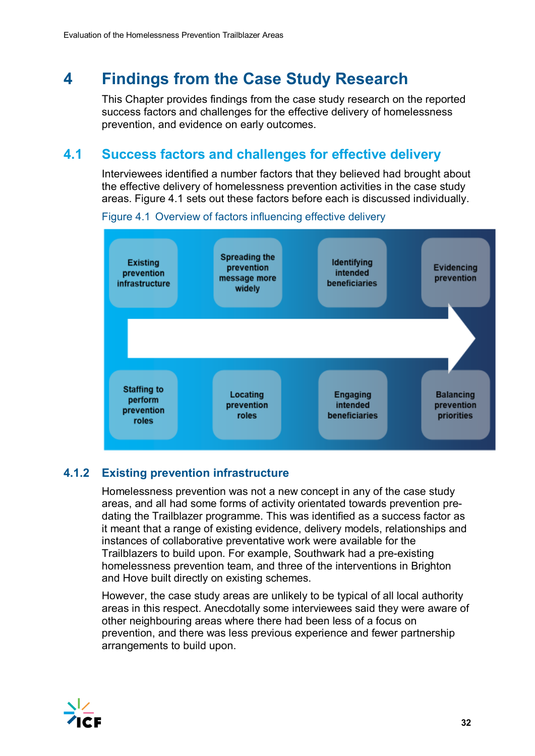# 4 Findings from the Case Study Research

This Chapter provides findings from the case study research on the reported success factors and challenges for the effective delivery of homelessness prevention, and evidence on early outcomes.

## 4.1 Success factors and challenges for effective delivery

Interviewees identified a number factors that they believed had brought about the effective delivery of homelessness prevention activities in the case study areas. Figure 4.1 sets out these factors before each is discussed individually.

Figure 4.1 Overview of factors influencing effective delivery

| Existing prevention infrastructure | Spreading the prevention message more widely | Identifying intended beneficiaries | Evidencing prevention |
|---|---|---|---|
| Staffing to perform prevention roles | Locating prevention roles | Engaging intended beneficiaries | Balancing prevention priorities |

### 4.1.2 Existing prevention infrastructure

Homelessness prevention was not a new concept in any of the case study areas, and all had some forms of activity orientated towards prevention pre-dating the Trailblazer programme. This was identified as a success factor as it meant that a range of existing evidence, delivery models, relationships and instances of collaborative preventative work were available for the Trailblazers to build upon. For example, Southwark had a pre-existing homelessness prevention team, and three of the interventions in Brighton and Hove built directly on existing schemes.

However, the case study areas are unlikely to be typical of all local authority areas in this respect. Anecdotally some interviewees said they were aware of other neighbouring areas where there had been less of a focus on prevention, and there was less previous experience and fewer partnership arrangements to build upon.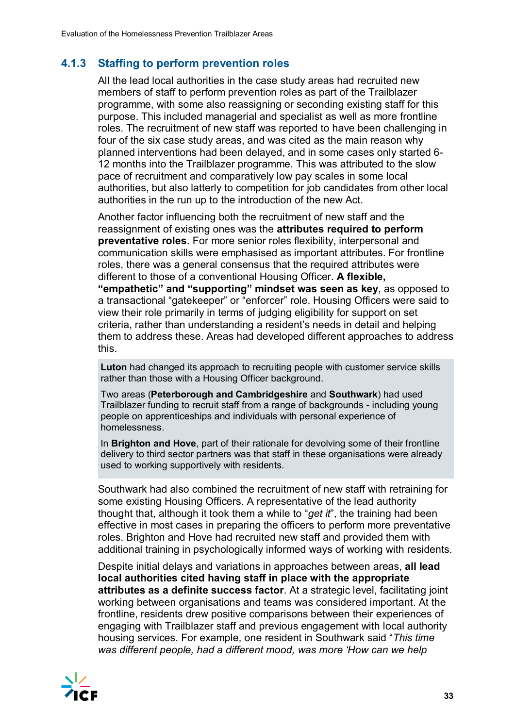### 4.1.3 Staffing to perform prevention roles

All the lead local authorities in the case study areas had recruited new members of staff to perform prevention roles as part of the Trailblazer programme, with some also reassigning or seconding existing staff for this purpose. This included managerial and specialist as well as more frontline roles. The recruitment of new staff was reported to have been challenging in four of the six case study areas, and was cited as the main reason why planned interventions had been delayed, and in some cases only started 6-12 months into the Trailblazer programme. This was attributed to the slow pace of recruitment and comparatively low pay scales in some local authorities, but also latterly to competition for job candidates from other local authorities in the run up to the introduction of the new Act.

Another factor influencing both the recruitment of new staff and the reassignment of existing ones was the **attributes required to perform preventative roles**. For more senior roles flexibility, interpersonal and communication skills were emphasised as important attributes. For frontline roles, there was a general consensus that the required attributes were different to those of a conventional Housing Officer. **A flexible, "empathetic" and "supporting" mindset was seen as key**, as opposed to a transactional "gatekeeper" or "enforcer" role. Housing Officers were said to view their role primarily in terms of judging eligibility for support on set criteria, rather than understanding a resident's needs in detail and helping them to address these. Areas had developed different approaches to address this.

> **Luton** had changed its approach to recruiting people with customer service skills rather than those with a Housing Officer background.
>
> Two areas (**Peterborough and Cambridgeshire** and **Southwark**) had used Trailblazer funding to recruit staff from a range of backgrounds - including young people on apprenticeships and individuals with personal experience of homelessness.
>
> In **Brighton and Hove**, part of their rationale for devolving some of their frontline delivery to third sector partners was that staff in these organisations were already used to working supportively with residents.

Southwark had also combined the recruitment of new staff with retraining for some existing Housing Officers. A representative of the lead authority thought that, although it took them a while to "*get it*", the training had been effective in most cases in preparing the officers to perform more preventative roles. Brighton and Hove had recruited new staff and provided them with additional training in psychologically informed ways of working with residents.

Despite initial delays and variations in approaches between areas, **all lead local authorities cited having staff in place with the appropriate attributes as a definite success factor**. At a strategic level, facilitating joint working between organisations and teams was considered important. At the frontline, residents drew positive comparisons between their experiences of engaging with Trailblazer staff and previous engagement with local authority housing services. For example, one resident in Southwark said "*This time was different people, had a different mood, was more 'How can we help*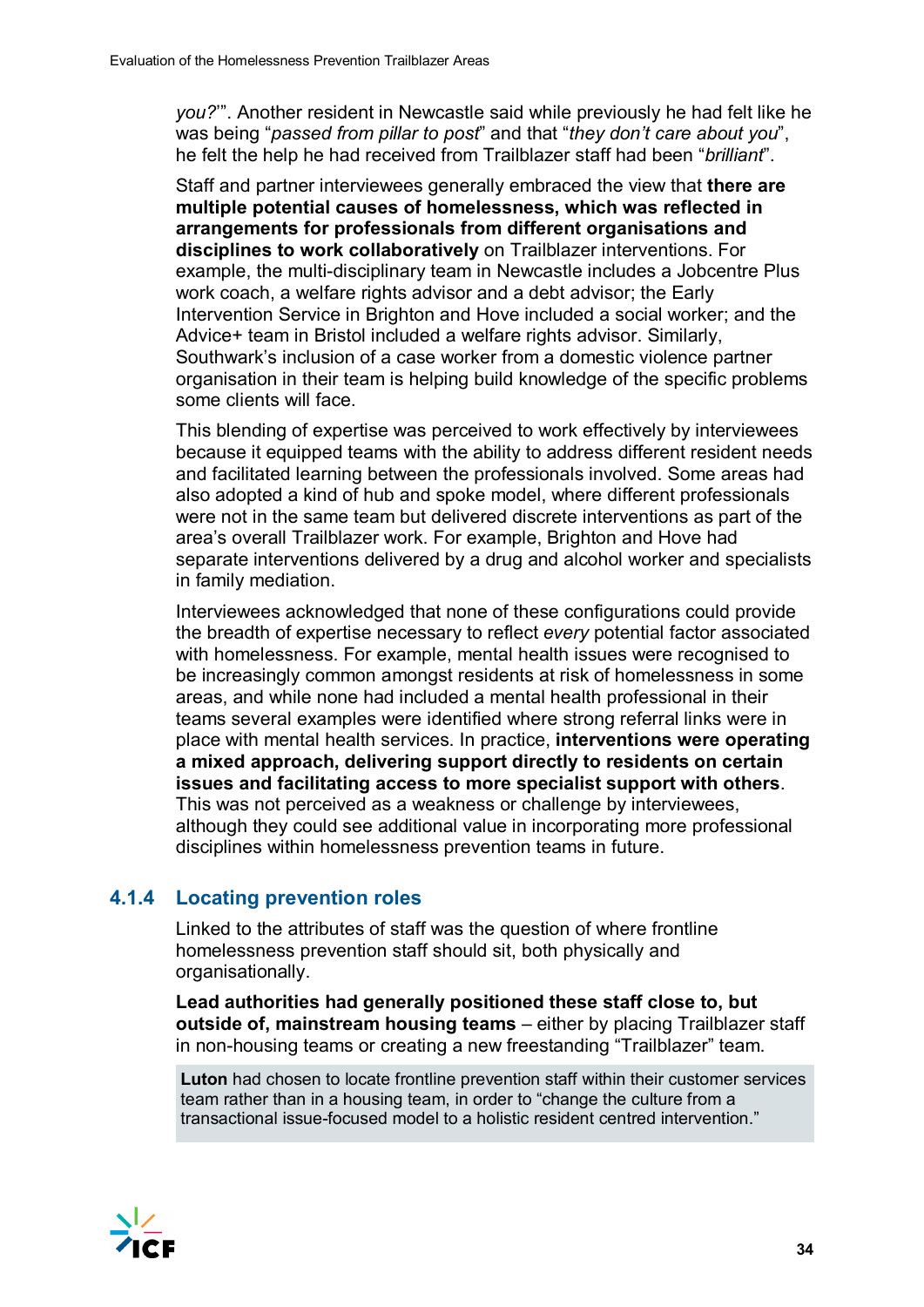*you?*'". Another resident in Newcastle said while previously he had felt like he was being "*passed from pillar to post*" and that "*they don't care about you*", he felt the help he had received from Trailblazer staff had been "*brilliant*".

Staff and partner interviewees generally embraced the view that **there are multiple potential causes of homelessness, which was reflected in arrangements for professionals from different organisations and disciplines to work collaboratively** on Trailblazer interventions. For example, the multi-disciplinary team in Newcastle includes a Jobcentre Plus work coach, a welfare rights advisor and a debt advisor; the Early Intervention Service in Brighton and Hove included a social worker; and the Advice+ team in Bristol included a welfare rights advisor. Similarly, Southwark's inclusion of a case worker from a domestic violence partner organisation in their team is helping build knowledge of the specific problems some clients will face.

This blending of expertise was perceived to work effectively by interviewees because it equipped teams with the ability to address different resident needs and facilitated learning between the professionals involved. Some areas had also adopted a kind of hub and spoke model, where different professionals were not in the same team but delivered discrete interventions as part of the area's overall Trailblazer work. For example, Brighton and Hove had separate interventions delivered by a drug and alcohol worker and specialists in family mediation.

Interviewees acknowledged that none of these configurations could provide the breadth of expertise necessary to reflect *every* potential factor associated with homelessness. For example, mental health issues were recognised to be increasingly common amongst residents at risk of homelessness in some areas, and while none had included a mental health professional in their teams several examples were identified where strong referral links were in place with mental health services. In practice, **interventions were operating a mixed approach, delivering support directly to residents on certain issues and facilitating access to more specialist support with others**. This was not perceived as a weakness or challenge by interviewees, although they could see additional value in incorporating more professional disciplines within homelessness prevention teams in future.

### 4.1.4 Locating prevention roles

Linked to the attributes of staff was the question of where frontline homelessness prevention staff should sit, both physically and organisationally.

**Lead authorities had generally positioned these staff close to, but outside of, mainstream housing teams** – either by placing Trailblazer staff in non-housing teams or creating a new freestanding "Trailblazer" team.

> **Luton** had chosen to locate frontline prevention staff within their customer services team rather than in a housing team, in order to "change the culture from a transactional issue-focused model to a holistic resident centred intervention."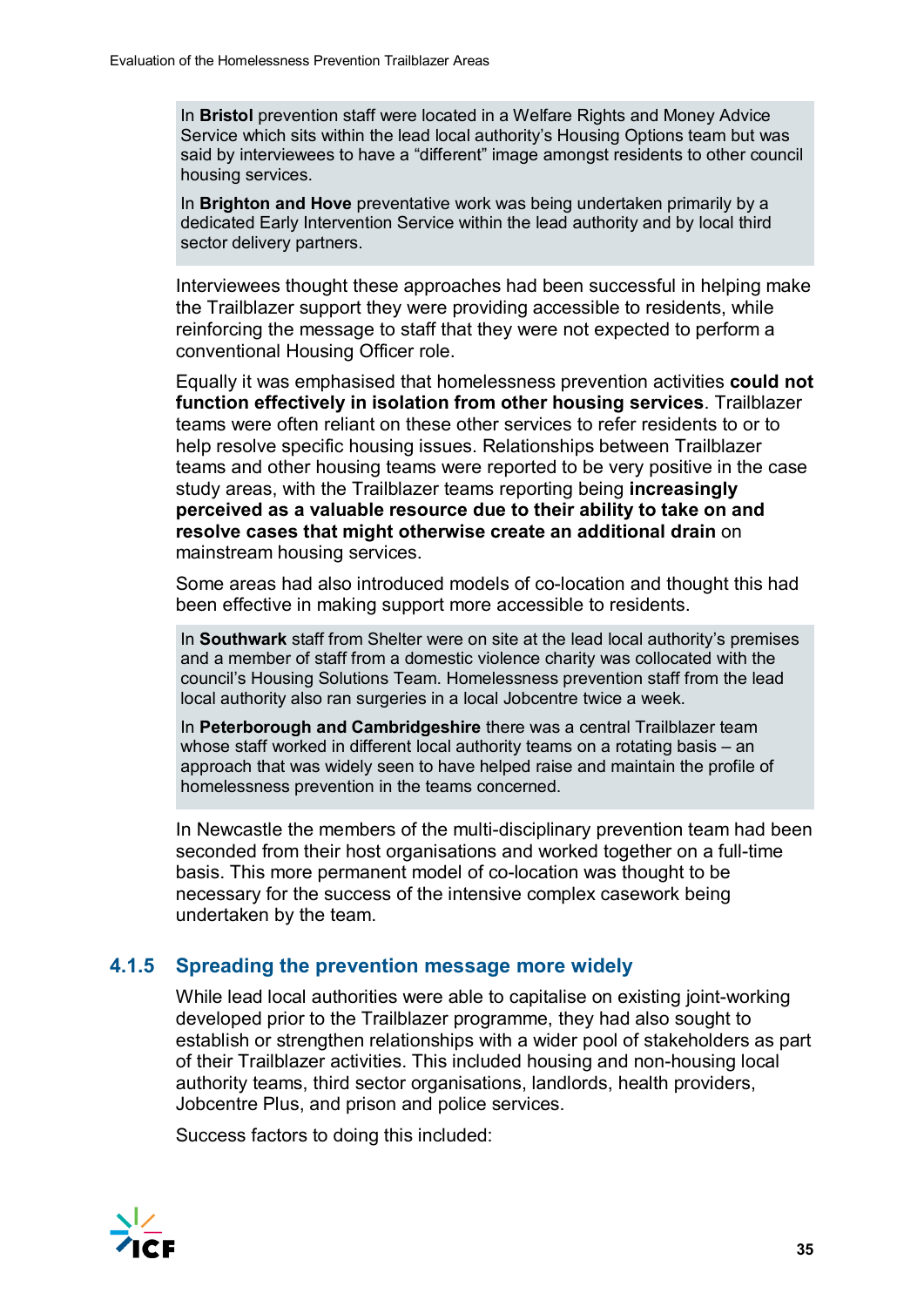In **Bristol** prevention staff were located in a Welfare Rights and Money Advice Service which sits within the lead local authority's Housing Options team but was said by interviewees to have a "different" image amongst residents to other council housing services.

In **Brighton and Hove** preventative work was being undertaken primarily by a dedicated Early Intervention Service within the lead authority and by local third sector delivery partners.

Interviewees thought these approaches had been successful in helping make the Trailblazer support they were providing accessible to residents, while reinforcing the message to staff that they were not expected to perform a conventional Housing Officer role.

Equally it was emphasised that homelessness prevention activities **could not function effectively in isolation from other housing services**. Trailblazer teams were often reliant on these other services to refer residents to or to help resolve specific housing issues. Relationships between Trailblazer teams and other housing teams were reported to be very positive in the case study areas, with the Trailblazer teams reporting being **increasingly perceived as a valuable resource due to their ability to take on and resolve cases that might otherwise create an additional drain** on mainstream housing services.

Some areas had also introduced models of co-location and thought this had been effective in making support more accessible to residents.

In **Southwark** staff from Shelter were on site at the lead local authority's premises and a member of staff from a domestic violence charity was collocated with the council's Housing Solutions Team. Homelessness prevention staff from the lead local authority also ran surgeries in a local Jobcentre twice a week.

In **Peterborough and Cambridgeshire** there was a central Trailblazer team whose staff worked in different local authority teams on a rotating basis – an approach that was widely seen to have helped raise and maintain the profile of homelessness prevention in the teams concerned.

In Newcastle the members of the multi-disciplinary prevention team had been seconded from their host organisations and worked together on a full-time basis. This more permanent model of co-location was thought to be necessary for the success of the intensive complex casework being undertaken by the team.

### 4.1.5 Spreading the prevention message more widely

While lead local authorities were able to capitalise on existing joint-working developed prior to the Trailblazer programme, they had also sought to establish or strengthen relationships with a wider pool of stakeholders as part of their Trailblazer activities. This included housing and non-housing local authority teams, third sector organisations, landlords, health providers, Jobcentre Plus, and prison and police services.

Success factors to doing this included: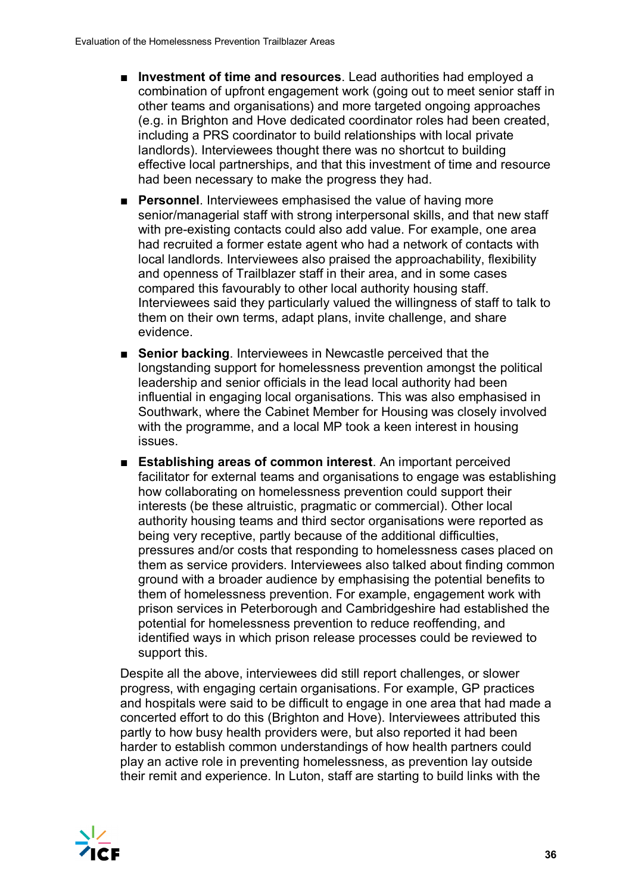- **Investment of time and resources**. Lead authorities had employed a combination of upfront engagement work (going out to meet senior staff in other teams and organisations) and more targeted ongoing approaches (e.g. in Brighton and Hove dedicated coordinator roles had been created, including a PRS coordinator to build relationships with local private landlords). Interviewees thought there was no shortcut to building effective local partnerships, and that this investment of time and resource had been necessary to make the progress they had.
- **Personnel**. Interviewees emphasised the value of having more senior/managerial staff with strong interpersonal skills, and that new staff with pre-existing contacts could also add value. For example, one area had recruited a former estate agent who had a network of contacts with local landlords. Interviewees also praised the approachability, flexibility and openness of Trailblazer staff in their area, and in some cases compared this favourably to other local authority housing staff. Interviewees said they particularly valued the willingness of staff to talk to them on their own terms, adapt plans, invite challenge, and share evidence.
- **Senior backing**. Interviewees in Newcastle perceived that the longstanding support for homelessness prevention amongst the political leadership and senior officials in the lead local authority had been influential in engaging local organisations. This was also emphasised in Southwark, where the Cabinet Member for Housing was closely involved with the programme, and a local MP took a keen interest in housing issues.
- **Establishing areas of common interest**. An important perceived facilitator for external teams and organisations to engage was establishing how collaborating on homelessness prevention could support their interests (be these altruistic, pragmatic or commercial). Other local authority housing teams and third sector organisations were reported as being very receptive, partly because of the additional difficulties, pressures and/or costs that responding to homelessness cases placed on them as service providers. Interviewees also talked about finding common ground with a broader audience by emphasising the potential benefits to them of homelessness prevention. For example, engagement work with prison services in Peterborough and Cambridgeshire had established the potential for homelessness prevention to reduce reoffending, and identified ways in which prison release processes could be reviewed to support this.

Despite all the above, interviewees did still report challenges, or slower progress, with engaging certain organisations. For example, GP practices and hospitals were said to be difficult to engage in one area that had made a concerted effort to do this (Brighton and Hove). Interviewees attributed this partly to how busy health providers were, but also reported it had been harder to establish common understandings of how health partners could play an active role in preventing homelessness, as prevention lay outside their remit and experience. In Luton, staff are starting to build links with the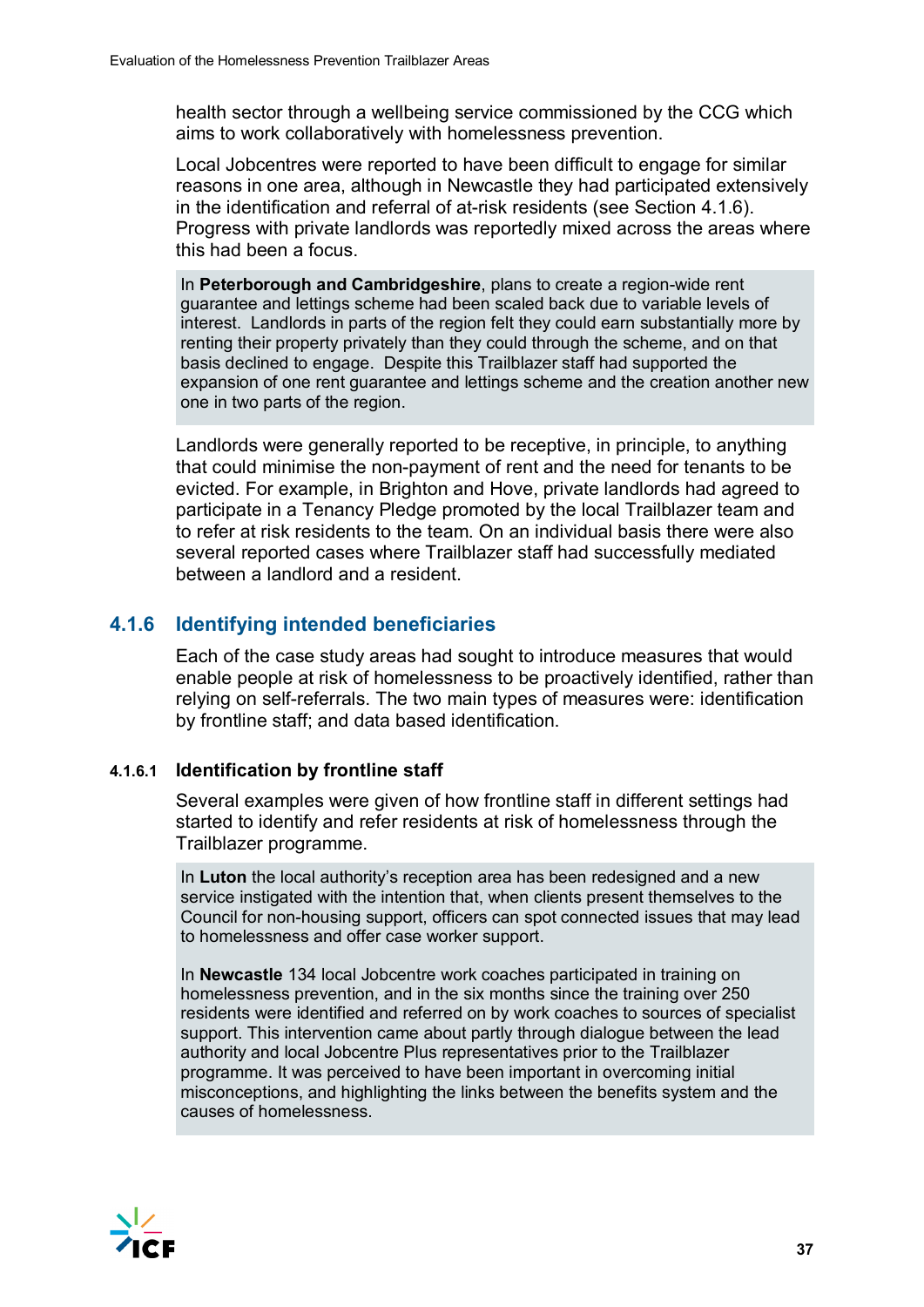health sector through a wellbeing service commissioned by the CCG which aims to work collaboratively with homelessness prevention.

Local Jobcentres were reported to have been difficult to engage for similar reasons in one area, although in Newcastle they had participated extensively in the identification and referral of at-risk residents (see Section 4.1.6). Progress with private landlords was reportedly mixed across the areas where this had been a focus.

> In **Peterborough and Cambridgeshire**, plans to create a region-wide rent guarantee and lettings scheme had been scaled back due to variable levels of interest. Landlords in parts of the region felt they could earn substantially more by renting their property privately than they could through the scheme, and on that basis declined to engage. Despite this Trailblazer staff had supported the expansion of one rent guarantee and lettings scheme and the creation another new one in two parts of the region.

Landlords were generally reported to be receptive, in principle, to anything that could minimise the non-payment of rent and the need for tenants to be evicted. For example, in Brighton and Hove, private landlords had agreed to participate in a Tenancy Pledge promoted by the local Trailblazer team and to refer at risk residents to the team. On an individual basis there were also several reported cases where Trailblazer staff had successfully mediated between a landlord and a resident.

### 4.1.6 Identifying intended beneficiaries

Each of the case study areas had sought to introduce measures that would enable people at risk of homelessness to be proactively identified, rather than relying on self-referrals. The two main types of measures were: identification by frontline staff; and data based identification.

#### 4.1.6.1 Identification by frontline staff

Several examples were given of how frontline staff in different settings had started to identify and refer residents at risk of homelessness through the Trailblazer programme.

> In **Luton** the local authority's reception area has been redesigned and a new service instigated with the intention that, when clients present themselves to the Council for non-housing support, officers can spot connected issues that may lead to homelessness and offer case worker support.
>
> In **Newcastle** 134 local Jobcentre work coaches participated in training on homelessness prevention, and in the six months since the training over 250 residents were identified and referred on by work coaches to sources of specialist support. This intervention came about partly through dialogue between the lead authority and local Jobcentre Plus representatives prior to the Trailblazer programme. It was perceived to have been important in overcoming initial misconceptions, and highlighting the links between the benefits system and the causes of homelessness.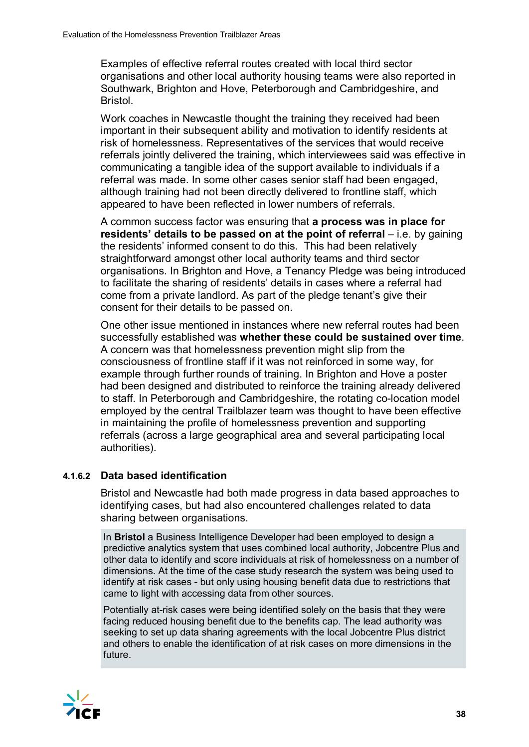Examples of effective referral routes created with local third sector organisations and other local authority housing teams were also reported in Southwark, Brighton and Hove, Peterborough and Cambridgeshire, and Bristol.

Work coaches in Newcastle thought the training they received had been important in their subsequent ability and motivation to identify residents at risk of homelessness. Representatives of the services that would receive referrals jointly delivered the training, which interviewees said was effective in communicating a tangible idea of the support available to individuals if a referral was made. In some other cases senior staff had been engaged, although training had not been directly delivered to frontline staff, which appeared to have been reflected in lower numbers of referrals.

A common success factor was ensuring that **a process was in place for residents' details to be passed on at the point of referral** – i.e. by gaining the residents' informed consent to do this. This had been relatively straightforward amongst other local authority teams and third sector organisations. In Brighton and Hove, a Tenancy Pledge was being introduced to facilitate the sharing of residents' details in cases where a referral had come from a private landlord. As part of the pledge tenant's give their consent for their details to be passed on.

One other issue mentioned in instances where new referral routes had been successfully established was **whether these could be sustained over time**. A concern was that homelessness prevention might slip from the consciousness of frontline staff if it was not reinforced in some way, for example through further rounds of training. In Brighton and Hove a poster had been designed and distributed to reinforce the training already delivered to staff. In Peterborough and Cambridgeshire, the rotating co-location model employed by the central Trailblazer team was thought to have been effective in maintaining the profile of homelessness prevention and supporting referrals (across a large geographical area and several participating local authorities).

#### 4.1.6.2 Data based identification

Bristol and Newcastle had both made progress in data based approaches to identifying cases, but had also encountered challenges related to data sharing between organisations.

> In **Bristol** a Business Intelligence Developer had been employed to design a predictive analytics system that uses combined local authority, Jobcentre Plus and other data to identify and score individuals at risk of homelessness on a number of dimensions. At the time of the case study research the system was being used to identify at risk cases - but only using housing benefit data due to restrictions that came to light with accessing data from other sources.
>
> Potentially at-risk cases were being identified solely on the basis that they were facing reduced housing benefit due to the benefits cap. The lead authority was seeking to set up data sharing agreements with the local Jobcentre Plus district and others to enable the identification of at risk cases on more dimensions in the future.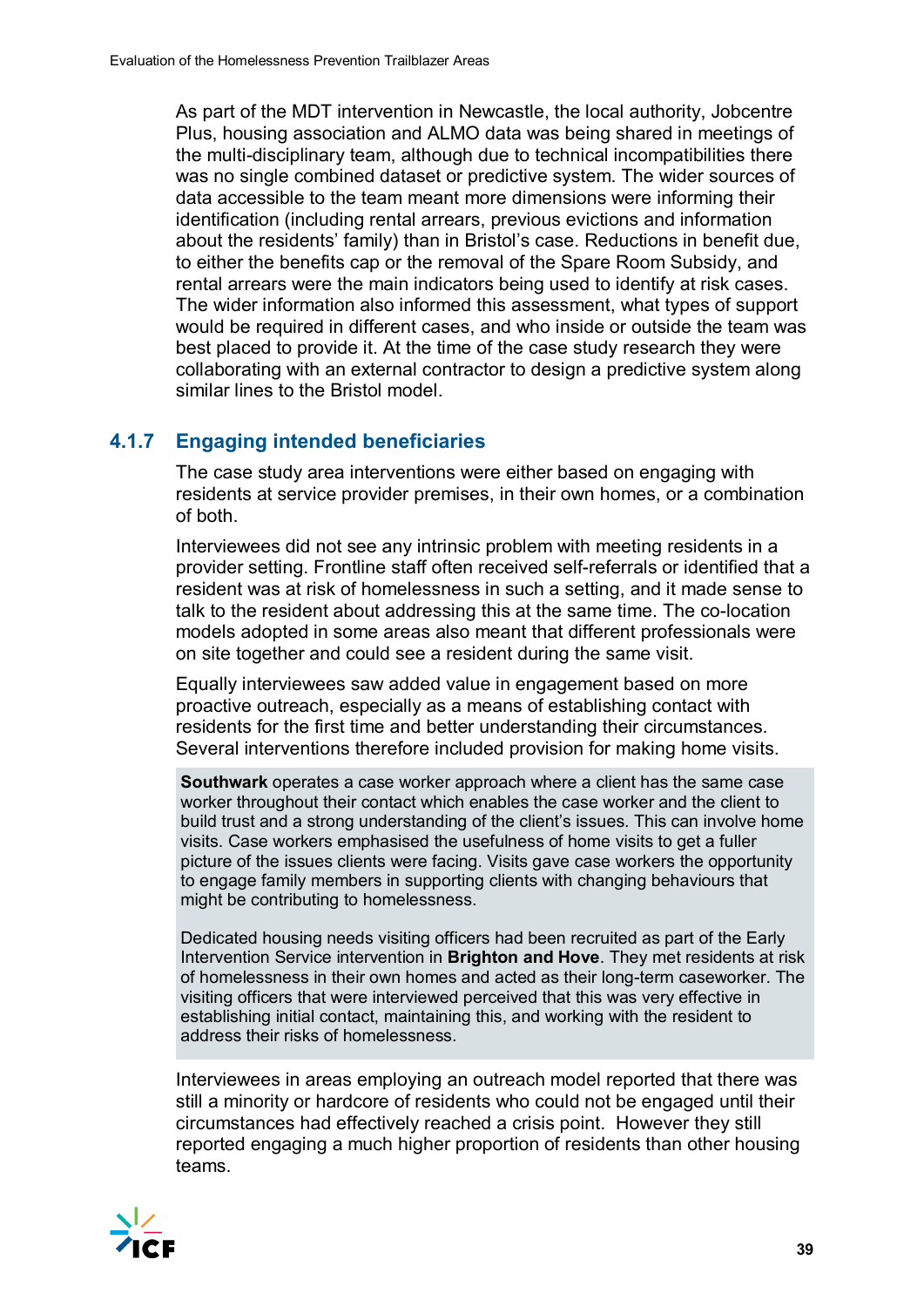As part of the MDT intervention in Newcastle, the local authority, Jobcentre Plus, housing association and ALMO data was being shared in meetings of the multi-disciplinary team, although due to technical incompatibilities there was no single combined dataset or predictive system. The wider sources of data accessible to the team meant more dimensions were informing their identification (including rental arrears, previous evictions and information about the residents' family) than in Bristol's case. Reductions in benefit due, to either the benefits cap or the removal of the Spare Room Subsidy, and rental arrears were the main indicators being used to identify at risk cases. The wider information also informed this assessment, what types of support would be required in different cases, and who inside or outside the team was best placed to provide it. At the time of the case study research they were collaborating with an external contractor to design a predictive system along similar lines to the Bristol model.

### 4.1.7 Engaging intended beneficiaries

The case study area interventions were either based on engaging with residents at service provider premises, in their own homes, or a combination of both.

Interviewees did not see any intrinsic problem with meeting residents in a provider setting. Frontline staff often received self-referrals or identified that a resident was at risk of homelessness in such a setting, and it made sense to talk to the resident about addressing this at the same time. The co-location models adopted in some areas also meant that different professionals were on site together and could see a resident during the same visit.

Equally interviewees saw added value in engagement based on more proactive outreach, especially as a means of establishing contact with residents for the first time and better understanding their circumstances. Several interventions therefore included provision for making home visits.

> **Southwark** operates a case worker approach where a client has the same case worker throughout their contact which enables the case worker and the client to build trust and a strong understanding of the client's issues. This can involve home visits. Case workers emphasised the usefulness of home visits to get a fuller picture of the issues clients were facing. Visits gave case workers the opportunity to engage family members in supporting clients with changing behaviours that might be contributing to homelessness.
>
> Dedicated housing needs visiting officers had been recruited as part of the Early Intervention Service intervention in **Brighton and Hove**. They met residents at risk of homelessness in their own homes and acted as their long-term caseworker. The visiting officers that were interviewed perceived that this was very effective in establishing initial contact, maintaining this, and working with the resident to address their risks of homelessness.

Interviewees in areas employing an outreach model reported that there was still a minority or hardcore of residents who could not be engaged until their circumstances had effectively reached a crisis point. However they still reported engaging a much higher proportion of residents than other housing teams.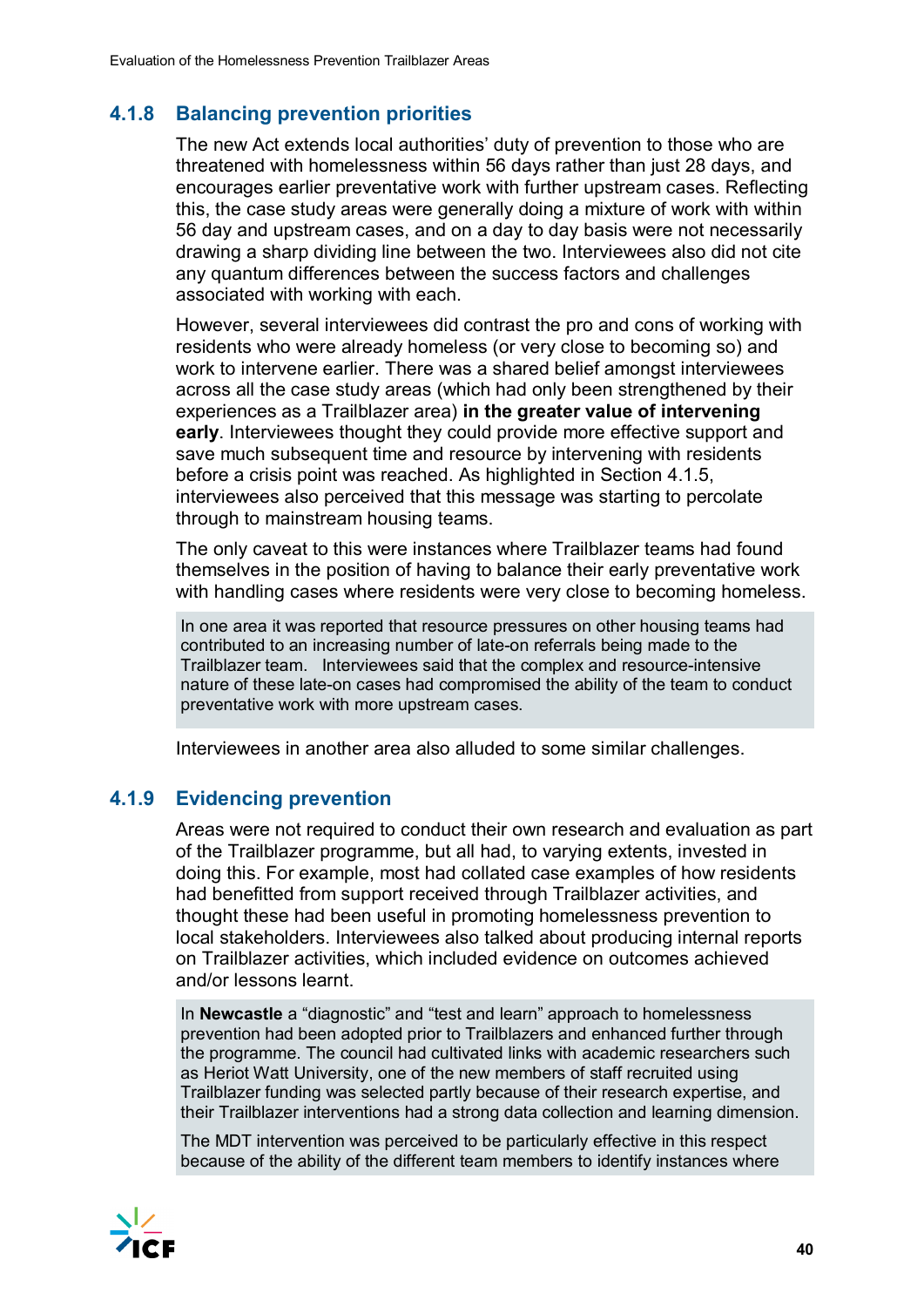### 4.1.8 Balancing prevention priorities

The new Act extends local authorities' duty of prevention to those who are threatened with homelessness within 56 days rather than just 28 days, and encourages earlier preventative work with further upstream cases. Reflecting this, the case study areas were generally doing a mixture of work with within 56 day and upstream cases, and on a day to day basis were not necessarily drawing a sharp dividing line between the two. Interviewees also did not cite any quantum differences between the success factors and challenges associated with working with each.

However, several interviewees did contrast the pro and cons of working with residents who were already homeless (or very close to becoming so) and work to intervene earlier. There was a shared belief amongst interviewees across all the case study areas (which had only been strengthened by their experiences as a Trailblazer area) **in the greater value of intervening early**. Interviewees thought they could provide more effective support and save much subsequent time and resource by intervening with residents before a crisis point was reached. As highlighted in Section 4.1.5, interviewees also perceived that this message was starting to percolate through to mainstream housing teams.

The only caveat to this were instances where Trailblazer teams had found themselves in the position of having to balance their early preventative work with handling cases where residents were very close to becoming homeless.

> In one area it was reported that resource pressures on other housing teams had contributed to an increasing number of late-on referrals being made to the Trailblazer team. Interviewees said that the complex and resource-intensive nature of these late-on cases had compromised the ability of the team to conduct preventative work with more upstream cases.

Interviewees in another area also alluded to some similar challenges.

### 4.1.9 Evidencing prevention

Areas were not required to conduct their own research and evaluation as part of the Trailblazer programme, but all had, to varying extents, invested in doing this. For example, most had collated case examples of how residents had benefitted from support received through Trailblazer activities, and thought these had been useful in promoting homelessness prevention to local stakeholders. Interviewees also talked about producing internal reports on Trailblazer activities, which included evidence on outcomes achieved and/or lessons learnt.

> In **Newcastle** a "diagnostic" and "test and learn" approach to homelessness prevention had been adopted prior to Trailblazers and enhanced further through the programme. The council had cultivated links with academic researchers such as Heriot Watt University, one of the new members of staff recruited using Trailblazer funding was selected partly because of their research expertise, and their Trailblazer interventions had a strong data collection and learning dimension.
>
> The MDT intervention was perceived to be particularly effective in this respect because of the ability of the different team members to identify instances where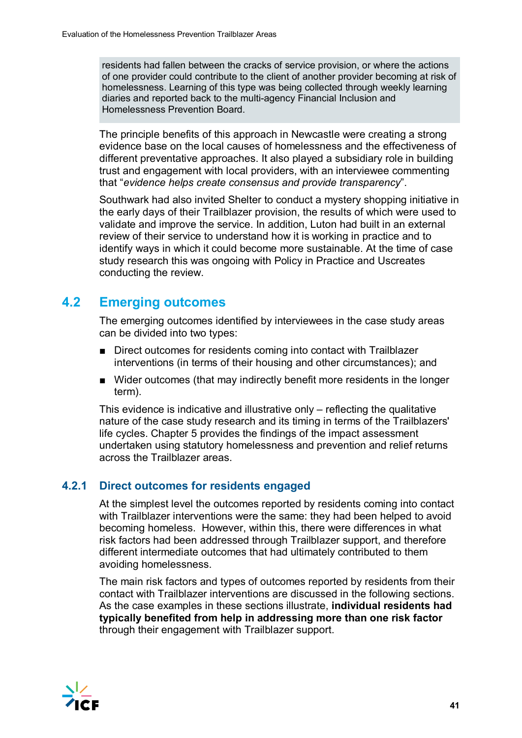residents had fallen between the cracks of service provision, or where the actions of one provider could contribute to the client of another provider becoming at risk of homelessness. Learning of this type was being collected through weekly learning diaries and reported back to the multi-agency Financial Inclusion and Homelessness Prevention Board.

The principle benefits of this approach in Newcastle were creating a strong evidence base on the local causes of homelessness and the effectiveness of different preventative approaches. It also played a subsidiary role in building trust and engagement with local providers, with an interviewee commenting that "*evidence helps create consensus and provide transparency*".

Southwark had also invited Shelter to conduct a mystery shopping initiative in the early days of their Trailblazer provision, the results of which were used to validate and improve the service. In addition, Luton had built in an external review of their service to understand how it is working in practice and to identify ways in which it could become more sustainable. At the time of case study research this was ongoing with Policy in Practice and Uscreates conducting the review.

## 4.2 Emerging outcomes

The emerging outcomes identified by interviewees in the case study areas can be divided into two types:

- Direct outcomes for residents coming into contact with Trailblazer interventions (in terms of their housing and other circumstances); and
- Wider outcomes (that may indirectly benefit more residents in the longer term).

This evidence is indicative and illustrative only – reflecting the qualitative nature of the case study research and its timing in terms of the Trailblazers' life cycles. Chapter 5 provides the findings of the impact assessment undertaken using statutory homelessness and prevention and relief returns across the Trailblazer areas.

### 4.2.1 Direct outcomes for residents engaged

At the simplest level the outcomes reported by residents coming into contact with Trailblazer interventions were the same: they had been helped to avoid becoming homeless. However, within this, there were differences in what risk factors had been addressed through Trailblazer support, and therefore different intermediate outcomes that had ultimately contributed to them avoiding homelessness.

The main risk factors and types of outcomes reported by residents from their contact with Trailblazer interventions are discussed in the following sections. As the case examples in these sections illustrate, **individual residents had typically benefited from help in addressing more than one risk factor** through their engagement with Trailblazer support.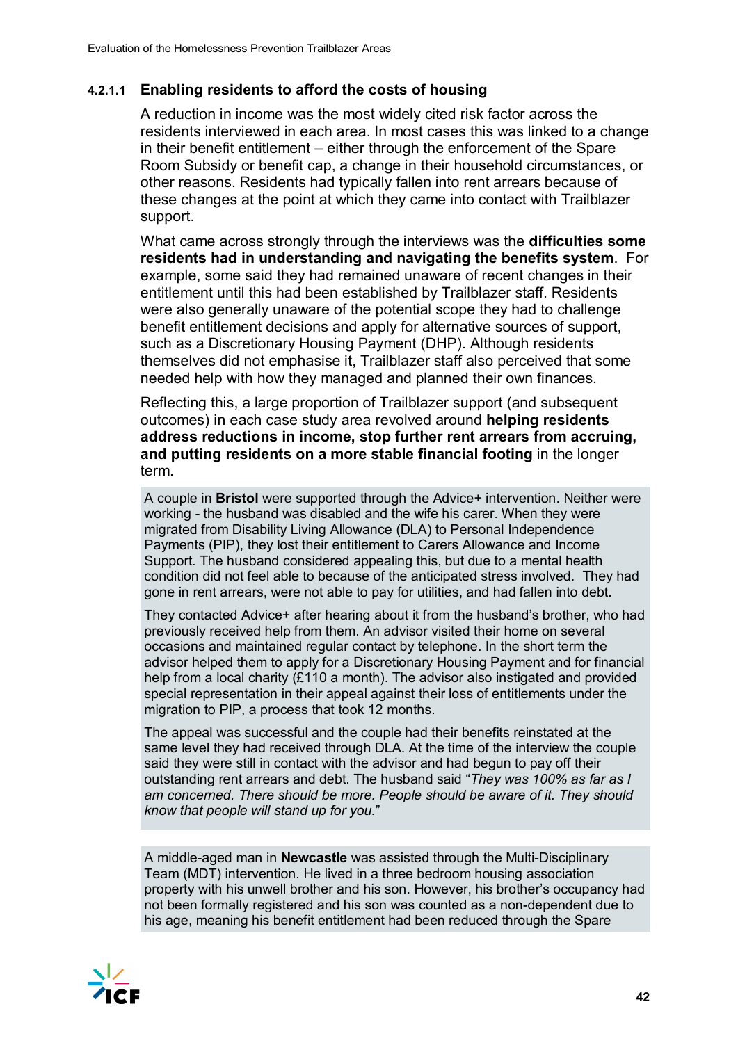#### 4.2.1.1 Enabling residents to afford the costs of housing

A reduction in income was the most widely cited risk factor across the residents interviewed in each area. In most cases this was linked to a change in their benefit entitlement – either through the enforcement of the Spare Room Subsidy or benefit cap, a change in their household circumstances, or other reasons. Residents had typically fallen into rent arrears because of these changes at the point at which they came into contact with Trailblazer support.

What came across strongly through the interviews was the **difficulties some residents had in understanding and navigating the benefits system**. For example, some said they had remained unaware of recent changes in their entitlement until this had been established by Trailblazer staff. Residents were also generally unaware of the potential scope they had to challenge benefit entitlement decisions and apply for alternative sources of support, such as a Discretionary Housing Payment (DHP). Although residents themselves did not emphasise it, Trailblazer staff also perceived that some needed help with how they managed and planned their own finances.

Reflecting this, a large proportion of Trailblazer support (and subsequent outcomes) in each case study area revolved around **helping residents address reductions in income, stop further rent arrears from accruing, and putting residents on a more stable financial footing** in the longer term.

> A couple in **Bristol** were supported through the Advice+ intervention. Neither were working - the husband was disabled and the wife his carer. When they were migrated from Disability Living Allowance (DLA) to Personal Independence Payments (PIP), they lost their entitlement to Carers Allowance and Income Support. The husband considered appealing this, but due to a mental health condition did not feel able to because of the anticipated stress involved. They had gone in rent arrears, were not able to pay for utilities, and had fallen into debt.
>
> They contacted Advice+ after hearing about it from the husband's brother, who had previously received help from them. An advisor visited their home on several occasions and maintained regular contact by telephone. In the short term the advisor helped them to apply for a Discretionary Housing Payment and for financial help from a local charity (£110 a month). The advisor also instigated and provided special representation in their appeal against their loss of entitlements under the migration to PIP, a process that took 12 months.
>
> The appeal was successful and the couple had their benefits reinstated at the same level they had received through DLA. At the time of the interview the couple said they were still in contact with the advisor and had begun to pay off their outstanding rent arrears and debt. The husband said "*They was 100% as far as I am concerned. There should be more. People should be aware of it. They should know that people will stand up for you.*"

> A middle-aged man in **Newcastle** was assisted through the Multi-Disciplinary Team (MDT) intervention. He lived in a three bedroom housing association property with his unwell brother and his son. However, his brother's occupancy had not been formally registered and his son was counted as a non-dependent due to his age, meaning his benefit entitlement had been reduced through the Spare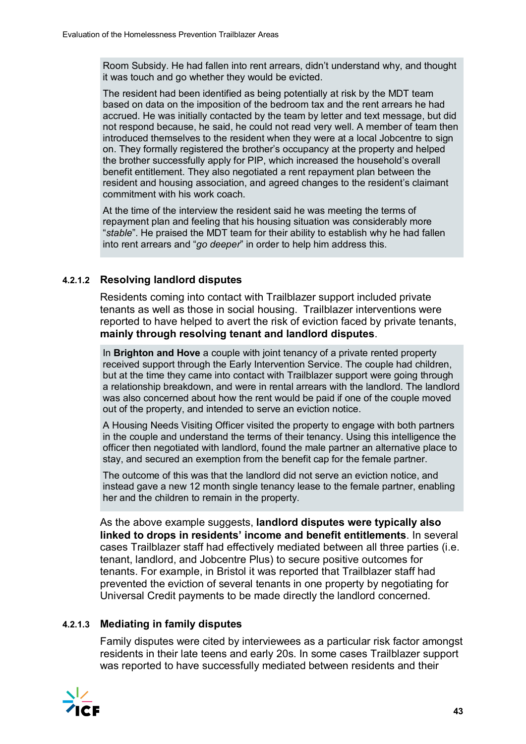> Room Subsidy. He had fallen into rent arrears, didn't understand why, and thought it was touch and go whether they would be evicted.
>
> The resident had been identified as being potentially at risk by the MDT team based on data on the imposition of the bedroom tax and the rent arrears he had accrued. He was initially contacted by the team by letter and text message, but did not respond because, he said, he could not read very well. A member of team then introduced themselves to the resident when they were at a local Jobcentre to sign on. They formally registered the brother's occupancy at the property and helped the brother successfully apply for PIP, which increased the household's overall benefit entitlement. They also negotiated a rent repayment plan between the resident and housing association, and agreed changes to the resident's claimant commitment with his work coach.
>
> At the time of the interview the resident said he was meeting the terms of repayment plan and feeling that his housing situation was considerably more "*stable*". He praised the MDT team for their ability to establish why he had fallen into rent arrears and "*go deeper*" in order to help him address this.

#### 4.2.1.2 Resolving landlord disputes

Residents coming into contact with Trailblazer support included private tenants as well as those in social housing. Trailblazer interventions were reported to have helped to avert the risk of eviction faced by private tenants, **mainly through resolving tenant and landlord disputes**.

> In **Brighton and Hove** a couple with joint tenancy of a private rented property received support through the Early Intervention Service. The couple had children, but at the time they came into contact with Trailblazer support were going through a relationship breakdown, and were in rental arrears with the landlord. The landlord was also concerned about how the rent would be paid if one of the couple moved out of the property, and intended to serve an eviction notice.
>
> A Housing Needs Visiting Officer visited the property to engage with both partners in the couple and understand the terms of their tenancy. Using this intelligence the officer then negotiated with landlord, found the male partner an alternative place to stay, and secured an exemption from the benefit cap for the female partner.
>
> The outcome of this was that the landlord did not serve an eviction notice, and instead gave a new 12 month single tenancy lease to the female partner, enabling her and the children to remain in the property.

As the above example suggests, **landlord disputes were typically also linked to drops in residents' income and benefit entitlements**. In several cases Trailblazer staff had effectively mediated between all three parties (i.e. tenant, landlord, and Jobcentre Plus) to secure positive outcomes for tenants. For example, in Bristol it was reported that Trailblazer staff had prevented the eviction of several tenants in one property by negotiating for Universal Credit payments to be made directly the landlord concerned.

#### 4.2.1.3 Mediating in family disputes

Family disputes were cited by interviewees as a particular risk factor amongst residents in their late teens and early 20s. In some cases Trailblazer support was reported to have successfully mediated between residents and their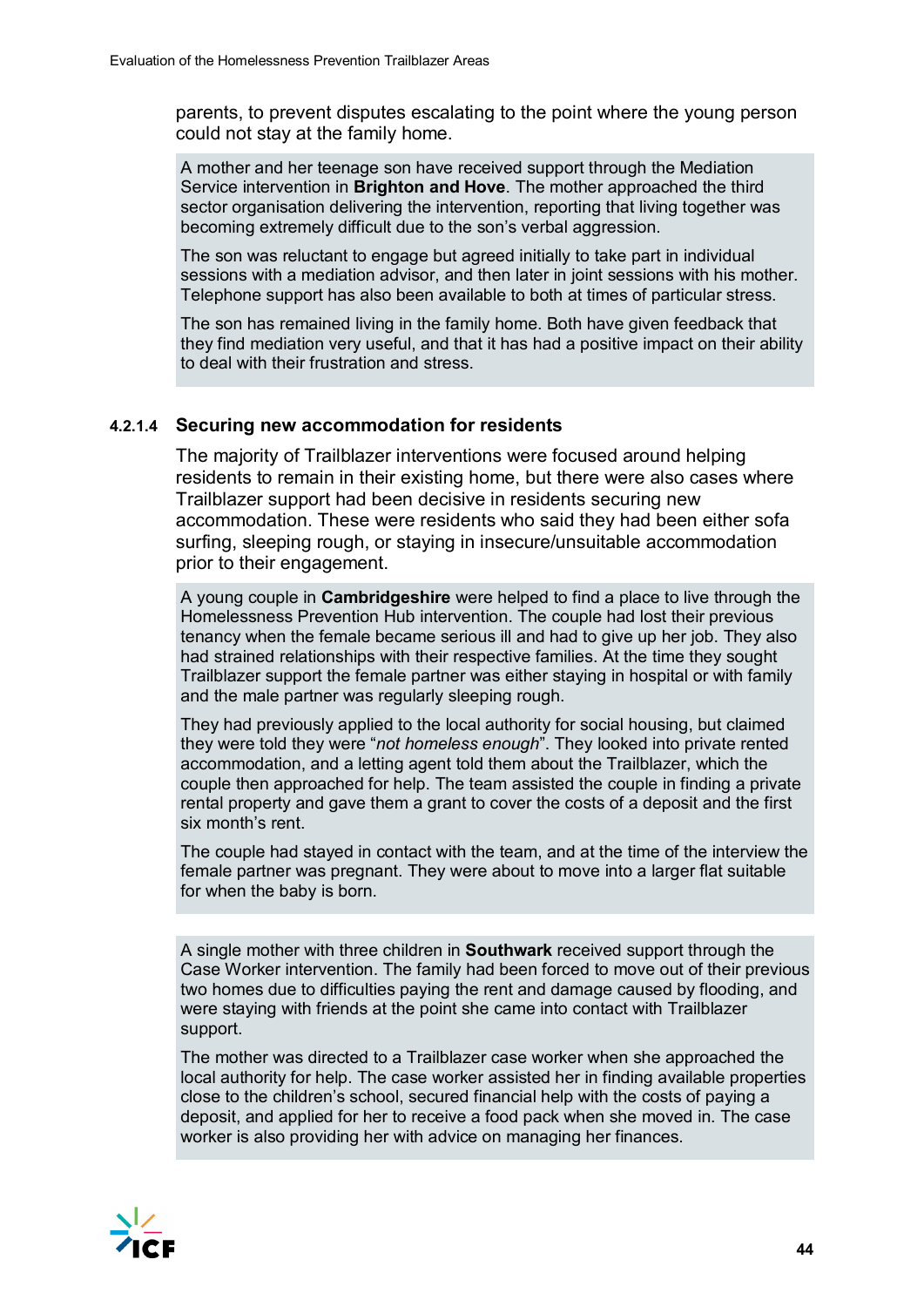parents, to prevent disputes escalating to the point where the young person could not stay at the family home.

A mother and her teenage son have received support through the Mediation Service intervention in **Brighton and Hove**. The mother approached the third sector organisation delivering the intervention, reporting that living together was becoming extremely difficult due to the son's verbal aggression.

The son was reluctant to engage but agreed initially to take part in individual sessions with a mediation advisor, and then later in joint sessions with his mother. Telephone support has also been available to both at times of particular stress.

The son has remained living in the family home. Both have given feedback that they find mediation very useful, and that it has had a positive impact on their ability to deal with their frustration and stress.

#### 4.2.1.4 Securing new accommodation for residents

The majority of Trailblazer interventions were focused around helping residents to remain in their existing home, but there were also cases where Trailblazer support had been decisive in residents securing new accommodation. These were residents who said they had been either sofa surfing, sleeping rough, or staying in insecure/unsuitable accommodation prior to their engagement.

A young couple in **Cambridgeshire** were helped to find a place to live through the Homelessness Prevention Hub intervention. The couple had lost their previous tenancy when the female became serious ill and had to give up her job. They also had strained relationships with their respective families. At the time they sought Trailblazer support the female partner was either staying in hospital or with family and the male partner was regularly sleeping rough.

They had previously applied to the local authority for social housing, but claimed they were told they were "*not homeless enough*". They looked into private rented accommodation, and a letting agent told them about the Trailblazer, which the couple then approached for help. The team assisted the couple in finding a private rental property and gave them a grant to cover the costs of a deposit and the first six month's rent.

The couple had stayed in contact with the team, and at the time of the interview the female partner was pregnant. They were about to move into a larger flat suitable for when the baby is born.

A single mother with three children in **Southwark** received support through the Case Worker intervention. The family had been forced to move out of their previous two homes due to difficulties paying the rent and damage caused by flooding, and were staying with friends at the point she came into contact with Trailblazer support.

The mother was directed to a Trailblazer case worker when she approached the local authority for help. The case worker assisted her in finding available properties close to the children's school, secured financial help with the costs of paying a deposit, and applied for her to receive a food pack when she moved in. The case worker is also providing her with advice on managing her finances.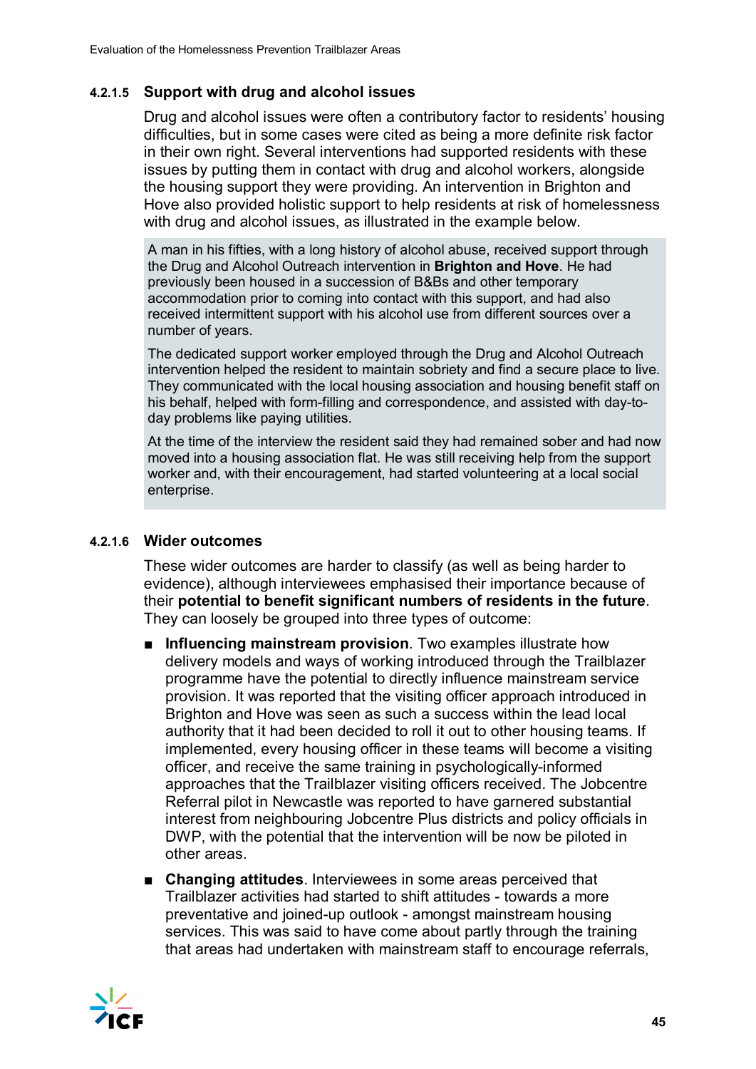#### 4.2.1.5 Support with drug and alcohol issues

Drug and alcohol issues were often a contributory factor to residents' housing difficulties, but in some cases were cited as being a more definite risk factor in their own right. Several interventions had supported residents with these issues by putting them in contact with drug and alcohol workers, alongside the housing support they were providing. An intervention in Brighton and Hove also provided holistic support to help residents at risk of homelessness with drug and alcohol issues, as illustrated in the example below.

> A man in his fifties, with a long history of alcohol abuse, received support through the Drug and Alcohol Outreach intervention in **Brighton and Hove**. He had previously been housed in a succession of B&Bs and other temporary accommodation prior to coming into contact with this support, and had also received intermittent support with his alcohol use from different sources over a number of years.
>
> The dedicated support worker employed through the Drug and Alcohol Outreach intervention helped the resident to maintain sobriety and find a secure place to live. They communicated with the local housing association and housing benefit staff on his behalf, helped with form-filling and correspondence, and assisted with day-to-day problems like paying utilities.
>
> At the time of the interview the resident said they had remained sober and had now moved into a housing association flat. He was still receiving help from the support worker and, with their encouragement, had started volunteering at a local social enterprise.

#### 4.2.1.6 Wider outcomes

These wider outcomes are harder to classify (as well as being harder to evidence), although interviewees emphasised their importance because of their **potential to benefit significant numbers of residents in the future**. They can loosely be grouped into three types of outcome:

- **Influencing mainstream provision**. Two examples illustrate how delivery models and ways of working introduced through the Trailblazer programme have the potential to directly influence mainstream service provision. It was reported that the visiting officer approach introduced in Brighton and Hove was seen as such a success within the lead local authority that it had been decided to roll it out to other housing teams. If implemented, every housing officer in these teams will become a visiting officer, and receive the same training in psychologically-informed approaches that the Trailblazer visiting officers received. The Jobcentre Referral pilot in Newcastle was reported to have garnered substantial interest from neighbouring Jobcentre Plus districts and policy officials in DWP, with the potential that the intervention will be now be piloted in other areas.
- **Changing attitudes**. Interviewees in some areas perceived that Trailblazer activities had started to shift attitudes - towards a more preventative and joined-up outlook - amongst mainstream housing services. This was said to have come about partly through the training that areas had undertaken with mainstream staff to encourage referrals,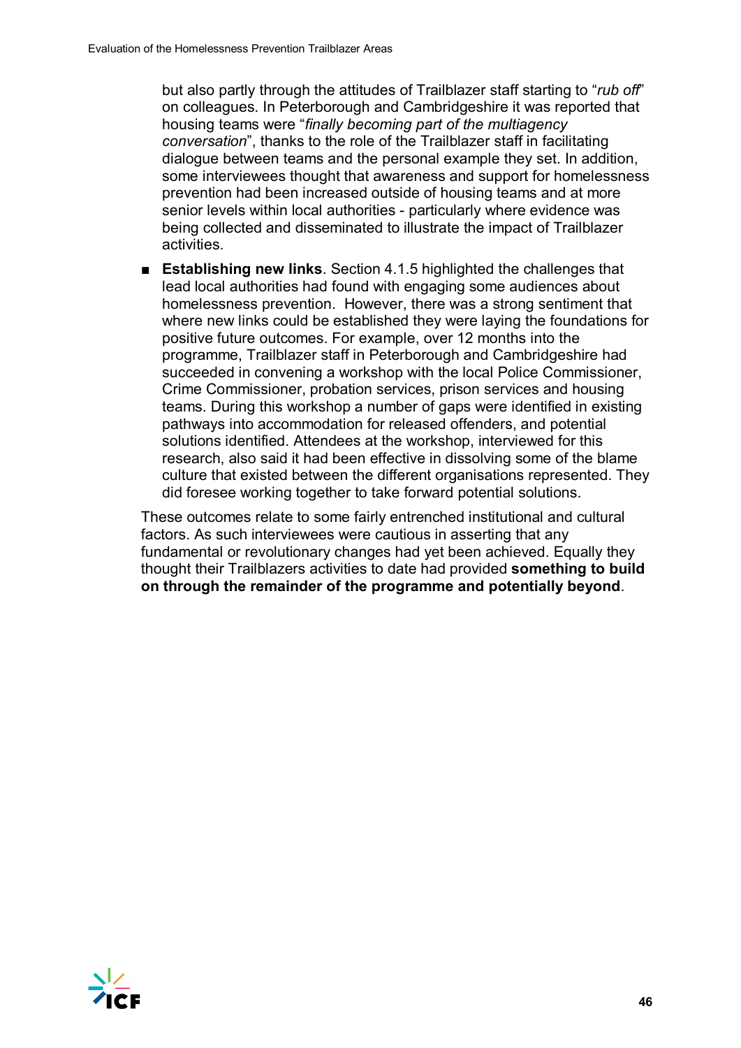but also partly through the attitudes of Trailblazer staff starting to "*rub off*" on colleagues. In Peterborough and Cambridgeshire it was reported that housing teams were "*finally becoming part of the multiagency conversation*", thanks to the role of the Trailblazer staff in facilitating dialogue between teams and the personal example they set. In addition, some interviewees thought that awareness and support for homelessness prevention had been increased outside of housing teams and at more senior levels within local authorities - particularly where evidence was being collected and disseminated to illustrate the impact of Trailblazer activities.

- **Establishing new links**. Section 4.1.5 highlighted the challenges that lead local authorities had found with engaging some audiences about homelessness prevention. However, there was a strong sentiment that where new links could be established they were laying the foundations for positive future outcomes. For example, over 12 months into the programme, Trailblazer staff in Peterborough and Cambridgeshire had succeeded in convening a workshop with the local Police Commissioner, Crime Commissioner, probation services, prison services and housing teams. During this workshop a number of gaps were identified in existing pathways into accommodation for released offenders, and potential solutions identified. Attendees at the workshop, interviewed for this research, also said it had been effective in dissolving some of the blame culture that existed between the different organisations represented. They did foresee working together to take forward potential solutions.

These outcomes relate to some fairly entrenched institutional and cultural factors. As such interviewees were cautious in asserting that any fundamental or revolutionary changes had yet been achieved. Equally they thought their Trailblazers activities to date had provided **something to build on through the remainder of the programme and potentially beyond**.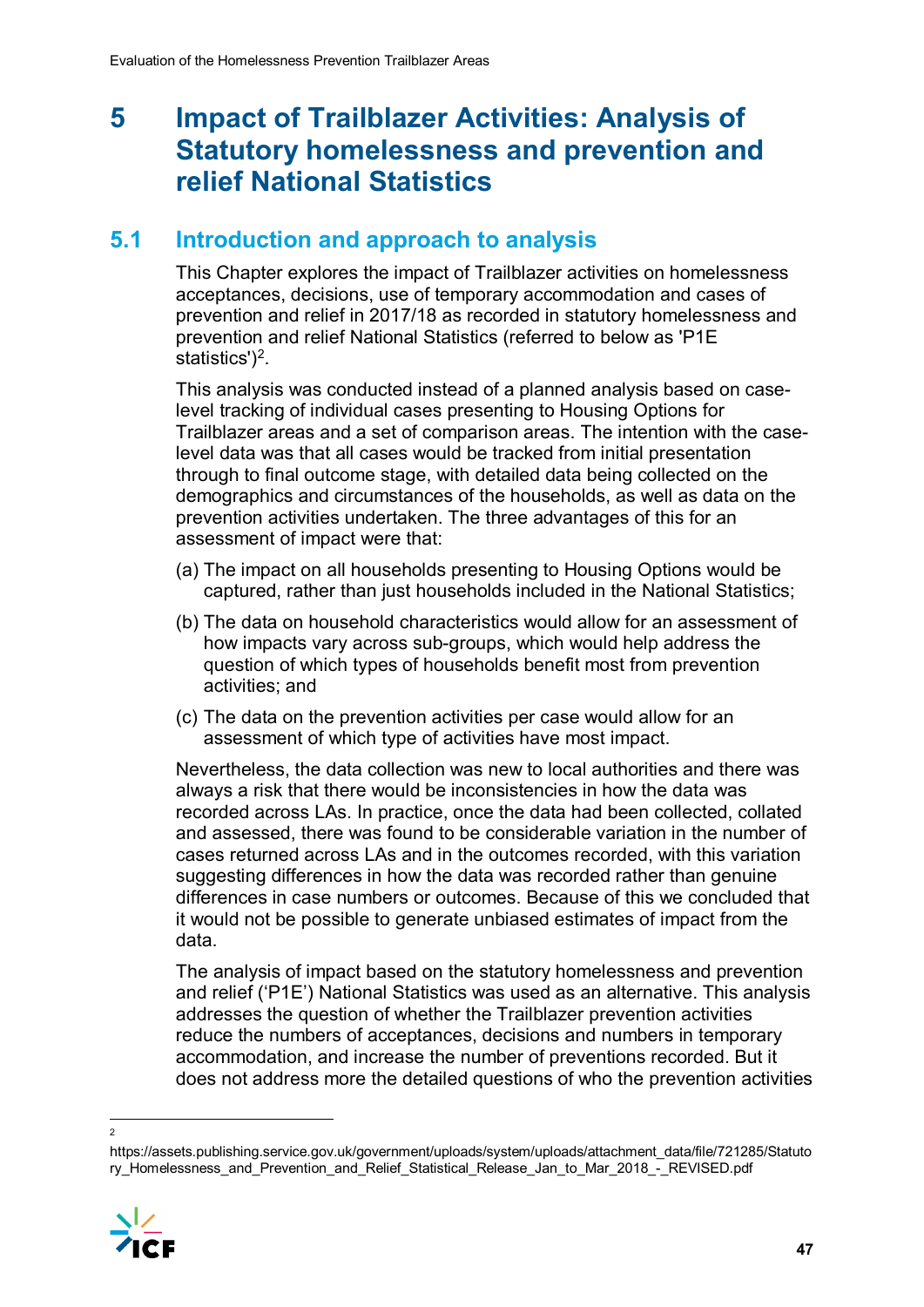# 5 Impact of Trailblazer Activities: Analysis of Statutory homelessness and prevention and relief National Statistics

## 5.1 Introduction and approach to analysis

This Chapter explores the impact of Trailblazer activities on homelessness acceptances, decisions, use of temporary accommodation and cases of prevention and relief in 2017/18 as recorded in statutory homelessness and prevention and relief National Statistics (referred to below as 'P1E statistics')[2].

This analysis was conducted instead of a planned analysis based on case-level tracking of individual cases presenting to Housing Options for Trailblazer areas and a set of comparison areas. The intention with the case-level data was that all cases would be tracked from initial presentation through to final outcome stage, with detailed data being collected on the demographics and circumstances of the households, as well as data on the prevention activities undertaken. The three advantages of this for an assessment of impact were that:

(a) The impact on all households presenting to Housing Options would be captured, rather than just households included in the National Statistics;

(b) The data on household characteristics would allow for an assessment of how impacts vary across sub-groups, which would help address the question of which types of households benefit most from prevention activities; and

(c) The data on the prevention activities per case would allow for an assessment of which type of activities have most impact.

Nevertheless, the data collection was new to local authorities and there was always a risk that there would be inconsistencies in how the data was recorded across LAs. In practice, once the data had been collected, collated and assessed, there was found to be considerable variation in the number of cases returned across LAs and in the outcomes recorded, with this variation suggesting differences in how the data was recorded rather than genuine differences in case numbers or outcomes. Because of this we concluded that it would not be possible to generate unbiased estimates of impact from the data.

The analysis of impact based on the statutory homelessness and prevention and relief ('P1E') National Statistics was used as an alternative. This analysis addresses the question of whether the Trailblazer prevention activities reduce the numbers of acceptances, decisions and numbers in temporary accommodation, and increase the number of preventions recorded. But it does not address more the detailed questions of who the prevention activities

---

[2] https://assets.publishing.service.gov.uk/government/uploads/system/uploads/attachment_data/file/721285/Statutory_Homelessness_and_Prevention_and_Relief_Statistical_Release_Jan_to_Mar_2018_-_REVISED.pdf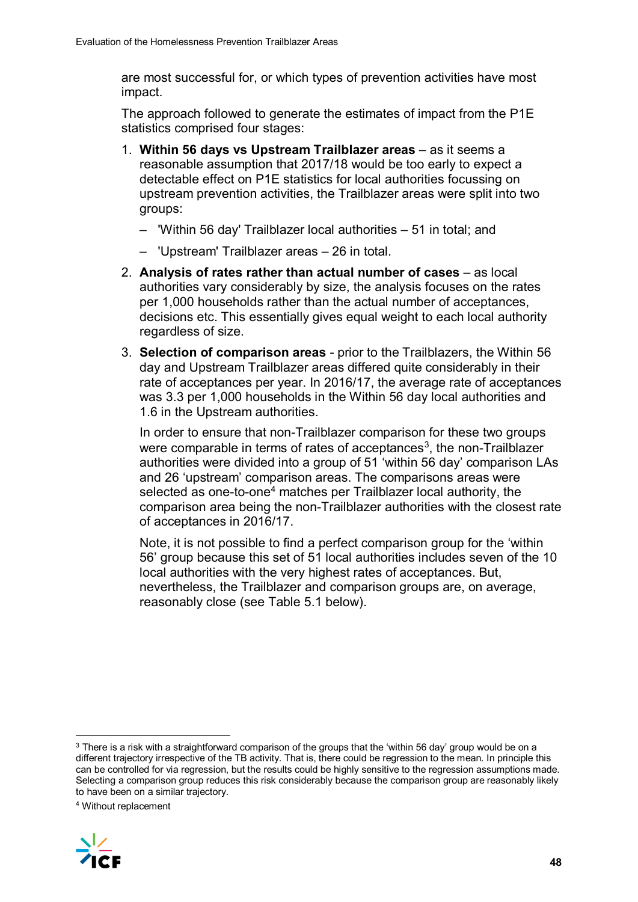are most successful for, or which types of prevention activities have most impact.

The approach followed to generate the estimates of impact from the P1E statistics comprised four stages:

1. **Within 56 days vs Upstream Trailblazer areas** – as it seems a reasonable assumption that 2017/18 would be too early to expect a detectable effect on P1E statistics for local authorities focussing on upstream prevention activities, the Trailblazer areas were split into two groups:
   - 'Within 56 day' Trailblazer local authorities – 51 in total; and
   - 'Upstream' Trailblazer areas – 26 in total.
2. **Analysis of rates rather than actual number of cases** – as local authorities vary considerably by size, the analysis focuses on the rates per 1,000 households rather than the actual number of acceptances, decisions etc. This essentially gives equal weight to each local authority regardless of size.
3. **Selection of comparison areas** - prior to the Trailblazers, the Within 56 day and Upstream Trailblazer areas differed quite considerably in their rate of acceptances per year. In 2016/17, the average rate of acceptances was 3.3 per 1,000 households in the Within 56 day local authorities and 1.6 in the Upstream authorities.

   In order to ensure that non-Trailblazer comparison for these two groups were comparable in terms of rates of acceptances[3], the non-Trailblazer authorities were divided into a group of 51 'within 56 day' comparison LAs and 26 'upstream' comparison areas. The comparisons areas were selected as one-to-one[4] matches per Trailblazer local authority, the comparison area being the non-Trailblazer authorities with the closest rate of acceptances in 2016/17.

   Note, it is not possible to find a perfect comparison group for the 'within 56' group because this set of 51 local authorities includes seven of the 10 local authorities with the very highest rates of acceptances. But, nevertheless, the Trailblazer and comparison groups are, on average, reasonably close (see Table 5.1 below).

---

[3] There is a risk with a straightforward comparison of the groups that the 'within 56 day' group would be on a different trajectory irrespective of the TB activity. That is, there could be regression to the mean. In principle this can be controlled for via regression, but the results could be highly sensitive to the regression assumptions made. Selecting a comparison group reduces this risk considerably because the comparison group are reasonably likely to have been on a similar trajectory.

[4] Without replacement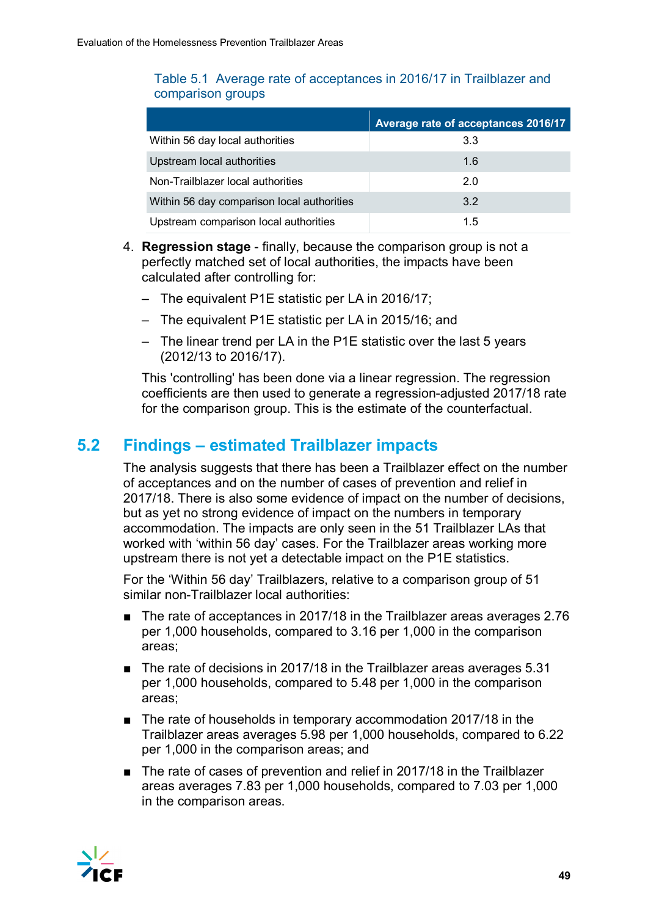Table 5.1 Average rate of acceptances in 2016/17 in Trailblazer and comparison groups

| | Average rate of acceptances 2016/17 |
|---|---|
| Within 56 day local authorities | 3.3 |
| Upstream local authorities | 1.6 |
| Non-Trailblazer local authorities | 2.0 |
| Within 56 day comparison local authorities | 3.2 |
| Upstream comparison local authorities | 1.5 |

4. **Regression stage** - finally, because the comparison group is not a perfectly matched set of local authorities, the impacts have been calculated after controlling for:
   - The equivalent P1E statistic per LA in 2016/17;
   - The equivalent P1E statistic per LA in 2015/16; and
   - The linear trend per LA in the P1E statistic over the last 5 years (2012/13 to 2016/17).

   This 'controlling' has been done via a linear regression. The regression coefficients are then used to generate a regression-adjusted 2017/18 rate for the comparison group. This is the estimate of the counterfactual.

## 5.2 Findings – estimated Trailblazer impacts

The analysis suggests that there has been a Trailblazer effect on the number of acceptances and on the number of cases of prevention and relief in 2017/18. There is also some evidence of impact on the number of decisions, but as yet no strong evidence of impact on the numbers in temporary accommodation. The impacts are only seen in the 51 Trailblazer LAs that worked with 'within 56 day' cases. For the Trailblazer areas working more upstream there is not yet a detectable impact on the P1E statistics.

For the 'Within 56 day' Trailblazers, relative to a comparison group of 51 similar non-Trailblazer local authorities:

- The rate of acceptances in 2017/18 in the Trailblazer areas averages 2.76 per 1,000 households, compared to 3.16 per 1,000 in the comparison areas;
- The rate of decisions in 2017/18 in the Trailblazer areas averages 5.31 per 1,000 households, compared to 5.48 per 1,000 in the comparison areas;
- The rate of households in temporary accommodation 2017/18 in the Trailblazer areas averages 5.98 per 1,000 households, compared to 6.22 per 1,000 in the comparison areas; and
- The rate of cases of prevention and relief in 2017/18 in the Trailblazer areas averages 7.83 per 1,000 households, compared to 7.03 per 1,000 in the comparison areas.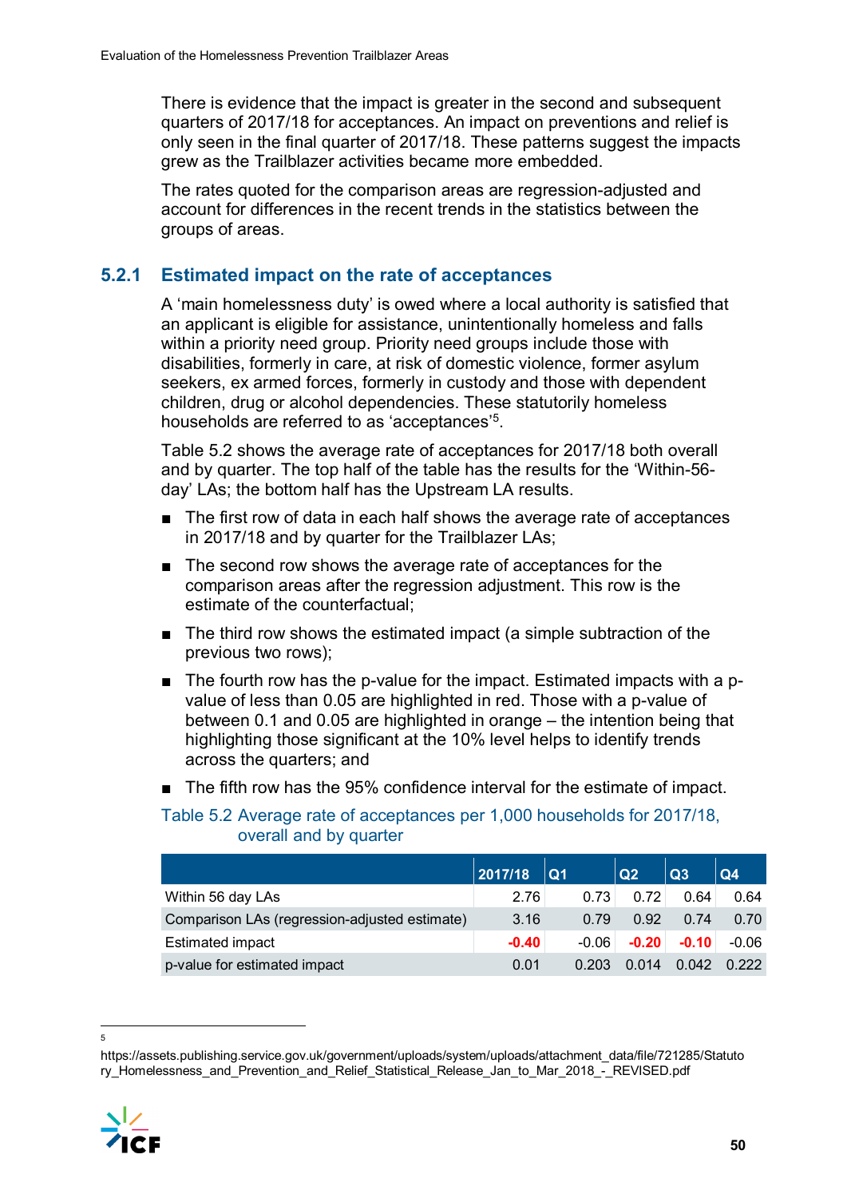There is evidence that the impact is greater in the second and subsequent quarters of 2017/18 for acceptances. An impact on preventions and relief is only seen in the final quarter of 2017/18. These patterns suggest the impacts grew as the Trailblazer activities became more embedded.

The rates quoted for the comparison areas are regression-adjusted and account for differences in the recent trends in the statistics between the groups of areas.

### 5.2.1 Estimated impact on the rate of acceptances

A 'main homelessness duty' is owed where a local authority is satisfied that an applicant is eligible for assistance, unintentionally homeless and falls within a priority need group. Priority need groups include those with disabilities, formerly in care, at risk of domestic violence, former asylum seekers, ex armed forces, formerly in custody and those with dependent children, drug or alcohol dependencies. These statutorily homeless households are referred to as 'acceptances'[5].

Table 5.2 shows the average rate of acceptances for 2017/18 both overall and by quarter. The top half of the table has the results for the 'Within-56-day' LAs; the bottom half has the Upstream LA results.

- The first row of data in each half shows the average rate of acceptances in 2017/18 and by quarter for the Trailblazer LAs;
- The second row shows the average rate of acceptances for the comparison areas after the regression adjustment. This row is the estimate of the counterfactual;
- The third row shows the estimated impact (a simple subtraction of the previous two rows);
- The fourth row has the p-value for the impact. Estimated impacts with a p-value of less than 0.05 are highlighted in red. Those with a p-value of between 0.1 and 0.05 are highlighted in orange – the intention being that highlighting those significant at the 10% level helps to identify trends across the quarters; and
- The fifth row has the 95% confidence interval for the estimate of impact.

Table 5.2 Average rate of acceptances per 1,000 households for 2017/18, overall and by quarter

| | 2017/18 | Q1 | Q2 | Q3 | Q4 |
|---|---|---|---|---|---|
| Within 56 day LAs | 2.76 | 0.73 | 0.72 | 0.64 | 0.64 |
| Comparison LAs (regression-adjusted estimate) | 3.16 | 0.79 | 0.92 | 0.74 | 0.70 |
| Estimated impact | **-0.40** | -0.06 | **-0.20** | **-0.10** | -0.06 |
| p-value for estimated impact | 0.01 | 0.203 | 0.014 | 0.042 | 0.222 |

[5] https://assets.publishing.service.gov.uk/government/uploads/system/uploads/attachment_data/file/721285/Statutory_Homelessness_and_Prevention_and_Relief_Statistical_Release_Jan_to_Mar_2018_-_REVISED.pdf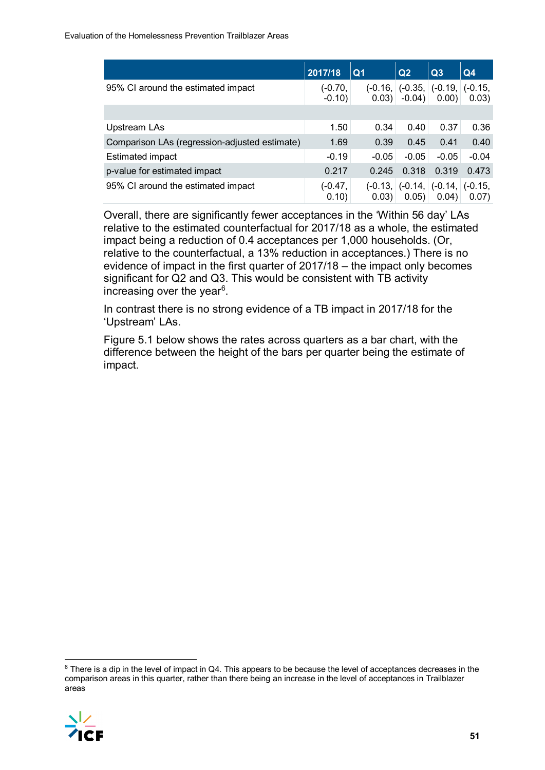| | 2017/18 | Q1 | Q2 | Q3 | Q4 |
|---|---|---|---|---|---|
| 95% CI around the estimated impact | (-0.70, -0.10) | (-0.16, 0.03) | (-0.35, -0.04) | (-0.19, 0.00) | (-0.15, 0.03) |
| | | | | | |
| Upstream LAs | 1.50 | 0.34 | 0.40 | 0.37 | 0.36 |
| Comparison LAs (regression-adjusted estimate) | 1.69 | 0.39 | 0.45 | 0.41 | 0.40 |
| Estimated impact | -0.19 | -0.05 | -0.05 | -0.05 | -0.04 |
| p-value for estimated impact | 0.217 | 0.245 | 0.318 | 0.319 | 0.473 |
| 95% CI around the estimated impact | (-0.47, 0.10) | (-0.13, 0.03) | (-0.14, 0.05) | (-0.14, 0.04) | (-0.15, 0.07) |

Overall, there are significantly fewer acceptances in the 'Within 56 day' LAs relative to the estimated counterfactual for 2017/18 as a whole, the estimated impact being a reduction of 0.4 acceptances per 1,000 households. (Or, relative to the counterfactual, a 13% reduction in acceptances.) There is no evidence of impact in the first quarter of 2017/18 – the impact only becomes significant for Q2 and Q3. This would be consistent with TB activity increasing over the year[6].

In contrast there is no strong evidence of a TB impact in 2017/18 for the 'Upstream' LAs.

Figure 5.1 below shows the rates across quarters as a bar chart, with the difference between the height of the bars per quarter being the estimate of impact.

[6] There is a dip in the level of impact in Q4. This appears to be because the level of acceptances decreases in the comparison areas in this quarter, rather than there being an increase in the level of acceptances in Trailblazer areas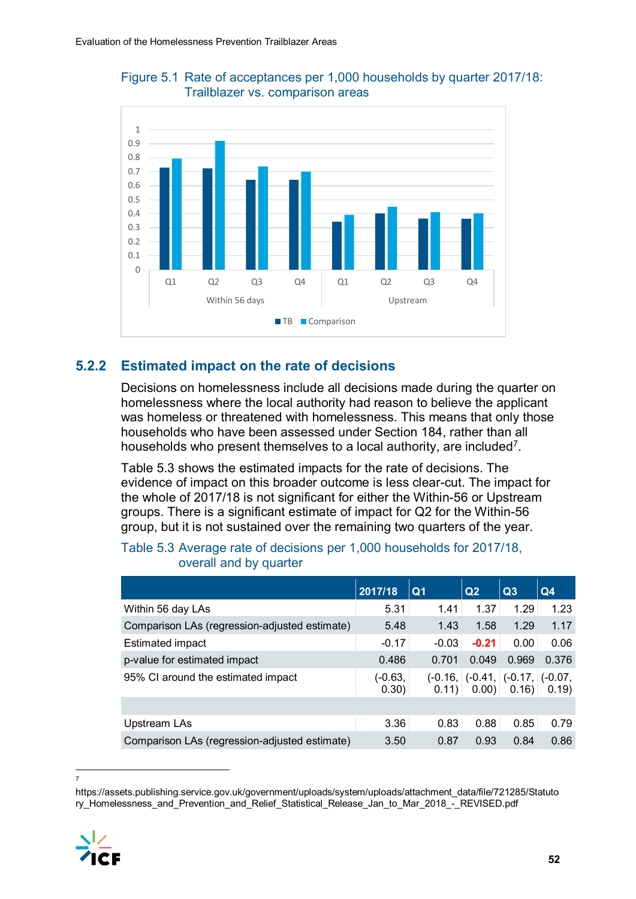Figure 5.1 Rate of acceptances per 1,000 households by quarter 2017/18: Trailblazer vs. comparison areas

### 5.2.2 Estimated impact on the rate of decisions

Decisions on homelessness include all decisions made during the quarter on homelessness where the local authority had reason to believe the applicant was homeless or threatened with homelessness. This means that only those households who have been assessed under Section 184, rather than all households who present themselves to a local authority, are included[7].

Table 5.3 shows the estimated impacts for the rate of decisions. The evidence of impact on this broader outcome is less clear-cut. The impact for the whole of 2017/18 is not significant for either the Within-56 or Upstream groups. There is a significant estimate of impact for Q2 for the Within-56 group, but it is not sustained over the remaining two quarters of the year.

Table 5.3 Average rate of decisions per 1,000 households for 2017/18, overall and by quarter

| | 2017/18 | Q1 | Q2 | Q3 | Q4 |
|---|---|---|---|---|---|
| Within 56 day LAs | 5.31 | 1.41 | 1.37 | 1.29 | 1.23 |
| Comparison LAs (regression-adjusted estimate) | 5.48 | 1.43 | 1.58 | 1.29 | 1.17 |
| Estimated impact | -0.17 | -0.03 | **-0.21** | 0.00 | 0.06 |
| p-value for estimated impact | 0.486 | 0.701 | 0.049 | 0.969 | 0.376 |
| 95% CI around the estimated impact | (-0.63, 0.30) | (-0.16, 0.11) | (-0.41, 0.00) | (-0.17, 0.16) | (-0.07, 0.19) |
| | | | | | |
| Upstream LAs | 3.36 | 0.83 | 0.88 | 0.85 | 0.79 |
| Comparison LAs (regression-adjusted estimate) | 3.50 | 0.87 | 0.93 | 0.84 | 0.86 |

[7] https://assets.publishing.service.gov.uk/government/uploads/system/uploads/attachment_data/file/721285/Statutory_Homelessness_and_Prevention_and_Relief_Statistical_Release_Jan_to_Mar_2018_-_REVISED.pdf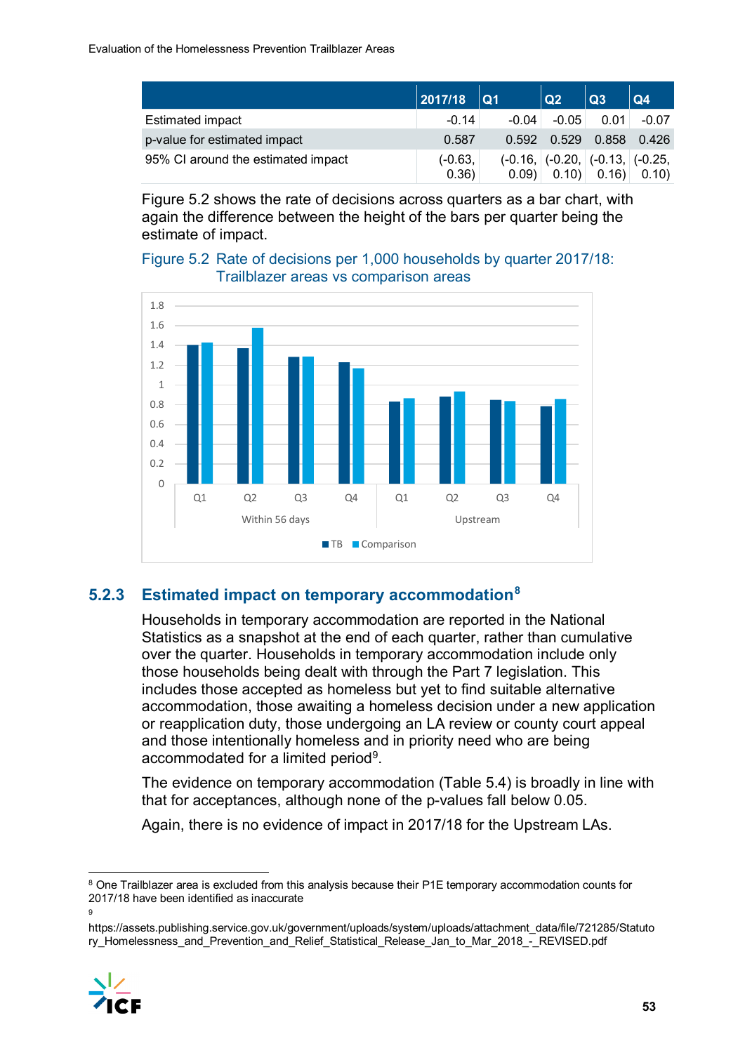| | 2017/18 | Q1 | Q2 | Q3 | Q4 |
|---|---|---|---|---|---|
| Estimated impact | -0.14 | -0.04 | -0.05 | 0.01 | -0.07 |
| p-value for estimated impact | 0.587 | 0.592 | 0.529 | 0.858 | 0.426 |
| 95% CI around the estimated impact | (-0.63, 0.36) | (-0.16, 0.09) | (-0.20, 0.10) | (-0.13, 0.16) | (-0.25, 0.10) |

Figure 5.2 shows the rate of decisions across quarters as a bar chart, with again the difference between the height of the bars per quarter being the estimate of impact.

Figure 5.2 Rate of decisions per 1,000 households by quarter 2017/18: Trailblazer areas vs comparison areas

### 5.2.3 Estimated impact on temporary accommodation[8]

Households in temporary accommodation are reported in the National Statistics as a snapshot at the end of each quarter, rather than cumulative over the quarter. Households in temporary accommodation include only those households being dealt with through the Part 7 legislation. This includes those accepted as homeless but yet to find suitable alternative accommodation, those awaiting a homeless decision under a new application or reapplication duty, those undergoing an LA review or county court appeal and those intentionally homeless and in priority need who are being accommodated for a limited period[9].

The evidence on temporary accommodation (Table 5.4) is broadly in line with that for acceptances, although none of the p-values fall below 0.05.

Again, there is no evidence of impact in 2017/18 for the Upstream LAs.

---

[8] One Trailblazer area is excluded from this analysis because their P1E temporary accommodation counts for 2017/18 have been identified as inaccurate

[9] https://assets.publishing.service.gov.uk/government/uploads/system/uploads/attachment_data/file/721285/Statutory_Homelessness_and_Prevention_and_Relief_Statistical_Release_Jan_to_Mar_2018_-_REVISED.pdf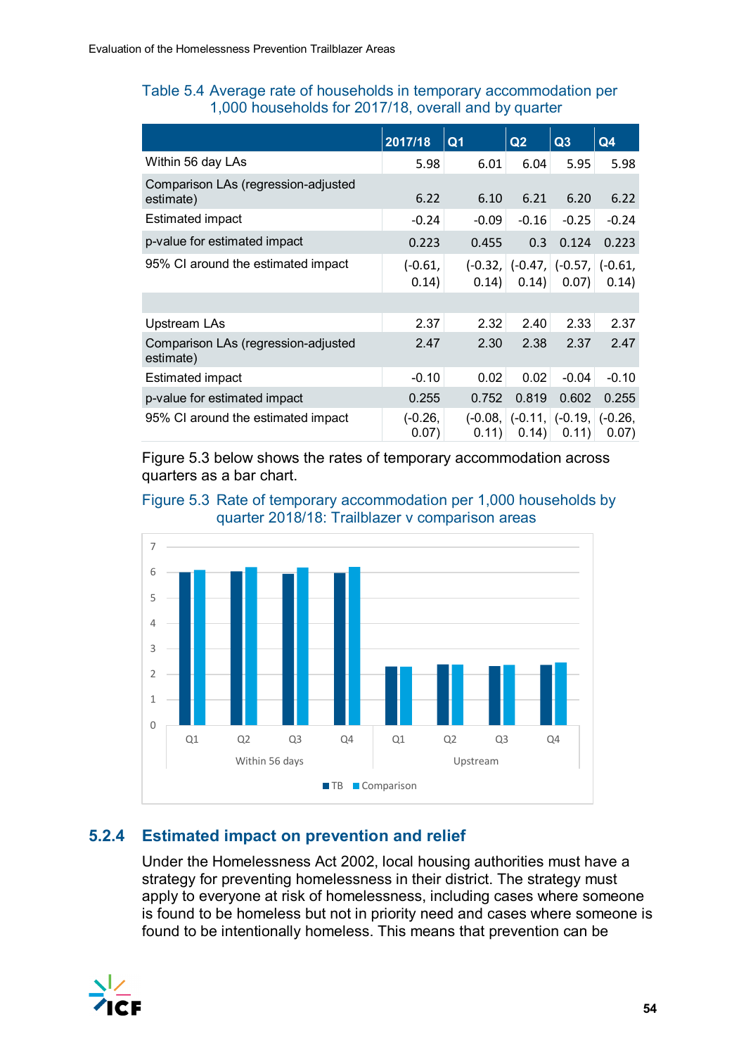Table 5.4 Average rate of households in temporary accommodation per 1,000 households for 2017/18, overall and by quarter

| | 2017/18 | Q1 | Q2 | Q3 | Q4 |
|---|---|---|---|---|---|
| Within 56 day LAs | 5.98 | 6.01 | 6.04 | 5.95 | 5.98 |
| Comparison LAs (regression-adjusted estimate) | 6.22 | 6.10 | 6.21 | 6.20 | 6.22 |
| Estimated impact | -0.24 | -0.09 | -0.16 | -0.25 | -0.24 |
| p-value for estimated impact | 0.223 | 0.455 | 0.3 | 0.124 | 0.223 |
| 95% CI around the estimated impact | (-0.61, 0.14) | (-0.32, 0.14) | (-0.47, 0.14) | (-0.57, 0.07) | (-0.61, 0.14) |
| | | | | | |
| Upstream LAs | 2.37 | 2.32 | 2.40 | 2.33 | 2.37 |
| Comparison LAs (regression-adjusted estimate) | 2.47 | 2.30 | 2.38 | 2.37 | 2.47 |
| Estimated impact | -0.10 | 0.02 | 0.02 | -0.04 | -0.10 |
| p-value for estimated impact | 0.255 | 0.752 | 0.819 | 0.602 | 0.255 |
| 95% CI around the estimated impact | (-0.26, 0.07) | (-0.08, 0.11) | (-0.11, 0.14) | (-0.19, 0.11) | (-0.26, 0.07) |

Figure 5.3 below shows the rates of temporary accommodation across quarters as a bar chart.

Figure 5.3 Rate of temporary accommodation per 1,000 households by quarter 2018/18: Trailblazer v comparison areas

### 5.2.4 Estimated impact on prevention and relief

Under the Homelessness Act 2002, local housing authorities must have a strategy for preventing homelessness in their district. The strategy must apply to everyone at risk of homelessness, including cases where someone is found to be homeless but not in priority need and cases where someone is found to be intentionally homeless. This means that prevention can be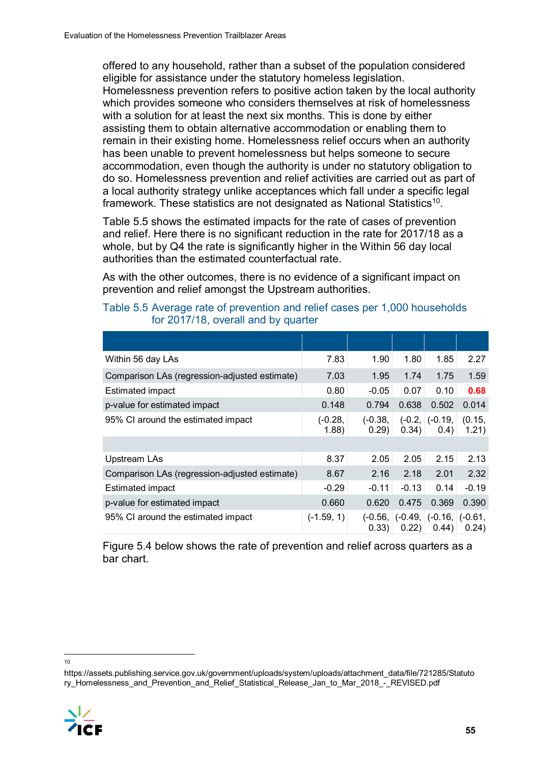offered to any household, rather than a subset of the population considered eligible for assistance under the statutory homeless legislation. Homelessness prevention refers to positive action taken by the local authority which provides someone who considers themselves at risk of homelessness with a solution for at least the next six months. This is done by either assisting them to obtain alternative accommodation or enabling them to remain in their existing home. Homelessness relief occurs when an authority has been unable to prevent homelessness but helps someone to secure accommodation, even though the authority is under no statutory obligation to do so. Homelessness prevention and relief activities are carried out as part of a local authority strategy unlike acceptances which fall under a specific legal framework. These statistics are not designated as National Statistics[10].

Table 5.5 shows the estimated impacts for the rate of cases of prevention and relief. Here there is no significant reduction in the rate for 2017/18 as a whole, but by Q4 the rate is significantly higher in the Within 56 day local authorities than the estimated counterfactual rate.

As with the other outcomes, there is no evidence of a significant impact on prevention and relief amongst the Upstream authorities.

Table 5.5 Average rate of prevention and relief cases per 1,000 households for 2017/18, overall and by quarter

| | | | | | |
|---|---|---|---|---|---|
| Within 56 day LAs | 7.83 | 1.90 | 1.80 | 1.85 | 2.27 |
| Comparison LAs (regression-adjusted estimate) | 7.03 | 1.95 | 1.74 | 1.75 | 1.59 |
| Estimated impact | 0.80 | -0.05 | 0.07 | 0.10 | **0.68** |
| p-value for estimated impact | 0.148 | 0.794 | 0.638 | 0.502 | 0.014 |
| 95% CI around the estimated impact | (-0.28, 1.88) | (-0.38, 0.29) | (-0.2, 0.34) | (-0.19, 0.4) | (0.15, 1.21) |
| | | | | | |
| Upstream LAs | 8.37 | 2.05 | 2.05 | 2.15 | 2.13 |
| Comparison LAs (regression-adjusted estimate) | 8.67 | 2.16 | 2.18 | 2.01 | 2.32 |
| Estimated impact | -0.29 | -0.11 | -0.13 | 0.14 | -0.19 |
| p-value for estimated impact | 0.660 | 0.620 | 0.475 | 0.369 | 0.390 |
| 95% CI around the estimated impact | (-1.59, 1) | (-0.56, 0.33) | (-0.49, 0.22) | (-0.16, 0.44) | (-0.61, 0.24) |

Figure 5.4 below shows the rate of prevention and relief across quarters as a bar chart.

[10] https://assets.publishing.service.gov.uk/government/uploads/system/uploads/attachment_data/file/721285/Statutory_Homelessness_and_Prevention_and_Relief_Statistical_Release_Jan_to_Mar_2018_-_REVISED.pdf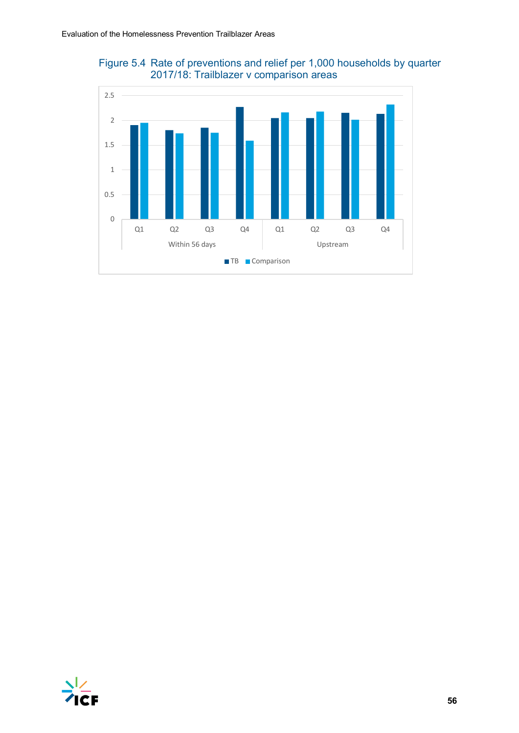Figure 5.4 Rate of preventions and relief per 1,000 households by quarter 2017/18: Trailblazer v comparison areas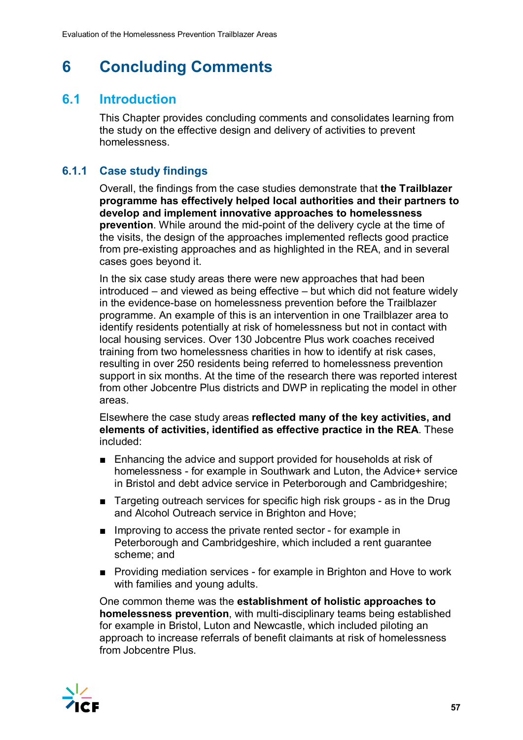# 6 Concluding Comments

## 6.1 Introduction

This Chapter provides concluding comments and consolidates learning from the study on the effective design and delivery of activities to prevent homelessness.

### 6.1.1 Case study findings

Overall, the findings from the case studies demonstrate that **the Trailblazer programme has effectively helped local authorities and their partners to develop and implement innovative approaches to homelessness prevention**. While around the mid-point of the delivery cycle at the time of the visits, the design of the approaches implemented reflects good practice from pre-existing approaches and as highlighted in the REA, and in several cases goes beyond it.

In the six case study areas there were new approaches that had been introduced – and viewed as being effective – but which did not feature widely in the evidence-base on homelessness prevention before the Trailblazer programme. An example of this is an intervention in one Trailblazer area to identify residents potentially at risk of homelessness but not in contact with local housing services. Over 130 Jobcentre Plus work coaches received training from two homelessness charities in how to identify at risk cases, resulting in over 250 residents being referred to homelessness prevention support in six months. At the time of the research there was reported interest from other Jobcentre Plus districts and DWP in replicating the model in other areas.

Elsewhere the case study areas **reflected many of the key activities, and elements of activities, identified as effective practice in the REA**. These included:

- Enhancing the advice and support provided for households at risk of homelessness - for example in Southwark and Luton, the Advice+ service in Bristol and debt advice service in Peterborough and Cambridgeshire;
- Targeting outreach services for specific high risk groups - as in the Drug and Alcohol Outreach service in Brighton and Hove;
- Improving to access the private rented sector - for example in Peterborough and Cambridgeshire, which included a rent guarantee scheme; and
- Providing mediation services - for example in Brighton and Hove to work with families and young adults.

One common theme was the **establishment of holistic approaches to homelessness prevention**, with multi-disciplinary teams being established for example in Bristol, Luton and Newcastle, which included piloting an approach to increase referrals of benefit claimants at risk of homelessness from Jobcentre Plus.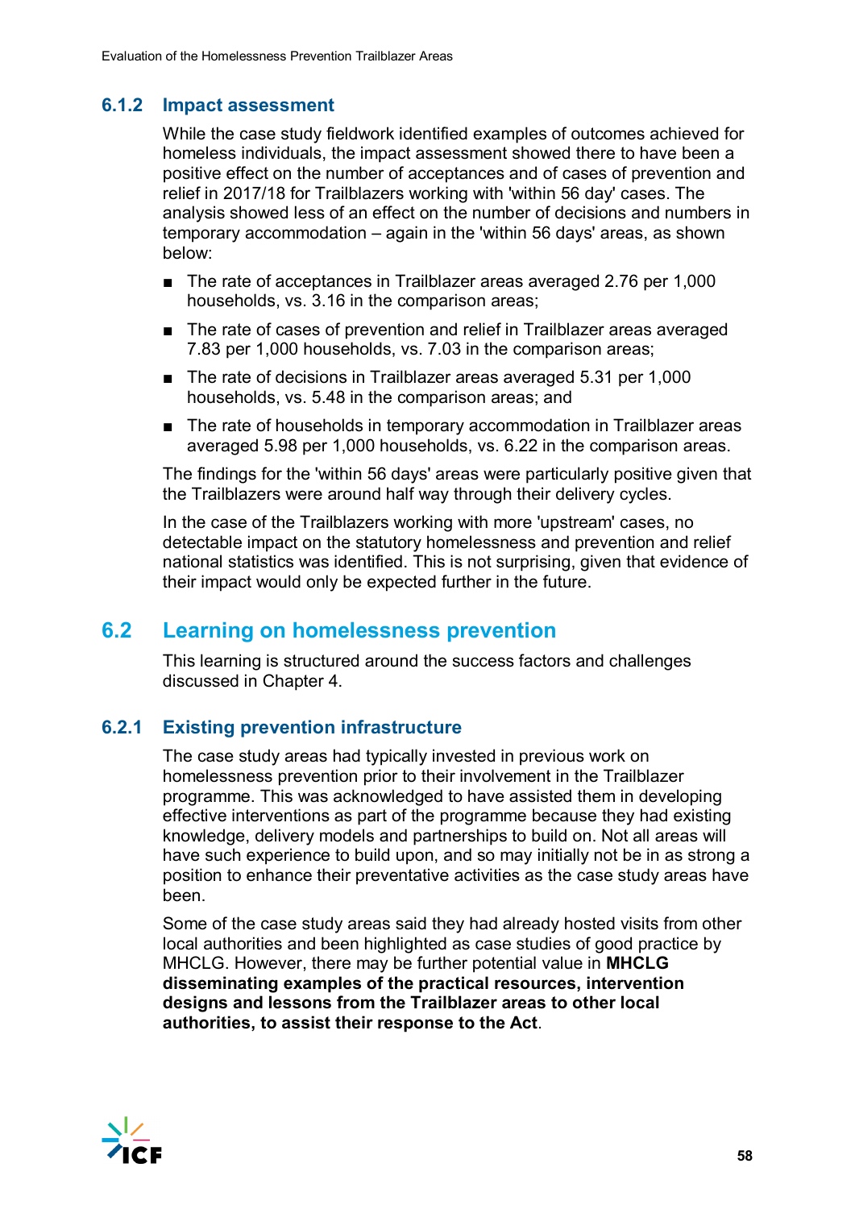### 6.1.2 Impact assessment

While the case study fieldwork identified examples of outcomes achieved for homeless individuals, the impact assessment showed there to have been a positive effect on the number of acceptances and of cases of prevention and relief in 2017/18 for Trailblazers working with 'within 56 day' cases. The analysis showed less of an effect on the number of decisions and numbers in temporary accommodation – again in the 'within 56 days' areas, as shown below:

- The rate of acceptances in Trailblazer areas averaged 2.76 per 1,000 households, vs. 3.16 in the comparison areas;
- The rate of cases of prevention and relief in Trailblazer areas averaged 7.83 per 1,000 households, vs. 7.03 in the comparison areas;
- The rate of decisions in Trailblazer areas averaged 5.31 per 1,000 households, vs. 5.48 in the comparison areas; and
- The rate of households in temporary accommodation in Trailblazer areas averaged 5.98 per 1,000 households, vs. 6.22 in the comparison areas.

The findings for the 'within 56 days' areas were particularly positive given that the Trailblazers were around half way through their delivery cycles.

In the case of the Trailblazers working with more 'upstream' cases, no detectable impact on the statutory homelessness and prevention and relief national statistics was identified. This is not surprising, given that evidence of their impact would only be expected further in the future.

## 6.2 Learning on homelessness prevention

This learning is structured around the success factors and challenges discussed in Chapter 4.

### 6.2.1 Existing prevention infrastructure

The case study areas had typically invested in previous work on homelessness prevention prior to their involvement in the Trailblazer programme. This was acknowledged to have assisted them in developing effective interventions as part of the programme because they had existing knowledge, delivery models and partnerships to build on. Not all areas will have such experience to build upon, and so may initially not be in as strong a position to enhance their preventative activities as the case study areas have been.

Some of the case study areas said they had already hosted visits from other local authorities and been highlighted as case studies of good practice by MHCLG. However, there may be further potential value in **MHCLG disseminating examples of the practical resources, intervention designs and lessons from the Trailblazer areas to other local authorities, to assist their response to the Act**.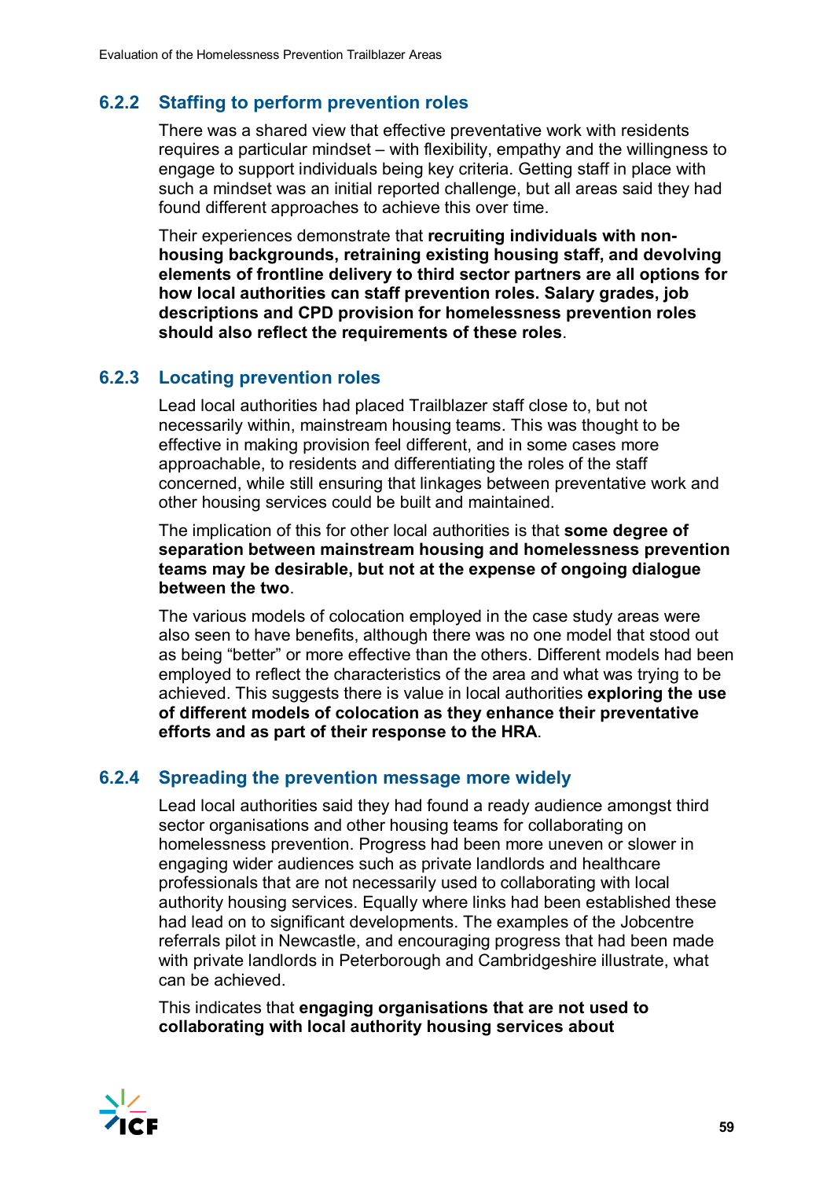### 6.2.2 Staffing to perform prevention roles

There was a shared view that effective preventative work with residents requires a particular mindset – with flexibility, empathy and the willingness to engage to support individuals being key criteria. Getting staff in place with such a mindset was an initial reported challenge, but all areas said they had found different approaches to achieve this over time.

Their experiences demonstrate that **recruiting individuals with non-housing backgrounds, retraining existing housing staff, and devolving elements of frontline delivery to third sector partners are all options for how local authorities can staff prevention roles. Salary grades, job descriptions and CPD provision for homelessness prevention roles should also reflect the requirements of these roles**.

### 6.2.3 Locating prevention roles

Lead local authorities had placed Trailblazer staff close to, but not necessarily within, mainstream housing teams. This was thought to be effective in making provision feel different, and in some cases more approachable, to residents and differentiating the roles of the staff concerned, while still ensuring that linkages between preventative work and other housing services could be built and maintained.

The implication of this for other local authorities is that **some degree of separation between mainstream housing and homelessness prevention teams may be desirable, but not at the expense of ongoing dialogue between the two**.

The various models of colocation employed in the case study areas were also seen to have benefits, although there was no one model that stood out as being "better" or more effective than the others. Different models had been employed to reflect the characteristics of the area and what was trying to be achieved. This suggests there is value in local authorities **exploring the use of different models of colocation as they enhance their preventative efforts and as part of their response to the HRA**.

### 6.2.4 Spreading the prevention message more widely

Lead local authorities said they had found a ready audience amongst third sector organisations and other housing teams for collaborating on homelessness prevention. Progress had been more uneven or slower in engaging wider audiences such as private landlords and healthcare professionals that are not necessarily used to collaborating with local authority housing services. Equally where links had been established these had lead on to significant developments. The examples of the Jobcentre referrals pilot in Newcastle, and encouraging progress that had been made with private landlords in Peterborough and Cambridgeshire illustrate, what can be achieved.

This indicates that **engaging organisations that are not used to collaborating with local authority housing services about**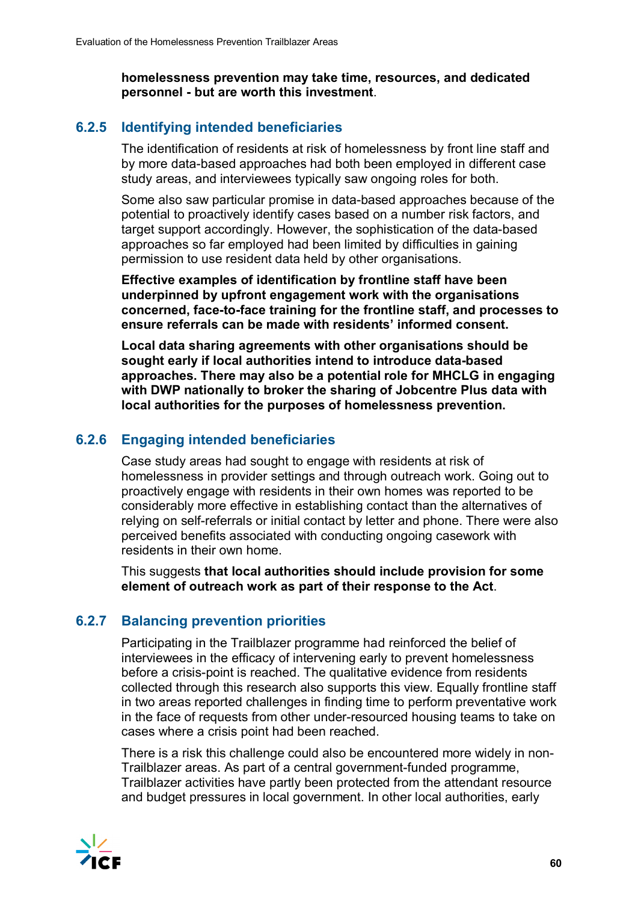**homelessness prevention may take time, resources, and dedicated personnel - but are worth this investment**.

### 6.2.5 Identifying intended beneficiaries

The identification of residents at risk of homelessness by front line staff and by more data-based approaches had both been employed in different case study areas, and interviewees typically saw ongoing roles for both.

Some also saw particular promise in data-based approaches because of the potential to proactively identify cases based on a number risk factors, and target support accordingly. However, the sophistication of the data-based approaches so far employed had been limited by difficulties in gaining permission to use resident data held by other organisations.

**Effective examples of identification by frontline staff have been underpinned by upfront engagement work with the organisations concerned, face-to-face training for the frontline staff, and processes to ensure referrals can be made with residents' informed consent.**

**Local data sharing agreements with other organisations should be sought early if local authorities intend to introduce data-based approaches. There may also be a potential role for MHCLG in engaging with DWP nationally to broker the sharing of Jobcentre Plus data with local authorities for the purposes of homelessness prevention.**

### 6.2.6 Engaging intended beneficiaries

Case study areas had sought to engage with residents at risk of homelessness in provider settings and through outreach work. Going out to proactively engage with residents in their own homes was reported to be considerably more effective in establishing contact than the alternatives of relying on self-referrals or initial contact by letter and phone. There were also perceived benefits associated with conducting ongoing casework with residents in their own home.

This suggests **that local authorities should include provision for some element of outreach work as part of their response to the Act**.

### 6.2.7 Balancing prevention priorities

Participating in the Trailblazer programme had reinforced the belief of interviewees in the efficacy of intervening early to prevent homelessness before a crisis-point is reached. The qualitative evidence from residents collected through this research also supports this view. Equally frontline staff in two areas reported challenges in finding time to perform preventative work in the face of requests from other under-resourced housing teams to take on cases where a crisis point had been reached.

There is a risk this challenge could also be encountered more widely in non-Trailblazer areas. As part of a central government-funded programme, Trailblazer activities have partly been protected from the attendant resource and budget pressures in local government. In other local authorities, early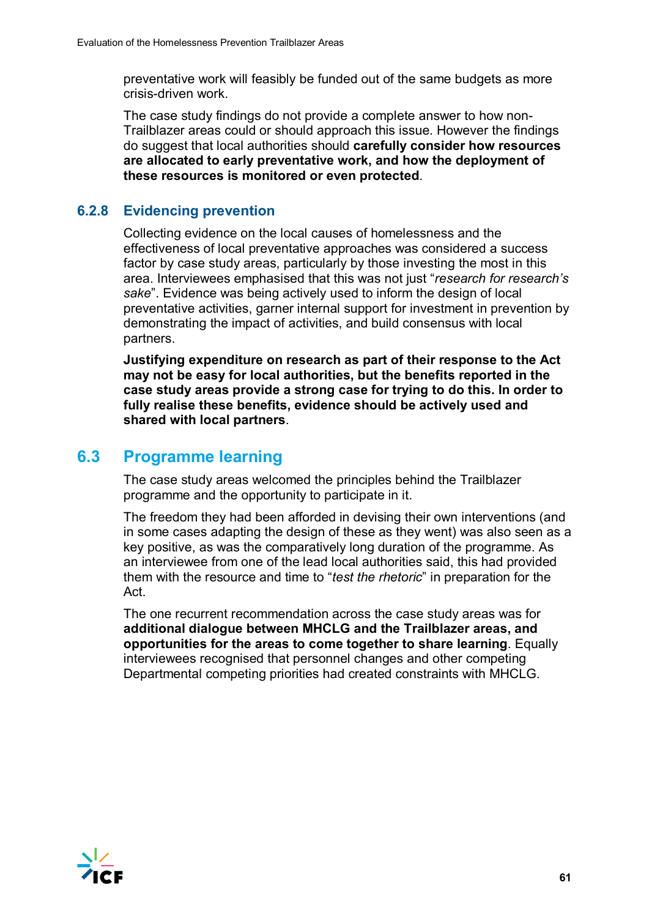preventative work will feasibly be funded out of the same budgets as more crisis-driven work.

The case study findings do not provide a complete answer to how non-Trailblazer areas could or should approach this issue. However the findings do suggest that local authorities should **carefully consider how resources are allocated to early preventative work, and how the deployment of these resources is monitored or even protected**.

### 6.2.8 Evidencing prevention

Collecting evidence on the local causes of homelessness and the effectiveness of local preventative approaches was considered a success factor by case study areas, particularly by those investing the most in this area. Interviewees emphasised that this was not just "*research for research's sake*". Evidence was being actively used to inform the design of local preventative activities, garner internal support for investment in prevention by demonstrating the impact of activities, and build consensus with local partners.

**Justifying expenditure on research as part of their response to the Act may not be easy for local authorities, but the benefits reported in the case study areas provide a strong case for trying to do this. In order to fully realise these benefits, evidence should be actively used and shared with local partners**.

## 6.3 Programme learning

The case study areas welcomed the principles behind the Trailblazer programme and the opportunity to participate in it.

The freedom they had been afforded in devising their own interventions (and in some cases adapting the design of these as they went) was also seen as a key positive, as was the comparatively long duration of the programme. As an interviewee from one of the lead local authorities said, this had provided them with the resource and time to "*test the rhetoric*" in preparation for the Act.

The one recurrent recommendation across the case study areas was for **additional dialogue between MHCLG and the Trailblazer areas, and opportunities for the areas to come together to share learning**. Equally interviewees recognised that personnel changes and other competing Departmental competing priorities had created constraints with MHCLG.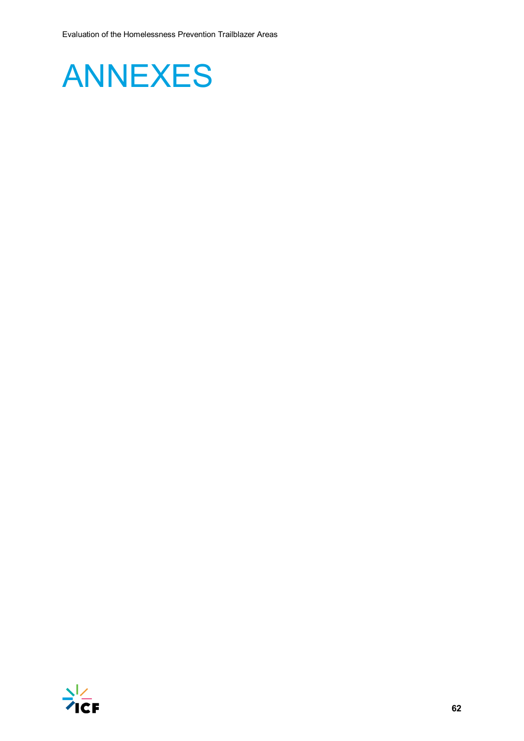# ANNEXES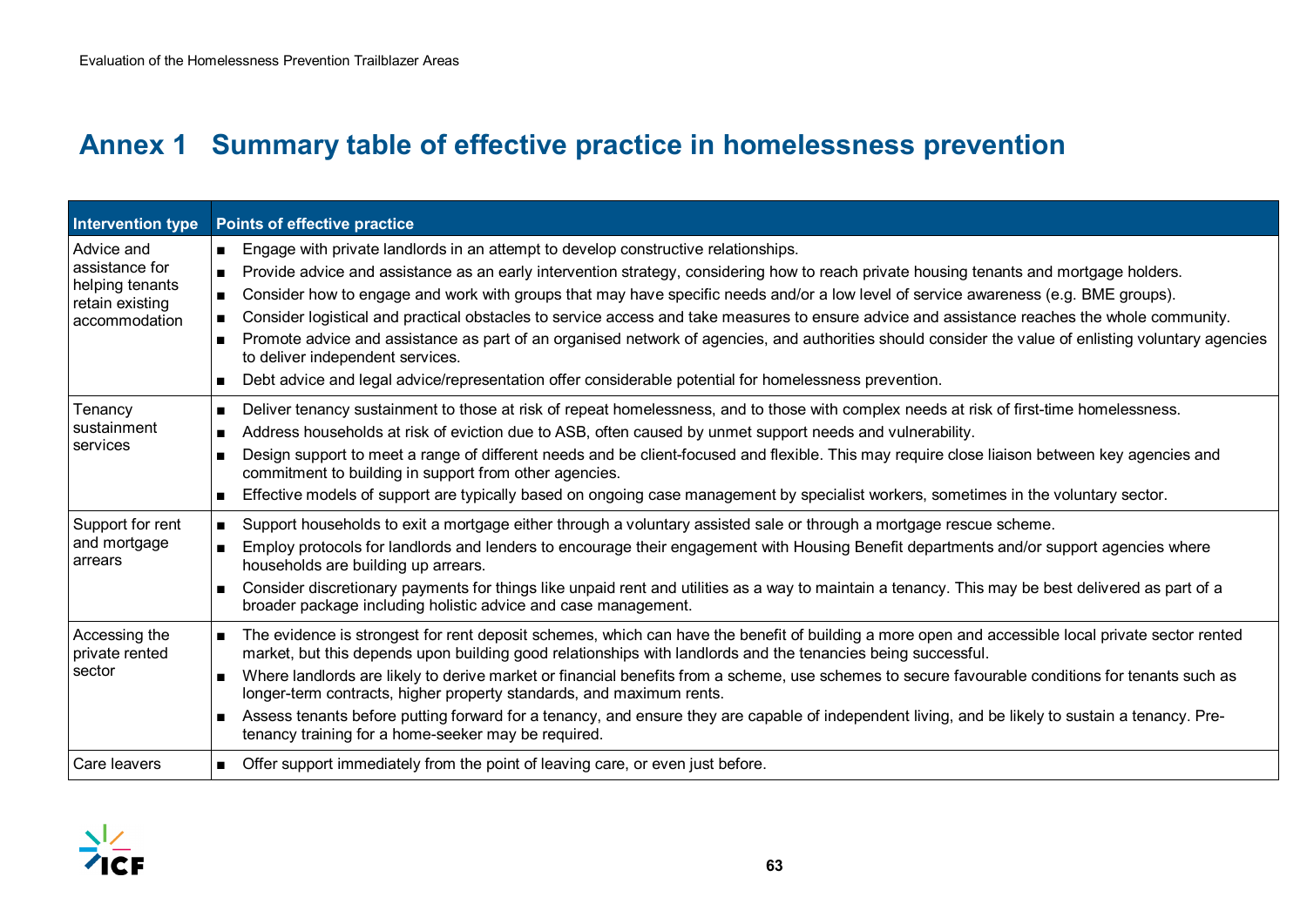# Annex 1 Summary table of effective practice in homelessness prevention

| Intervention type | Points of effective practice |
|---|---|
| Advice and assistance for helping tenants retain existing accommodation | ■ Engage with private landlords in an attempt to develop constructive relationships.<br>■ Provide advice and assistance as an early intervention strategy, considering how to reach private housing tenants and mortgage holders.<br>■ Consider how to engage and work with groups that may have specific needs and/or a low level of service awareness (e.g. BME groups).<br>■ Consider logistical and practical obstacles to service access and take measures to ensure advice and assistance reaches the whole community.<br>■ Promote advice and assistance as part of an organised network of agencies, and authorities should consider the value of enlisting voluntary agencies to deliver independent services.<br>■ Debt advice and legal advice/representation offer considerable potential for homelessness prevention. |
| Tenancy sustainment services | ■ Deliver tenancy sustainment to those at risk of repeat homelessness, and to those with complex needs at risk of first-time homelessness.<br>■ Address households at risk of eviction due to ASB, often caused by unmet support needs and vulnerability.<br>■ Design support to meet a range of different needs and be client-focused and flexible. This may require close liaison between key agencies and commitment to building in support from other agencies.<br>■ Effective models of support are typically based on ongoing case management by specialist workers, sometimes in the voluntary sector. |
| Support for rent and mortgage arrears | ■ Support households to exit a mortgage either through a voluntary assisted sale or through a mortgage rescue scheme.<br>■ Employ protocols for landlords and lenders to encourage their engagement with Housing Benefit departments and/or support agencies where households are building up arrears.<br>■ Consider discretionary payments for things like unpaid rent and utilities as a way to maintain a tenancy. This may be best delivered as part of a broader package including holistic advice and case management. |
| Accessing the private rented sector | ■ The evidence is strongest for rent deposit schemes, which can have the benefit of building a more open and accessible local private sector rented market, but this depends upon building good relationships with landlords and the tenancies being successful.<br>■ Where landlords are likely to derive market or financial benefits from a scheme, use schemes to secure favourable conditions for tenants such as longer-term contracts, higher property standards, and maximum rents.<br>■ Assess tenants before putting forward for a tenancy, and ensure they are capable of independent living, and be likely to sustain a tenancy. Pre-tenancy training for a home-seeker may be required. |
| Care leavers | ■ Offer support immediately from the point of leaving care, or even just before. |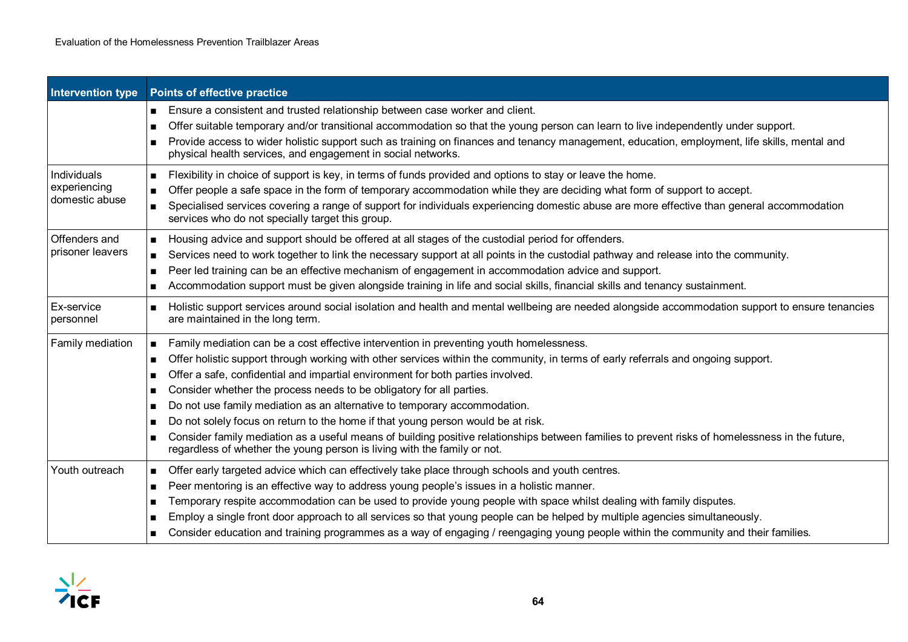| Intervention type | Points of effective practice |
|---|---|
| | ■ Ensure a consistent and trusted relationship between case worker and client.<br>■ Offer suitable temporary and/or transitional accommodation so that the young person can learn to live independently under support.<br>■ Provide access to wider holistic support such as training on finances and tenancy management, education, employment, life skills, mental and physical health services, and engagement in social networks. |
| Individuals experiencing domestic abuse | ■ Flexibility in choice of support is key, in terms of funds provided and options to stay or leave the home.<br>■ Offer people a safe space in the form of temporary accommodation while they are deciding what form of support to accept.<br>■ Specialised services covering a range of support for individuals experiencing domestic abuse are more effective than general accommodation services who do not specially target this group. |
| Offenders and prisoner leavers | ■ Housing advice and support should be offered at all stages of the custodial period for offenders.<br>■ Services need to work together to link the necessary support at all points in the custodial pathway and release into the community.<br>■ Peer led training can be an effective mechanism of engagement in accommodation advice and support.<br>■ Accommodation support must be given alongside training in life and social skills, financial skills and tenancy sustainment. |
| Ex-service personnel | ■ Holistic support services around social isolation and health and mental wellbeing are needed alongside accommodation support to ensure tenancies are maintained in the long term. |
| Family mediation | ■ Family mediation can be a cost effective intervention in preventing youth homelessness.<br>■ Offer holistic support through working with other services within the community, in terms of early referrals and ongoing support.<br>■ Offer a safe, confidential and impartial environment for both parties involved.<br>■ Consider whether the process needs to be obligatory for all parties.<br>■ Do not use family mediation as an alternative to temporary accommodation.<br>■ Do not solely focus on return to the home if that young person would be at risk.<br>■ Consider family mediation as a useful means of building positive relationships between families to prevent risks of homelessness in the future, regardless of whether the young person is living with the family or not. |
| Youth outreach | ■ Offer early targeted advice which can effectively take place through schools and youth centres.<br>■ Peer mentoring is an effective way to address young people's issues in a holistic manner.<br>■ Temporary respite accommodation can be used to provide young people with space whilst dealing with family disputes.<br>■ Employ a single front door approach to all services so that young people can be helped by multiple agencies simultaneously.<br>■ Consider education and training programmes as a way of engaging / reengaging young people within the community and their families. |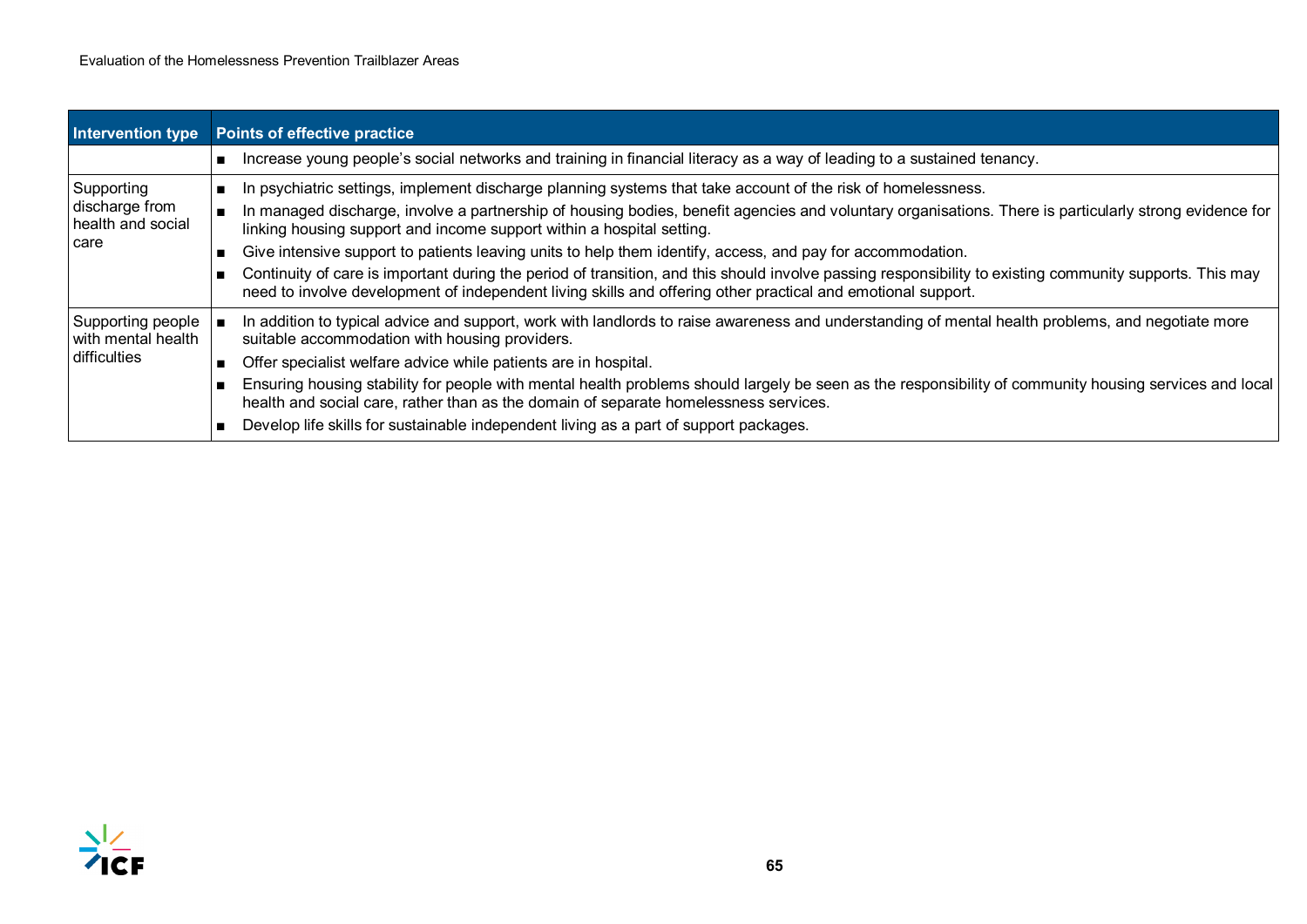| Intervention type | Points of effective practice |
|---|---|
| | ■ Increase young people's social networks and training in financial literacy as a way of leading to a sustained tenancy. |
| Supporting discharge from health and social care | ■ In psychiatric settings, implement discharge planning systems that take account of the risk of homelessness.<br>■ In managed discharge, involve a partnership of housing bodies, benefit agencies and voluntary organisations. There is particularly strong evidence for linking housing support and income support within a hospital setting.<br>■ Give intensive support to patients leaving units to help them identify, access, and pay for accommodation.<br>■ Continuity of care is important during the period of transition, and this should involve passing responsibility to existing community supports. This may need to involve development of independent living skills and offering other practical and emotional support. |
| Supporting people with mental health difficulties | ■ In addition to typical advice and support, work with landlords to raise awareness and understanding of mental health problems, and negotiate more suitable accommodation with housing providers.<br>■ Offer specialist welfare advice while patients are in hospital.<br>■ Ensuring housing stability for people with mental health problems should largely be seen as the responsibility of community housing services and local health and social care, rather than as the domain of separate homelessness services.<br>■ Develop life skills for sustainable independent living as a part of support packages. |